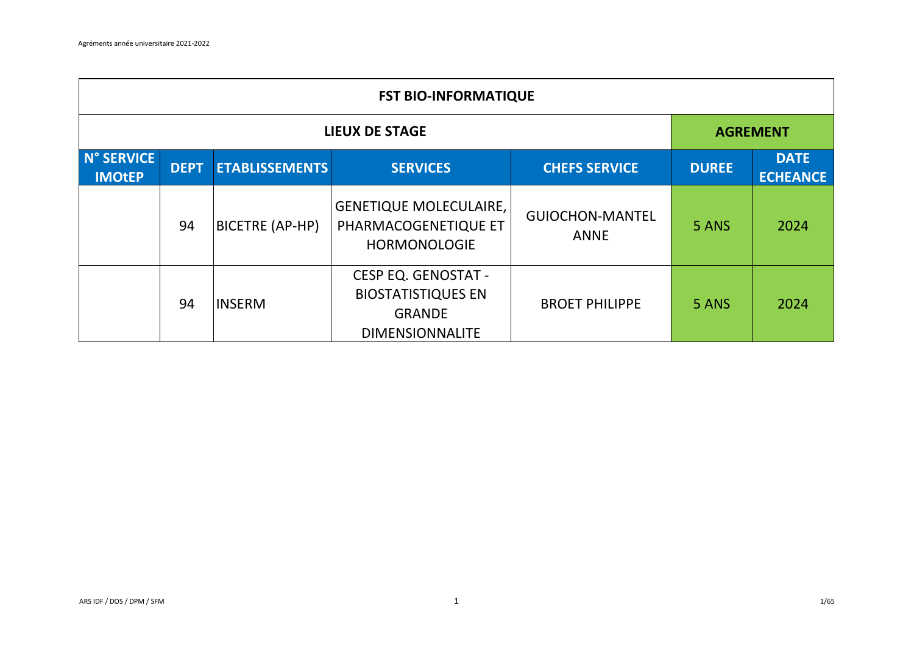| FST BIO-INFORMATIQUE | | | | | | |
|---|---|---|---|---|---|---|
| LIEUX DE STAGE | | | | | AGREMENT | |
| N° SERVICE IMOtEP | DEPT | ETABLISSEMENTS | SERVICES | CHEFS SERVICE | DUREE | DATE ECHEANCE |
| | 94 | BICETRE (AP-HP) | GENETIQUE MOLECULAIRE, PHARMACOGENETIQUE ET HORMONOLOGIE | GUIOCHON-MANTEL ANNE | 5 ANS | 2024 |
| | 94 | INSERM | CESP EQ. GENOSTAT - BIOSTATISTIQUES EN GRANDE DIMENSIONNALITE | BROET PHILIPPE | 5 ANS | 2024 |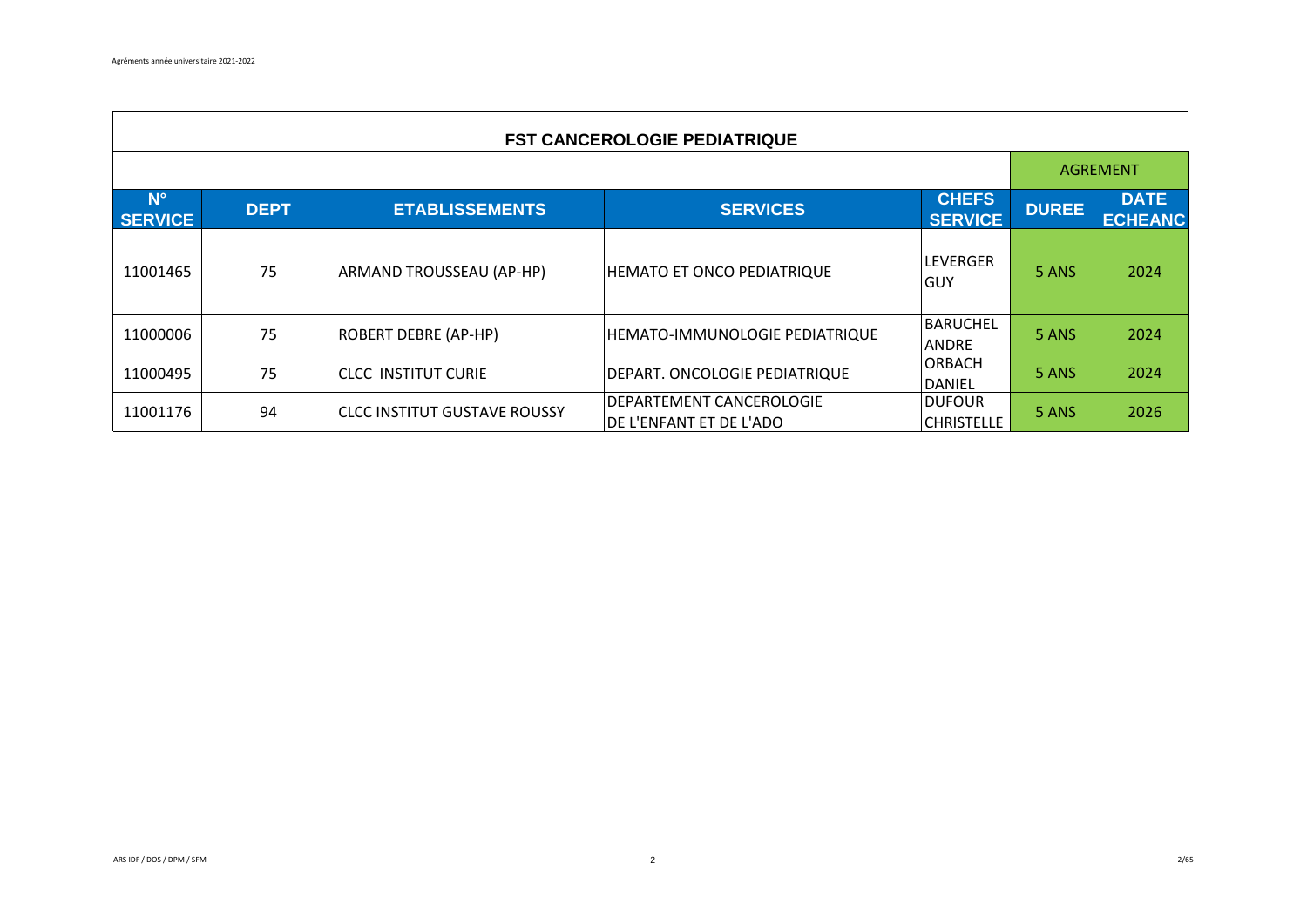## FST CANCEROLOGIE PEDIATRIQUE

| | | | | | AGREMENT | |
|---|---|---|---|---|---|---|
| N° SERVICE | DEPT | ETABLISSEMENTS | SERVICES | CHEFS SERVICE | DUREE | DATE ECHEANC |
| 11001465 | 75 | ARMAND TROUSSEAU (AP-HP) | HEMATO ET ONCO PEDIATRIQUE | LEVERGER GUY | 5 ANS | 2024 |
| 11000006 | 75 | ROBERT DEBRE (AP-HP) | HEMATO-IMMUNOLOGIE PEDIATRIQUE | BARUCHEL ANDRE | 5 ANS | 2024 |
| 11000495 | 75 | CLCC INSTITUT CURIE | DEPART. ONCOLOGIE PEDIATRIQUE | ORBACH DANIEL | 5 ANS | 2024 |
| 11001176 | 94 | CLCC INSTITUT GUSTAVE ROUSSY | DEPARTEMENT CANCEROLOGIE DE L'ENFANT ET DE L'ADO | DUFOUR CHRISTELLE | 5 ANS | 2026 |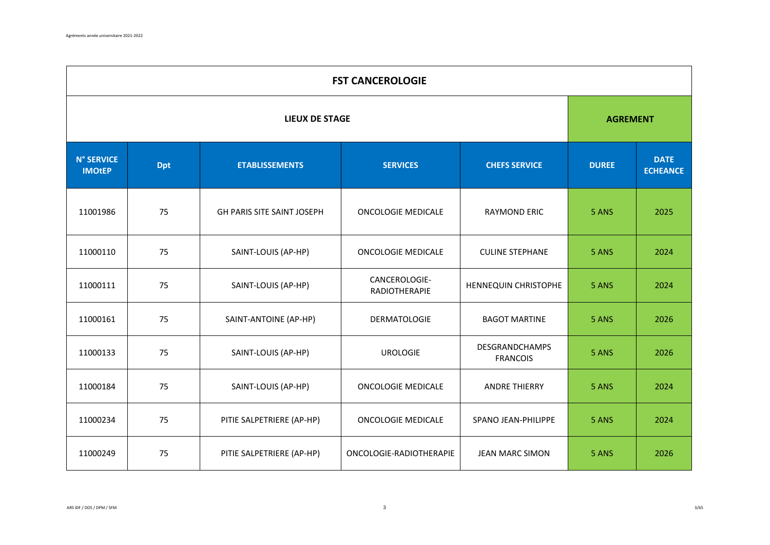| FST CANCEROLOGIE | | | | | | |
|---|---|---|---|---|---|---|
| **LIEUX DE STAGE** | | | | | **AGREMENT** | |
| **N° SERVICE IMOtEP** | **Dpt** | **ETABLISSEMENTS** | **SERVICES** | **CHEFS SERVICE** | **DUREE** | **DATE ECHEANCE** |
| 11001986 | 75 | GH PARIS SITE SAINT JOSEPH | ONCOLOGIE MEDICALE | RAYMOND ERIC | 5 ANS | 2025 |
| 11000110 | 75 | SAINT-LOUIS (AP-HP) | ONCOLOGIE MEDICALE | CULINE STEPHANE | 5 ANS | 2024 |
| 11000111 | 75 | SAINT-LOUIS (AP-HP) | CANCEROLOGIE-RADIOTHERAPIE | HENNEQUIN CHRISTOPHE | 5 ANS | 2024 |
| 11000161 | 75 | SAINT-ANTOINE (AP-HP) | DERMATOLOGIE | BAGOT MARTINE | 5 ANS | 2026 |
| 11000133 | 75 | SAINT-LOUIS (AP-HP) | UROLOGIE | DESGRANDCHAMPS FRANCOIS | 5 ANS | 2026 |
| 11000184 | 75 | SAINT-LOUIS (AP-HP) | ONCOLOGIE MEDICALE | ANDRE THIERRY | 5 ANS | 2024 |
| 11000234 | 75 | PITIE SALPETRIERE (AP-HP) | ONCOLOGIE MEDICALE | SPANO JEAN-PHILIPPE | 5 ANS | 2024 |
| 11000249 | 75 | PITIE SALPETRIERE (AP-HP) | ONCOLOGIE-RADIOTHERAPIE | JEAN MARC SIMON | 5 ANS | 2026 |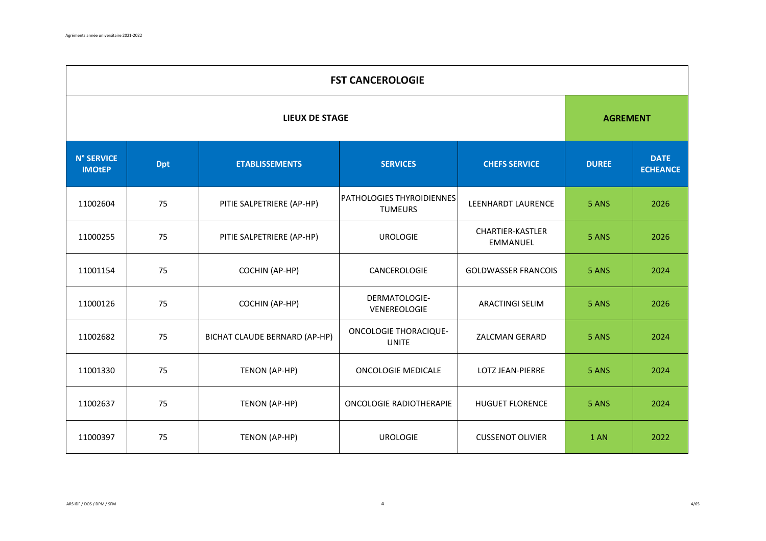| FST CANCEROLOGIE | | | | | | |
|---|---|---|---|---|---|---|
| LIEUX DE STAGE | | | | | AGREMENT | |
| N° SERVICE IMOtEP | Dpt | ETABLISSEMENTS | SERVICES | CHEFS SERVICE | DUREE | DATE ECHEANCE |
| 11002604 | 75 | PITIE SALPETRIERE (AP-HP) | PATHOLOGIES THYROIDIENNES TUMEURS | LEENHARDT LAURENCE | 5 ANS | 2026 |
| 11000255 | 75 | PITIE SALPETRIERE (AP-HP) | UROLOGIE | CHARTIER-KASTLER EMMANUEL | 5 ANS | 2026 |
| 11001154 | 75 | COCHIN (AP-HP) | CANCEROLOGIE | GOLDWASSER FRANCOIS | 5 ANS | 2024 |
| 11000126 | 75 | COCHIN (AP-HP) | DERMATOLOGIE-VENEREOLOGIE | ARACTINGI SELIM | 5 ANS | 2026 |
| 11002682 | 75 | BICHAT CLAUDE BERNARD (AP-HP) | ONCOLOGIE THORACIQUE-UNITE | ZALCMAN GERARD | 5 ANS | 2024 |
| 11001330 | 75 | TENON (AP-HP) | ONCOLOGIE MEDICALE | LOTZ JEAN-PIERRE | 5 ANS | 2024 |
| 11002637 | 75 | TENON (AP-HP) | ONCOLOGIE RADIOTHERAPIE | HUGUET FLORENCE | 5 ANS | 2024 |
| 11000397 | 75 | TENON (AP-HP) | UROLOGIE | CUSSENOT OLIVIER | 1 AN | 2022 |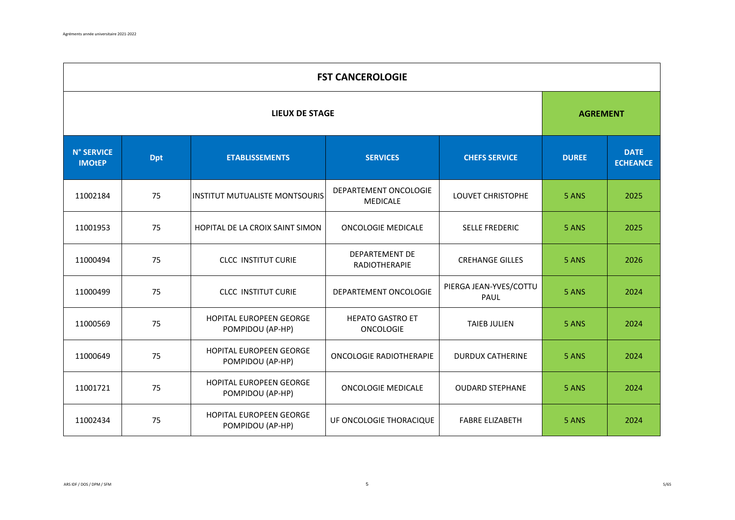| FST CANCEROLOGIE | | | | | | |
|---|---|---|---|---|---|---|
| **LIEUX DE STAGE** | | | | | **AGREMENT** | |
| **N° SERVICE IMOtEP** | **Dpt** | **ETABLISSEMENTS** | **SERVICES** | **CHEFS SERVICE** | **DUREE** | **DATE ECHEANCE** |
| 11002184 | 75 | INSTITUT MUTUALISTE MONTSOURIS | DEPARTEMENT ONCOLOGIE MEDICALE | LOUVET CHRISTOPHE | 5 ANS | 2025 |
| 11001953 | 75 | HOPITAL DE LA CROIX SAINT SIMON | ONCOLOGIE MEDICALE | SELLE FREDERIC | 5 ANS | 2025 |
| 11000494 | 75 | CLCC INSTITUT CURIE | DEPARTEMENT DE RADIOTHERAPIE | CREHANGE GILLES | 5 ANS | 2026 |
| 11000499 | 75 | CLCC INSTITUT CURIE | DEPARTEMENT ONCOLOGIE | PIERGA JEAN-YVES/COTTU PAUL | 5 ANS | 2024 |
| 11000569 | 75 | HOPITAL EUROPEEN GEORGE POMPIDOU (AP-HP) | HEPATO GASTRO ET ONCOLOGIE | TAIEB JULIEN | 5 ANS | 2024 |
| 11000649 | 75 | HOPITAL EUROPEEN GEORGE POMPIDOU (AP-HP) | ONCOLOGIE RADIOTHERAPIE | DURDUX CATHERINE | 5 ANS | 2024 |
| 11001721 | 75 | HOPITAL EUROPEEN GEORGE POMPIDOU (AP-HP) | ONCOLOGIE MEDICALE | OUDARD STEPHANE | 5 ANS | 2024 |
| 11002434 | 75 | HOPITAL EUROPEEN GEORGE POMPIDOU (AP-HP) | UF ONCOLOGIE THORACIQUE | FABRE ELIZABETH | 5 ANS | 2024 |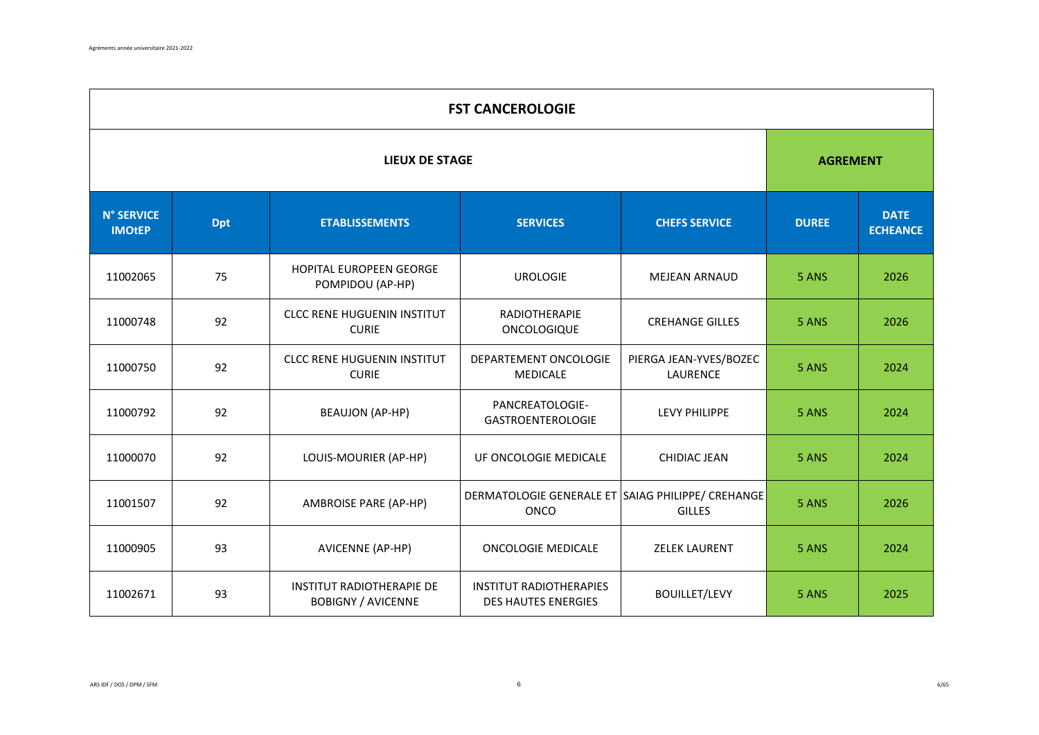| FST CANCEROLOGIE | | | | | | |
|---|---|---|---|---|---|---|
| LIEUX DE STAGE | | | | | AGREMENT | |
| N° SERVICE IMOtEP | Dpt | ETABLISSEMENTS | SERVICES | CHEFS SERVICE | DUREE | DATE ECHEANCE |
| 11002065 | 75 | HOPITAL EUROPEEN GEORGE POMPIDOU (AP-HP) | UROLOGIE | MEJEAN ARNAUD | 5 ANS | 2026 |
| 11000748 | 92 | CLCC RENE HUGUENIN INSTITUT CURIE | RADIOTHERAPIE ONCOLOGIQUE | CREHANGE GILLES | 5 ANS | 2026 |
| 11000750 | 92 | CLCC RENE HUGUENIN INSTITUT CURIE | DEPARTEMENT ONCOLOGIE MEDICALE | PIERGA JEAN-YVES/BOZEC LAURENCE | 5 ANS | 2024 |
| 11000792 | 92 | BEAUJON (AP-HP) | PANCREATOLOGIE-GASTROENTEROLOGIE | LEVY PHILIPPE | 5 ANS | 2024 |
| 11000070 | 92 | LOUIS-MOURIER (AP-HP) | UF ONCOLOGIE MEDICALE | CHIDIAC JEAN | 5 ANS | 2024 |
| 11001507 | 92 | AMBROISE PARE (AP-HP) | DERMATOLOGIE GENERALE ET ONCO | SAIAG PHILIPPE/ CREHANGE GILLES | 5 ANS | 2026 |
| 11000905 | 93 | AVICENNE (AP-HP) | ONCOLOGIE MEDICALE | ZELEK LAURENT | 5 ANS | 2024 |
| 11002671 | 93 | INSTITUT RADIOTHERAPIE DE BOBIGNY / AVICENNE | INSTITUT RADIOTHERAPIES DES HAUTES ENERGIES | BOUILLET/LEVY | 5 ANS | 2025 |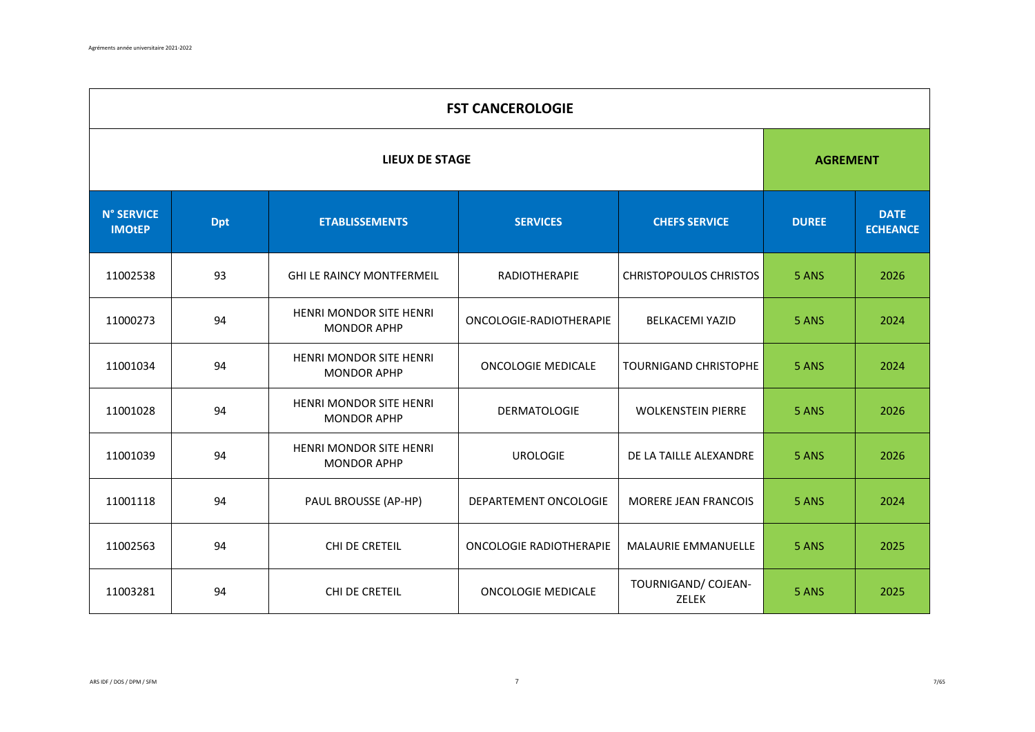| FST CANCEROLOGIE | | | | | | |
|---|---|---|---|---|---|---|
| LIEUX DE STAGE | | | | | AGREMENT | |
| N° SERVICE IMOtEP | Dpt | ETABLISSEMENTS | SERVICES | CHEFS SERVICE | DUREE | DATE ECHEANCE |
| 11002538 | 93 | GHI LE RAINCY MONTFERMEIL | RADIOTHERAPIE | CHRISTOPOULOS CHRISTOS | 5 ANS | 2026 |
| 11000273 | 94 | HENRI MONDOR SITE HENRI MONDOR APHP | ONCOLOGIE-RADIOTHERAPIE | BELKACEMI YAZID | 5 ANS | 2024 |
| 11001034 | 94 | HENRI MONDOR SITE HENRI MONDOR APHP | ONCOLOGIE MEDICALE | TOURNIGAND CHRISTOPHE | 5 ANS | 2024 |
| 11001028 | 94 | HENRI MONDOR SITE HENRI MONDOR APHP | DERMATOLOGIE | WOLKENSTEIN PIERRE | 5 ANS | 2026 |
| 11001039 | 94 | HENRI MONDOR SITE HENRI MONDOR APHP | UROLOGIE | DE LA TAILLE ALEXANDRE | 5 ANS | 2026 |
| 11001118 | 94 | PAUL BROUSSE (AP-HP) | DEPARTEMENT ONCOLOGIE | MORERE JEAN FRANCOIS | 5 ANS | 2024 |
| 11002563 | 94 | CHI DE CRETEIL | ONCOLOGIE RADIOTHERAPIE | MALAURIE EMMANUELLE | 5 ANS | 2025 |
| 11003281 | 94 | CHI DE CRETEIL | ONCOLOGIE MEDICALE | TOURNIGAND/ COJEAN-ZELEK | 5 ANS | 2025 |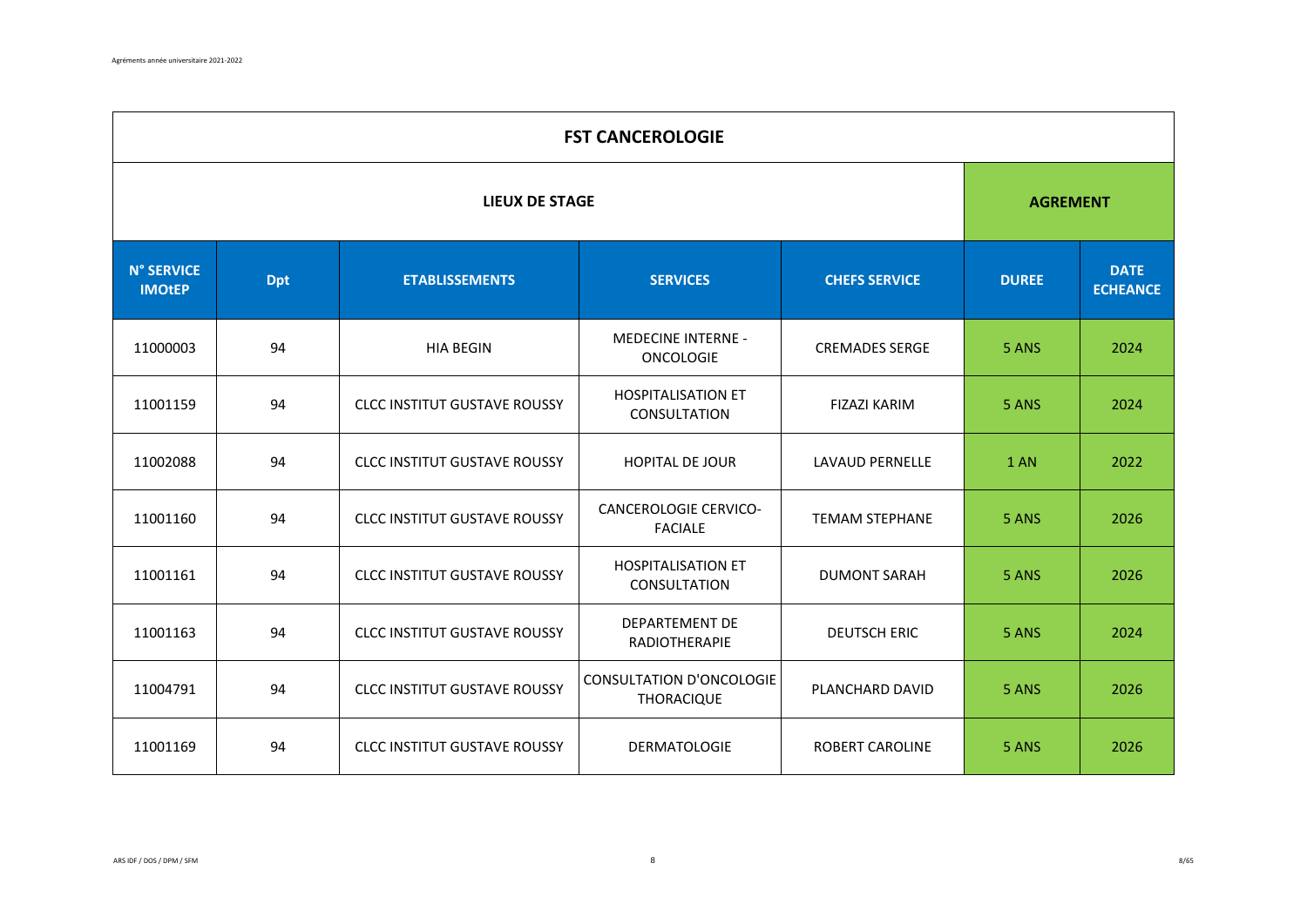| FST CANCEROLOGIE | | | | | | |
|---|---|---|---|---|---|---|
| **LIEUX DE STAGE** | | | | | **AGREMENT** | |
| **N° SERVICE IMOtEP** | **Dpt** | **ETABLISSEMENTS** | **SERVICES** | **CHEFS SERVICE** | **DUREE** | **DATE ECHEANCE** |
| 11000003 | 94 | HIA BEGIN | MEDECINE INTERNE - ONCOLOGIE | CREMADES SERGE | 5 ANS | 2024 |
| 11001159 | 94 | CLCC INSTITUT GUSTAVE ROUSSY | HOSPITALISATION ET CONSULTATION | FIZAZI KARIM | 5 ANS | 2024 |
| 11002088 | 94 | CLCC INSTITUT GUSTAVE ROUSSY | HOPITAL DE JOUR | LAVAUD PERNELLE | 1 AN | 2022 |
| 11001160 | 94 | CLCC INSTITUT GUSTAVE ROUSSY | CANCEROLOGIE CERVICO-FACIALE | TEMAM STEPHANE | 5 ANS | 2026 |
| 11001161 | 94 | CLCC INSTITUT GUSTAVE ROUSSY | HOSPITALISATION ET CONSULTATION | DUMONT SARAH | 5 ANS | 2026 |
| 11001163 | 94 | CLCC INSTITUT GUSTAVE ROUSSY | DEPARTEMENT DE RADIOTHERAPIE | DEUTSCH ERIC | 5 ANS | 2024 |
| 11004791 | 94 | CLCC INSTITUT GUSTAVE ROUSSY | CONSULTATION D'ONCOLOGIE THORACIQUE | PLANCHARD DAVID | 5 ANS | 2026 |
| 11001169 | 94 | CLCC INSTITUT GUSTAVE ROUSSY | DERMATOLOGIE | ROBERT CAROLINE | 5 ANS | 2026 |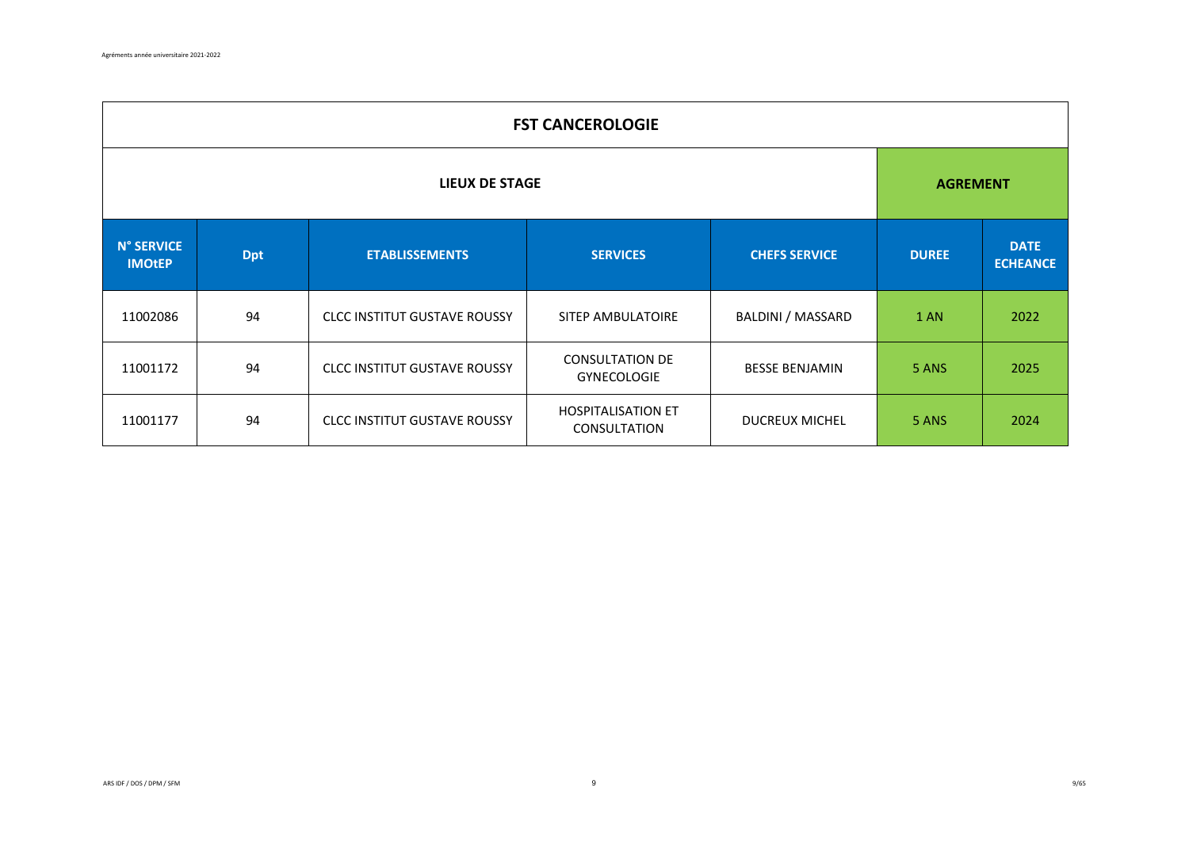| FST CANCEROLOGIE | | | | | | |
|---|---|---|---|---|---|---|
| LIEUX DE STAGE | | | | | AGREMENT | |
| N° SERVICE IMOtEP | Dpt | ETABLISSEMENTS | SERVICES | CHEFS SERVICE | DUREE | DATE ECHEANCE |
| 11002086 | 94 | CLCC INSTITUT GUSTAVE ROUSSY | SITEP AMBULATOIRE | BALDINI / MASSARD | 1 AN | 2022 |
| 11001172 | 94 | CLCC INSTITUT GUSTAVE ROUSSY | CONSULTATION DE GYNECOLOGIE | BESSE BENJAMIN | 5 ANS | 2025 |
| 11001177 | 94 | CLCC INSTITUT GUSTAVE ROUSSY | HOSPITALISATION ET CONSULTATION | DUCREUX MICHEL | 5 ANS | 2024 |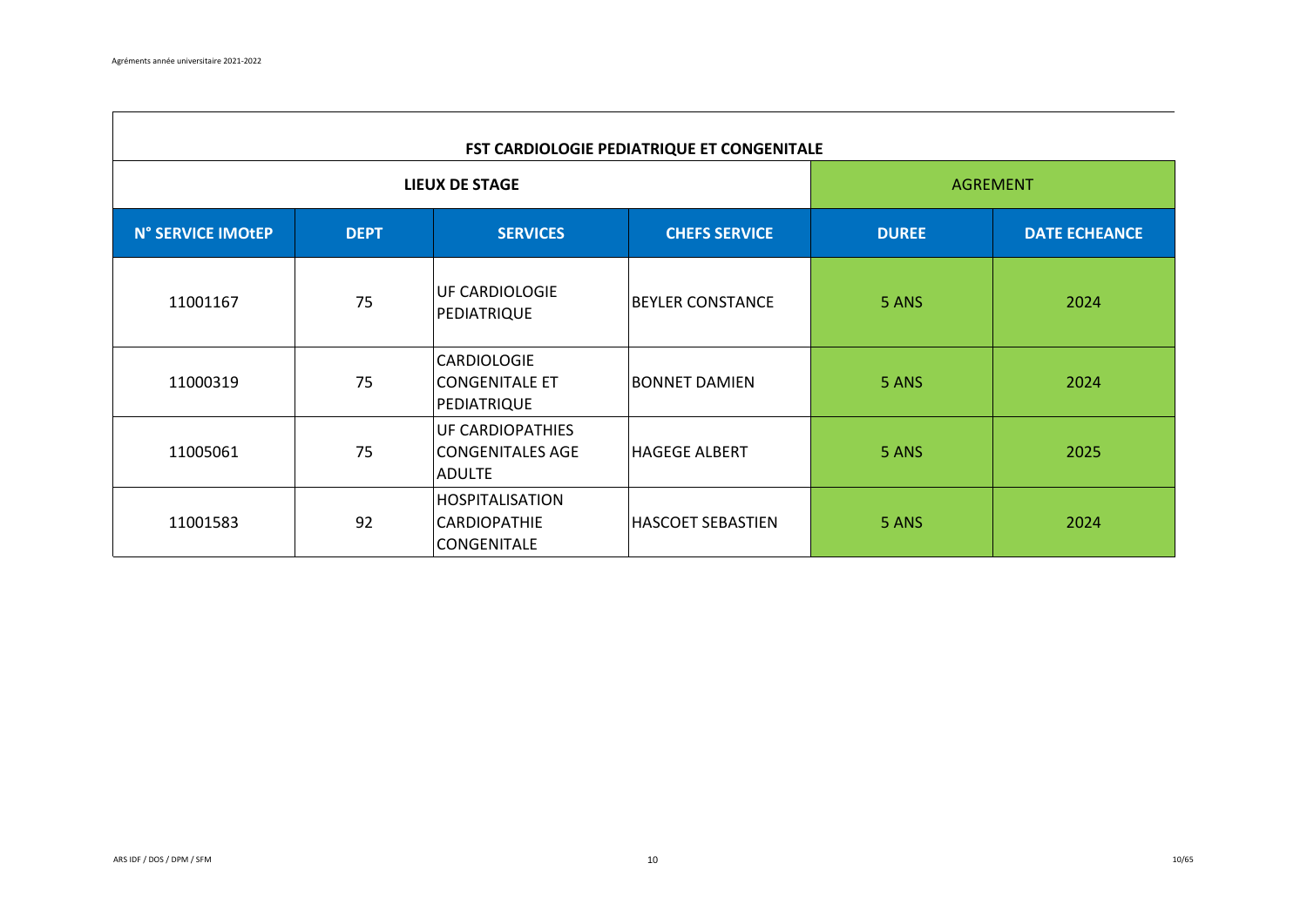| FST CARDIOLOGIE PEDIATRIQUE ET CONGENITALE | | | | | |
|---|---|---|---|---|---|
| LIEUX DE STAGE | | | | AGREMENT | |
| N° SERVICE IMOtEP | DEPT | SERVICES | CHEFS SERVICE | DUREE | DATE ECHEANCE |
| 11001167 | 75 | UF CARDIOLOGIE PEDIATRIQUE | BEYLER CONSTANCE | 5 ANS | 2024 |
| 11000319 | 75 | CARDIOLOGIE CONGENITALE ET PEDIATRIQUE | BONNET DAMIEN | 5 ANS | 2024 |
| 11005061 | 75 | UF CARDIOPATHIES CONGENITALES AGE ADULTE | HAGEGE ALBERT | 5 ANS | 2025 |
| 11001583 | 92 | HOSPITALISATION CARDIOPATHIE CONGENITALE | HASCOET SEBASTIEN | 5 ANS | 2024 |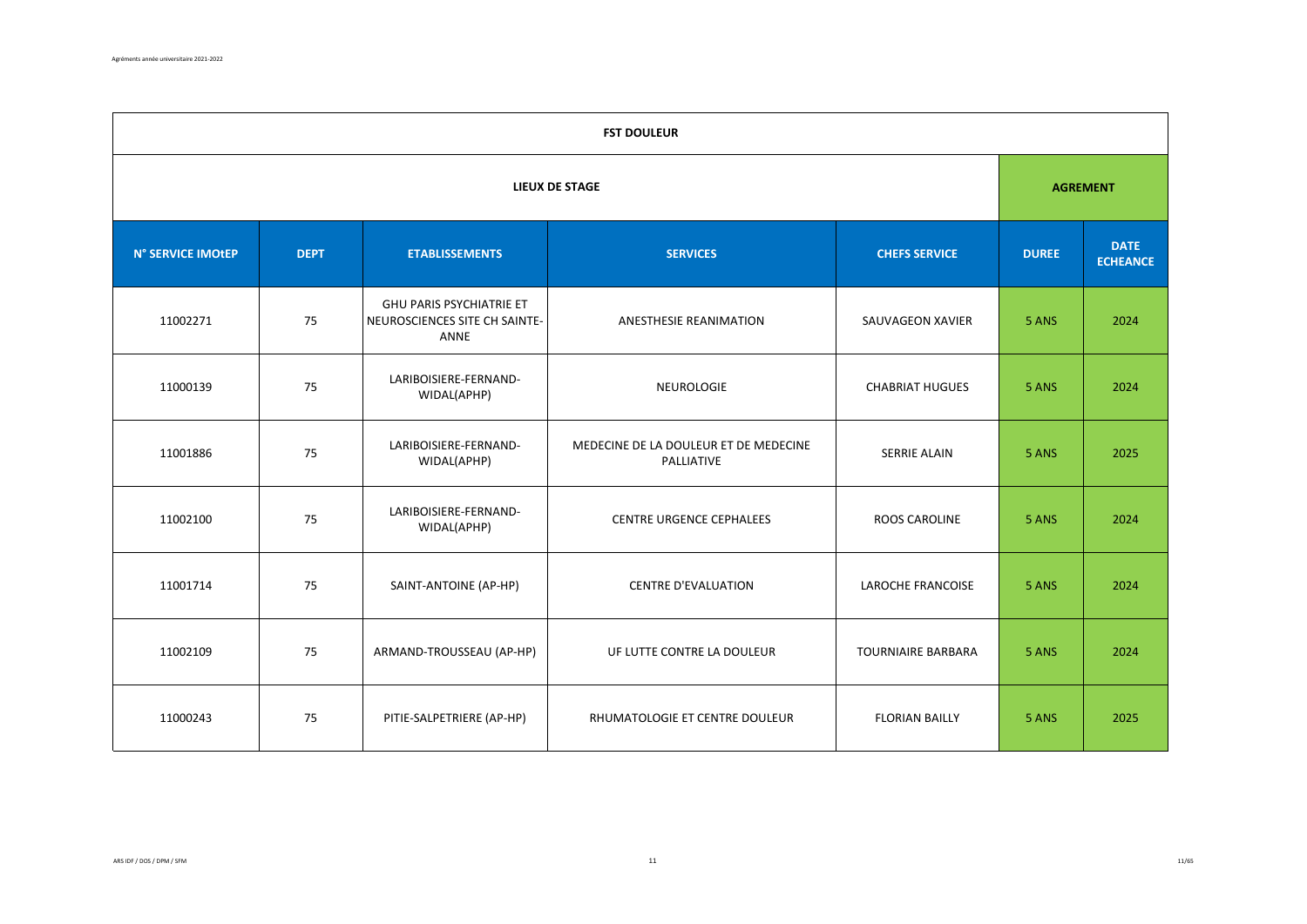| FST DOULEUR | | | | | | |
|---|---|---|---|---|---|---|
| LIEUX DE STAGE | | | | | AGREMENT | |
| N° SERVICE IMOtEP | DEPT | ETABLISSEMENTS | SERVICES | CHEFS SERVICE | DUREE | DATE ECHEANCE |
| 11002271 | 75 | GHU PARIS PSYCHIATRIE ET NEUROSCIENCES SITE CH SAINTE-ANNE | ANESTHESIE REANIMATION | SAUVAGEON XAVIER | 5 ANS | 2024 |
| 11000139 | 75 | LARIBOISIERE-FERNAND-WIDAL(APHP) | NEUROLOGIE | CHABRIAT HUGUES | 5 ANS | 2024 |
| 11001886 | 75 | LARIBOISIERE-FERNAND-WIDAL(APHP) | MEDECINE DE LA DOULEUR ET DE MEDECINE PALLIATIVE | SERRIE ALAIN | 5 ANS | 2025 |
| 11002100 | 75 | LARIBOISIERE-FERNAND-WIDAL(APHP) | CENTRE URGENCE CEPHALEES | ROOS CAROLINE | 5 ANS | 2024 |
| 11001714 | 75 | SAINT-ANTOINE (AP-HP) | CENTRE D'EVALUATION | LAROCHE FRANCOISE | 5 ANS | 2024 |
| 11002109 | 75 | ARMAND-TROUSSEAU (AP-HP) | UF LUTTE CONTRE LA DOULEUR | TOURNIAIRE BARBARA | 5 ANS | 2024 |
| 11000243 | 75 | PITIE-SALPETRIERE (AP-HP) | RHUMATOLOGIE ET CENTRE DOULEUR | FLORIAN BAILLY | 5 ANS | 2025 |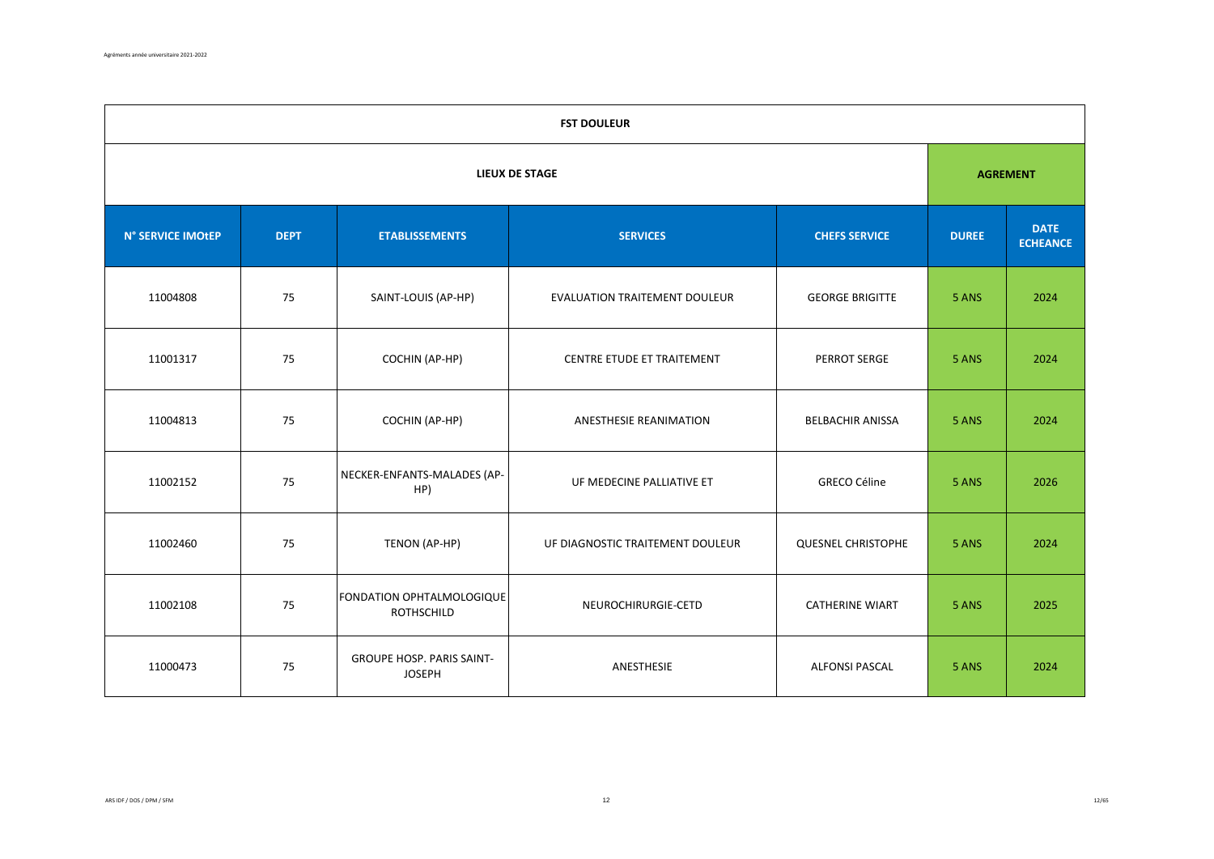| FST DOULEUR | | | | | | |
|---|---|---|---|---|---|---|
| LIEUX DE STAGE | | | | | AGREMENT | |
| N° SERVICE IMOtEP | DEPT | ETABLISSEMENTS | SERVICES | CHEFS SERVICE | DUREE | DATE ECHEANCE |
| 11004808 | 75 | SAINT-LOUIS (AP-HP) | EVALUATION TRAITEMENT DOULEUR | GEORGE BRIGITTE | 5 ANS | 2024 |
| 11001317 | 75 | COCHIN (AP-HP) | CENTRE ETUDE ET TRAITEMENT | PERROT SERGE | 5 ANS | 2024 |
| 11004813 | 75 | COCHIN (AP-HP) | ANESTHESIE REANIMATION | BELBACHIR ANISSA | 5 ANS | 2024 |
| 11002152 | 75 | NECKER-ENFANTS-MALADES (AP-HP) | UF MEDECINE PALLIATIVE ET | GRECO Céline | 5 ANS | 2026 |
| 11002460 | 75 | TENON (AP-HP) | UF DIAGNOSTIC TRAITEMENT DOULEUR | QUESNEL CHRISTOPHE | 5 ANS | 2024 |
| 11002108 | 75 | FONDATION OPHTALMOLOGIQUE ROTHSCHILD | NEUROCHIRURGIE-CETD | CATHERINE WIART | 5 ANS | 2025 |
| 11000473 | 75 | GROUPE HOSP. PARIS SAINT-JOSEPH | ANESTHESIE | ALFONSI PASCAL | 5 ANS | 2024 |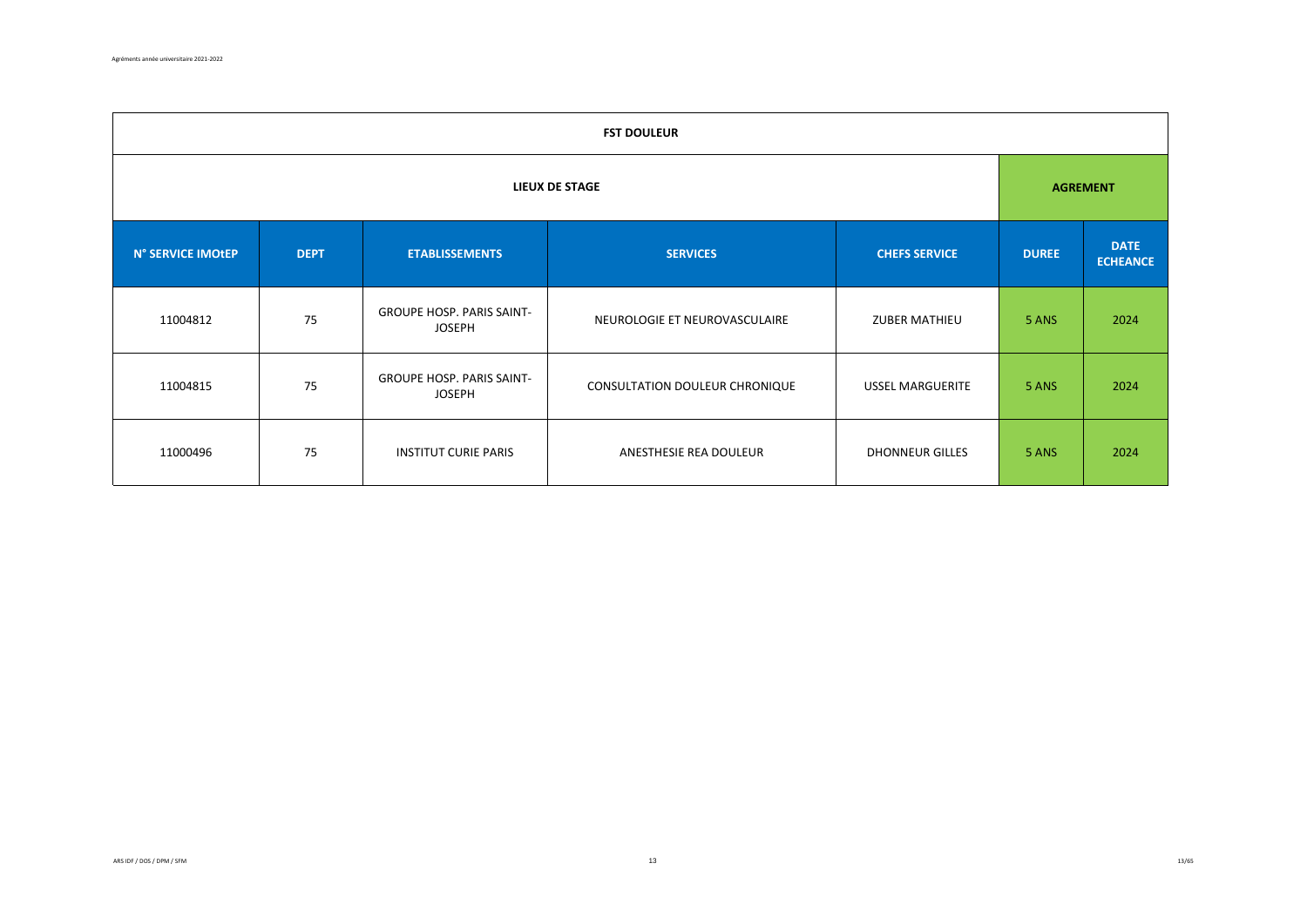| FST DOULEUR | | | | | | |
|---|---|---|---|---|---|---|
| LIEUX DE STAGE | | | | | AGREMENT | |
| N° SERVICE IMOtEP | DEPT | ETABLISSEMENTS | SERVICES | CHEFS SERVICE | DUREE | DATE ECHEANCE |
| 11004812 | 75 | GROUPE HOSP. PARIS SAINT-JOSEPH | NEUROLOGIE ET NEUROVASCULAIRE | ZUBER MATHIEU | 5 ANS | 2024 |
| 11004815 | 75 | GROUPE HOSP. PARIS SAINT-JOSEPH | CONSULTATION DOULEUR CHRONIQUE | USSEL MARGUERITE | 5 ANS | 2024 |
| 11000496 | 75 | INSTITUT CURIE PARIS | ANESTHESIE REA DOULEUR | DHONNEUR GILLES | 5 ANS | 2024 |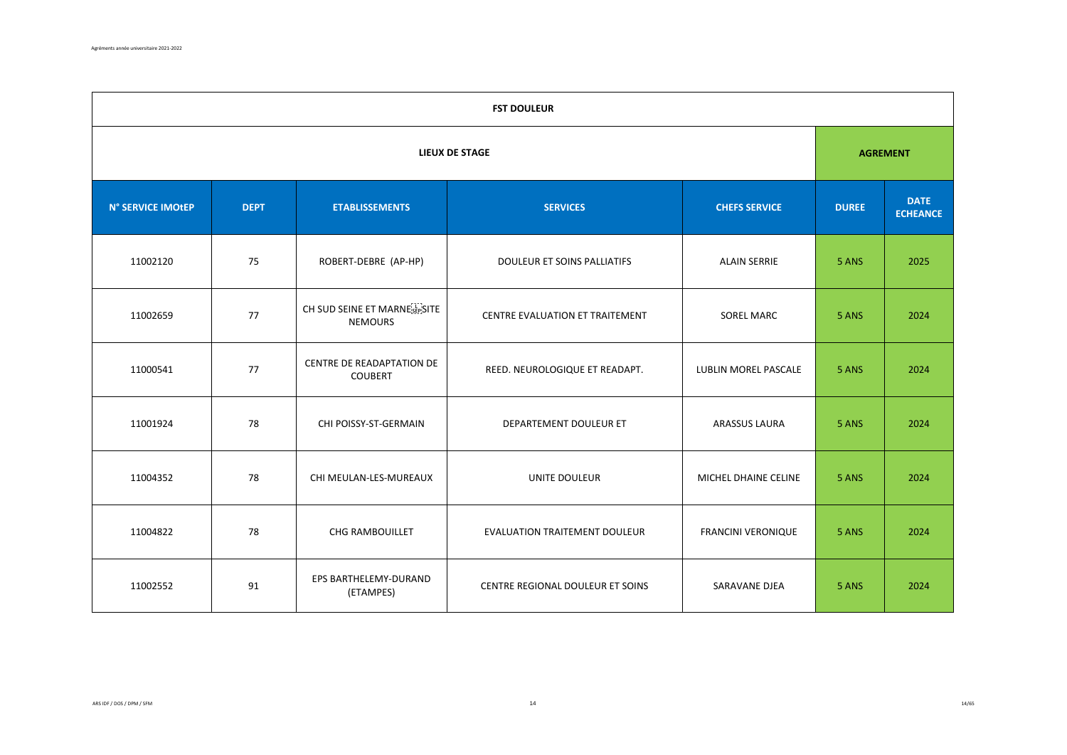| FST DOULEUR | | | | | | |
|---|---|---|---|---|---|---|
| LIEUX DE STAGE | | | | | AGREMENT | |
| N° SERVICE IMOtEP | DEPT | ETABLISSEMENTS | SERVICES | CHEFS SERVICE | DUREE | DATE ECHEANCE |
| 11002120 | 75 | ROBERT-DEBRE (AP-HP) | DOULEUR ET SOINS PALLIATIFS | ALAIN SERRIE | 5 ANS | 2025 |
| 11002659 | 77 | CH SUD SEINE ET MARNE SITE NEMOURS | CENTRE EVALUATION ET TRAITEMENT | SOREL MARC | 5 ANS | 2024 |
| 11000541 | 77 | CENTRE DE READAPTATION DE COUBERT | REED. NEUROLOGIQUE ET READAPT. | LUBLIN MOREL PASCALE | 5 ANS | 2024 |
| 11001924 | 78 | CHI POISSY-ST-GERMAIN | DEPARTEMENT DOULEUR ET | ARASSUS LAURA | 5 ANS | 2024 |
| 11004352 | 78 | CHI MEULAN-LES-MUREAUX | UNITE DOULEUR | MICHEL DHAINE CELINE | 5 ANS | 2024 |
| 11004822 | 78 | CHG RAMBOUILLET | EVALUATION TRAITEMENT DOULEUR | FRANCINI VERONIQUE | 5 ANS | 2024 |
| 11002552 | 91 | EPS BARTHELEMY-DURAND (ETAMPES) | CENTRE REGIONAL DOULEUR ET SOINS | SARAVANE DJEA | 5 ANS | 2024 |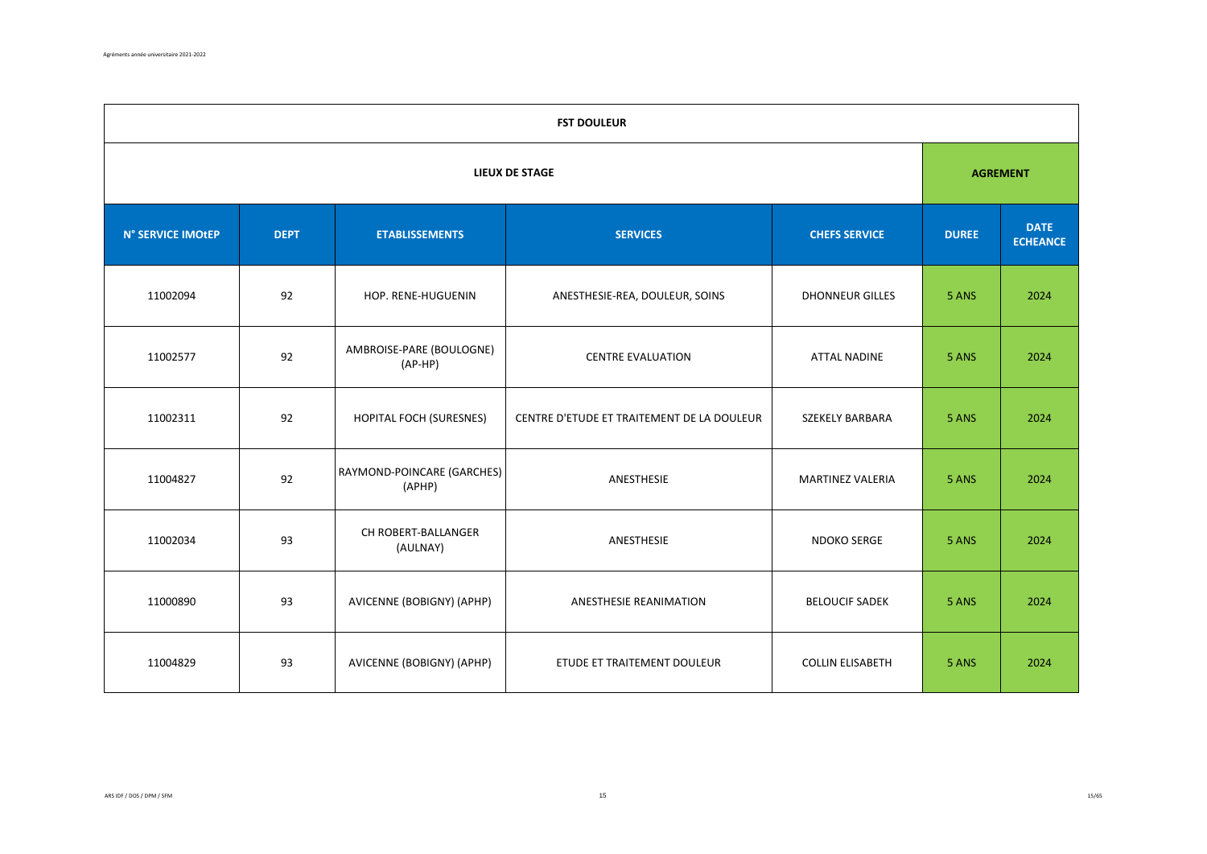| FST DOULEUR | | | | | | |
|---|---|---|---|---|---|---|
| LIEUX DE STAGE | | | | | AGREMENT | |
| N° SERVICE IMOtEP | DEPT | ETABLISSEMENTS | SERVICES | CHEFS SERVICE | DUREE | DATE ECHEANCE |
| 11002094 | 92 | HOP. RENE-HUGUENIN | ANESTHESIE-REA, DOULEUR, SOINS | DHONNEUR GILLES | 5 ANS | 2024 |
| 11002577 | 92 | AMBROISE-PARE (BOULOGNE) (AP-HP) | CENTRE EVALUATION | ATTAL NADINE | 5 ANS | 2024 |
| 11002311 | 92 | HOPITAL FOCH (SURESNES) | CENTRE D'ETUDE ET TRAITEMENT DE LA DOULEUR | SZEKELY BARBARA | 5 ANS | 2024 |
| 11004827 | 92 | RAYMOND-POINCARE (GARCHES) (APHP) | ANESTHESIE | MARTINEZ VALERIA | 5 ANS | 2024 |
| 11002034 | 93 | CH ROBERT-BALLANGER (AULNAY) | ANESTHESIE | NDOKO SERGE | 5 ANS | 2024 |
| 11000890 | 93 | AVICENNE (BOBIGNY) (APHP) | ANESTHESIE REANIMATION | BELOUCIF SADEK | 5 ANS | 2024 |
| 11004829 | 93 | AVICENNE (BOBIGNY) (APHP) | ETUDE ET TRAITEMENT DOULEUR | COLLIN ELISABETH | 5 ANS | 2024 |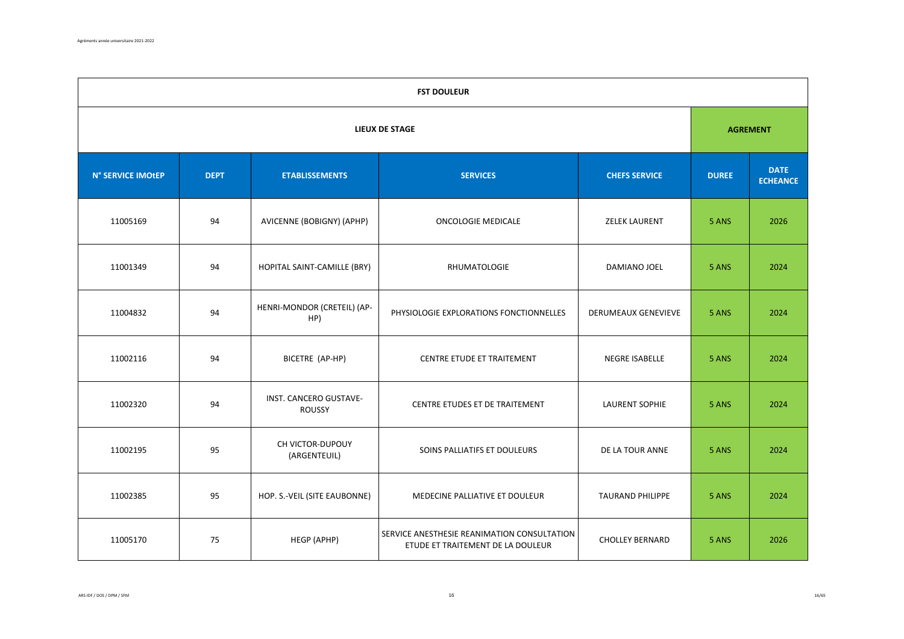| FST DOULEUR | | | | | | |
|---|---|---|---|---|---|---|
| LIEUX DE STAGE | | | | | AGREMENT | |
| N° SERVICE IMOtEP | DEPT | ETABLISSEMENTS | SERVICES | CHEFS SERVICE | DUREE | DATE ECHEANCE |
| 11005169 | 94 | AVICENNE (BOBIGNY) (APHP) | ONCOLOGIE MEDICALE | ZELEK LAURENT | 5 ANS | 2026 |
| 11001349 | 94 | HOPITAL SAINT-CAMILLE (BRY) | RHUMATOLOGIE | DAMIANO JOEL | 5 ANS | 2024 |
| 11004832 | 94 | HENRI-MONDOR (CRETEIL) (AP-HP) | PHYSIOLOGIE EXPLORATIONS FONCTIONNELLES | DERUMEAUX GENEVIEVE | 5 ANS | 2024 |
| 11002116 | 94 | BICETRE (AP-HP) | CENTRE ETUDE ET TRAITEMENT | NEGRE ISABELLE | 5 ANS | 2024 |
| 11002320 | 94 | INST. CANCERO GUSTAVE-ROUSSY | CENTRE ETUDES ET DE TRAITEMENT | LAURENT SOPHIE | 5 ANS | 2024 |
| 11002195 | 95 | CH VICTOR-DUPOUY (ARGENTEUIL) | SOINS PALLIATIFS ET DOULEURS | DE LA TOUR ANNE | 5 ANS | 2024 |
| 11002385 | 95 | HOP. S.-VEIL (SITE EAUBONNE) | MEDECINE PALLIATIVE ET DOULEUR | TAURAND PHILIPPE | 5 ANS | 2024 |
| 11005170 | 75 | HEGP (APHP) | SERVICE ANESTHESIE REANIMATION CONSULTATION ETUDE ET TRAITEMENT DE LA DOULEUR | CHOLLEY BERNARD | 5 ANS | 2026 |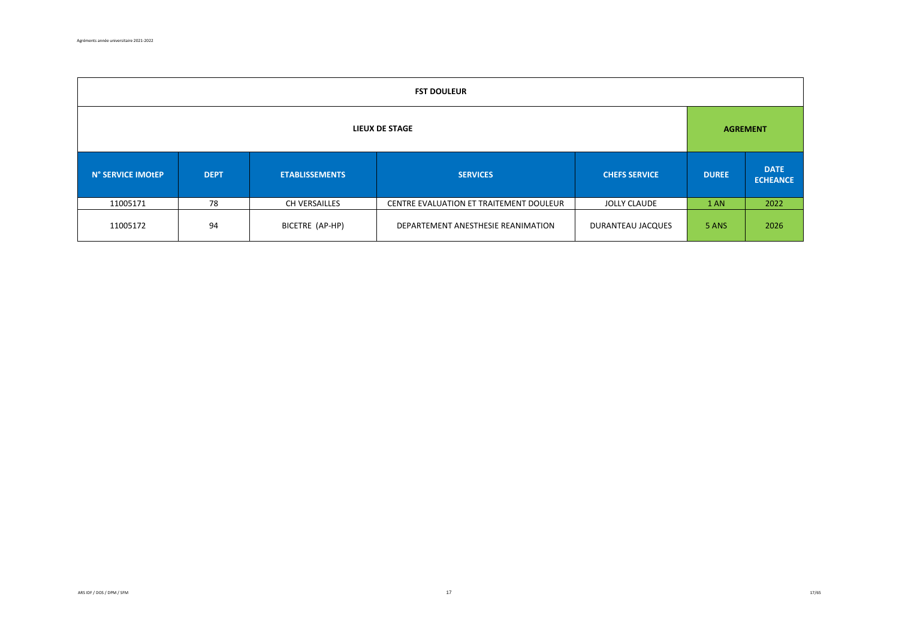| FST DOULEUR | | | | | | |
|---|---|---|---|---|---|---|
| **LIEUX DE STAGE** | | | | | **AGREMENT** | |
| **N° SERVICE IMOtEP** | **DEPT** | **ETABLISSEMENTS** | **SERVICES** | **CHEFS SERVICE** | **DUREE** | **DATE ECHEANCE** |
| 11005171 | 78 | CH VERSAILLES | CENTRE EVALUATION ET TRAITEMENT DOULEUR | JOLLY CLAUDE | 1 AN | 2022 |
| 11005172 | 94 | BICETRE (AP-HP) | DEPARTEMENT ANESTHESIE REANIMATION | DURANTEAU JACQUES | 5 ANS | 2026 |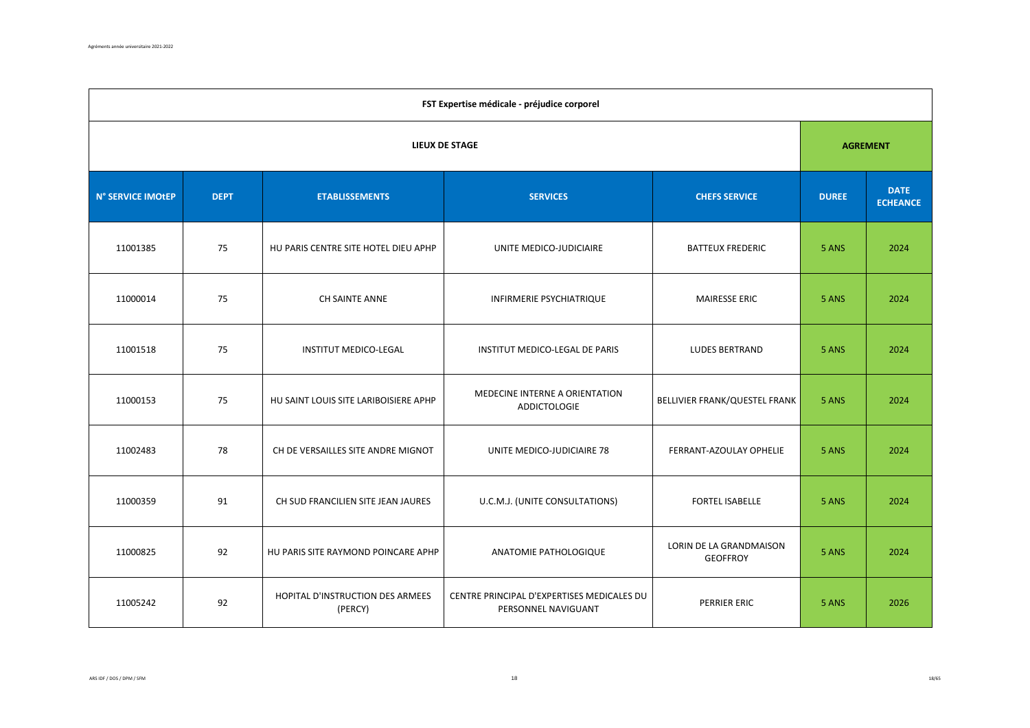| FST Expertise médicale - préjudice corporel | | | | | | |
|---|---|---|---|---|---|---|
| LIEUX DE STAGE | | | | | AGREMENT | |
| N° SERVICE IMOtEP | DEPT | ETABLISSEMENTS | SERVICES | CHEFS SERVICE | DUREE | DATE ECHEANCE |
| 11001385 | 75 | HU PARIS CENTRE SITE HOTEL DIEU APHP | UNITE MEDICO-JUDICIAIRE | BATTEUX FREDERIC | 5 ANS | 2024 |
| 11000014 | 75 | CH SAINTE ANNE | INFIRMERIE PSYCHIATRIQUE | MAIRESSE ERIC | 5 ANS | 2024 |
| 11001518 | 75 | INSTITUT MEDICO-LEGAL | INSTITUT MEDICO-LEGAL DE PARIS | LUDES BERTRAND | 5 ANS | 2024 |
| 11000153 | 75 | HU SAINT LOUIS SITE LARIBOISIERE APHP | MEDECINE INTERNE A ORIENTATION ADDICTOLOGIE | BELLIVIER FRANK/QUESTEL FRANK | 5 ANS | 2024 |
| 11002483 | 78 | CH DE VERSAILLES SITE ANDRE MIGNOT | UNITE MEDICO-JUDICIAIRE 78 | FERRANT-AZOULAY OPHELIE | 5 ANS | 2024 |
| 11000359 | 91 | CH SUD FRANCILIEN SITE JEAN JAURES | U.C.M.J. (UNITE CONSULTATIONS) | FORTEL ISABELLE | 5 ANS | 2024 |
| 11000825 | 92 | HU PARIS SITE RAYMOND POINCARE APHP | ANATOMIE PATHOLOGIQUE | LORIN DE LA GRANDMAISON GEOFFROY | 5 ANS | 2024 |
| 11005242 | 92 | HOPITAL D'INSTRUCTION DES ARMEES (PERCY) | CENTRE PRINCIPAL D'EXPERTISES MEDICALES DU PERSONNEL NAVIGUANT | PERRIER ERIC | 5 ANS | 2026 |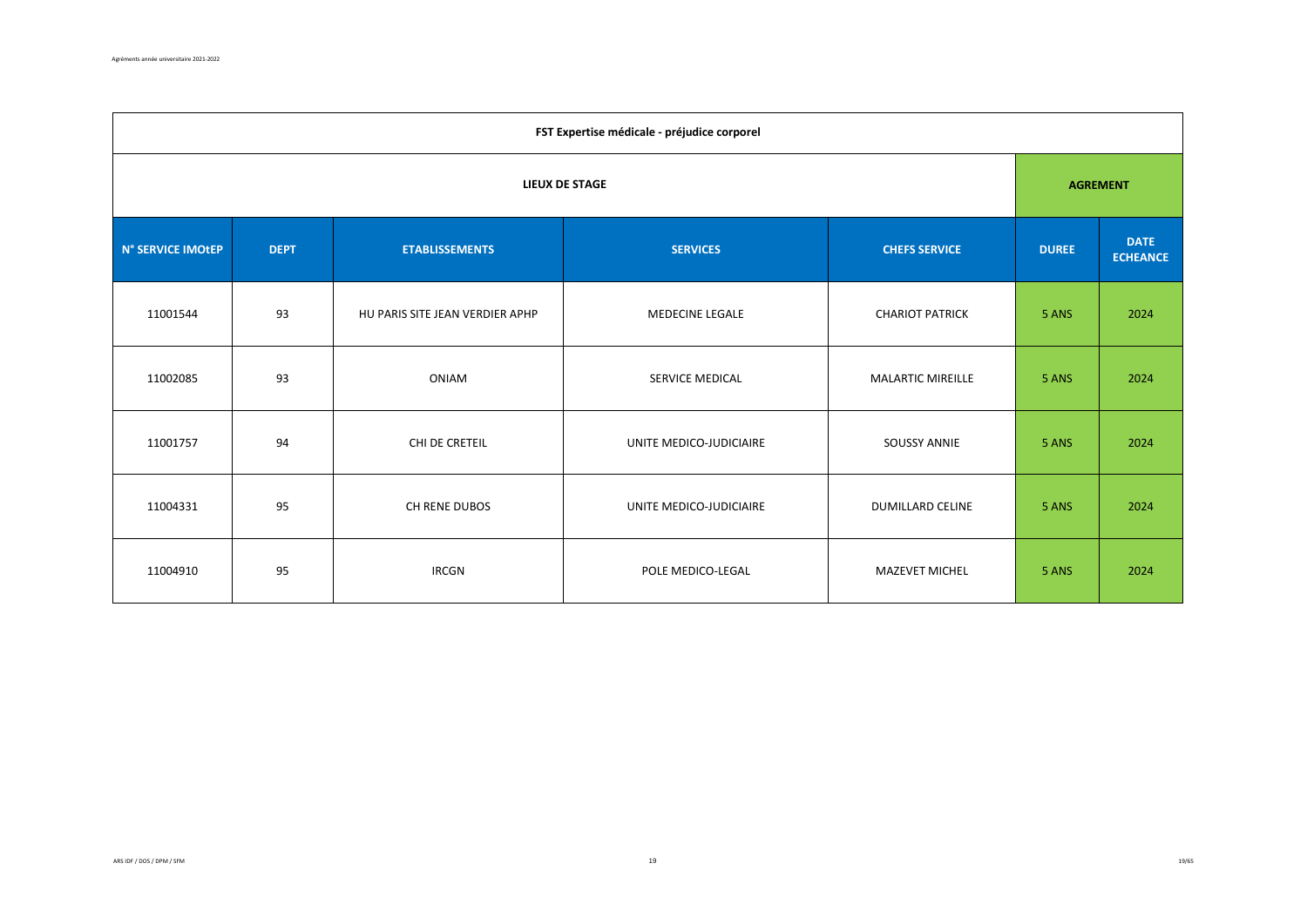| FST Expertise médicale - préjudice corporel | | | | | | |
|---|---|---|---|---|---|---|
| LIEUX DE STAGE | | | | | AGREMENT | |
| N° SERVICE IMOtEP | DEPT | ETABLISSEMENTS | SERVICES | CHEFS SERVICE | DUREE | DATE ECHEANCE |
| 11001544 | 93 | HU PARIS SITE JEAN VERDIER APHP | MEDECINE LEGALE | CHARIOT PATRICK | 5 ANS | 2024 |
| 11002085 | 93 | ONIAM | SERVICE MEDICAL | MALARTIC MIREILLE | 5 ANS | 2024 |
| 11001757 | 94 | CHI DE CRETEIL | UNITE MEDICO-JUDICIAIRE | SOUSSY ANNIE | 5 ANS | 2024 |
| 11004331 | 95 | CH RENE DUBOS | UNITE MEDICO-JUDICIAIRE | DUMILLARD CELINE | 5 ANS | 2024 |
| 11004910 | 95 | IRCGN | POLE MEDICO-LEGAL | MAZEVET MICHEL | 5 ANS | 2024 |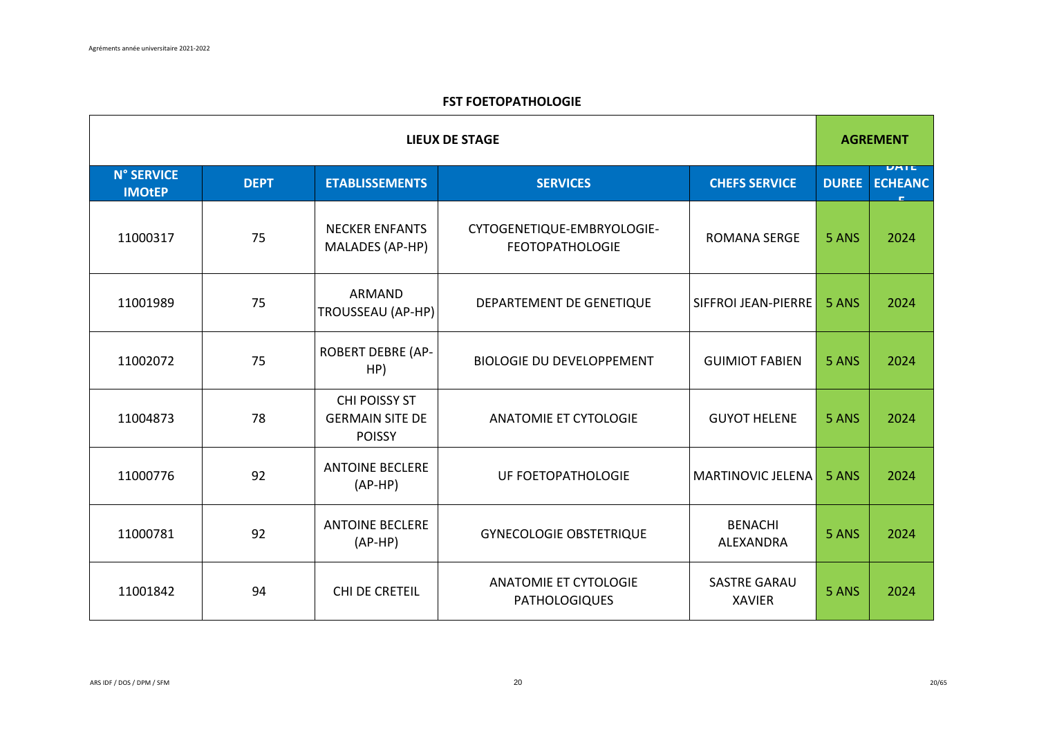## FST FOETOPATHOLOGIE

| LIEUX DE STAGE | | | | | AGREMENT | |
|---|---|---|---|---|---|---|
| N° SERVICE IMOtEP | DEPT | ETABLISSEMENTS | SERVICES | CHEFS SERVICE | DUREE | DATE ECHEANCE |
| 11000317 | 75 | NECKER ENFANTS MALADES (AP-HP) | CYTOGENETIQUE-EMBRYOLOGIE-FEOTOPATHOLOGIE | ROMANA SERGE | 5 ANS | 2024 |
| 11001989 | 75 | ARMAND TROUSSEAU (AP-HP) | DEPARTEMENT DE GENETIQUE | SIFFROI JEAN-PIERRE | 5 ANS | 2024 |
| 11002072 | 75 | ROBERT DEBRE (AP-HP) | BIOLOGIE DU DEVELOPPEMENT | GUIMIOT FABIEN | 5 ANS | 2024 |
| 11004873 | 78 | CHI POISSY ST GERMAIN SITE DE POISSY | ANATOMIE ET CYTOLOGIE | GUYOT HELENE | 5 ANS | 2024 |
| 11000776 | 92 | ANTOINE BECLERE (AP-HP) | UF FOETOPATHOLOGIE | MARTINOVIC JELENA | 5 ANS | 2024 |
| 11000781 | 92 | ANTOINE BECLERE (AP-HP) | GYNECOLOGIE OBSTETRIQUE | BENACHI ALEXANDRA | 5 ANS | 2024 |
| 11001842 | 94 | CHI DE CRETEIL | ANATOMIE ET CYTOLOGIE PATHOLOGIQUES | SASTRE GARAU XAVIER | 5 ANS | 2024 |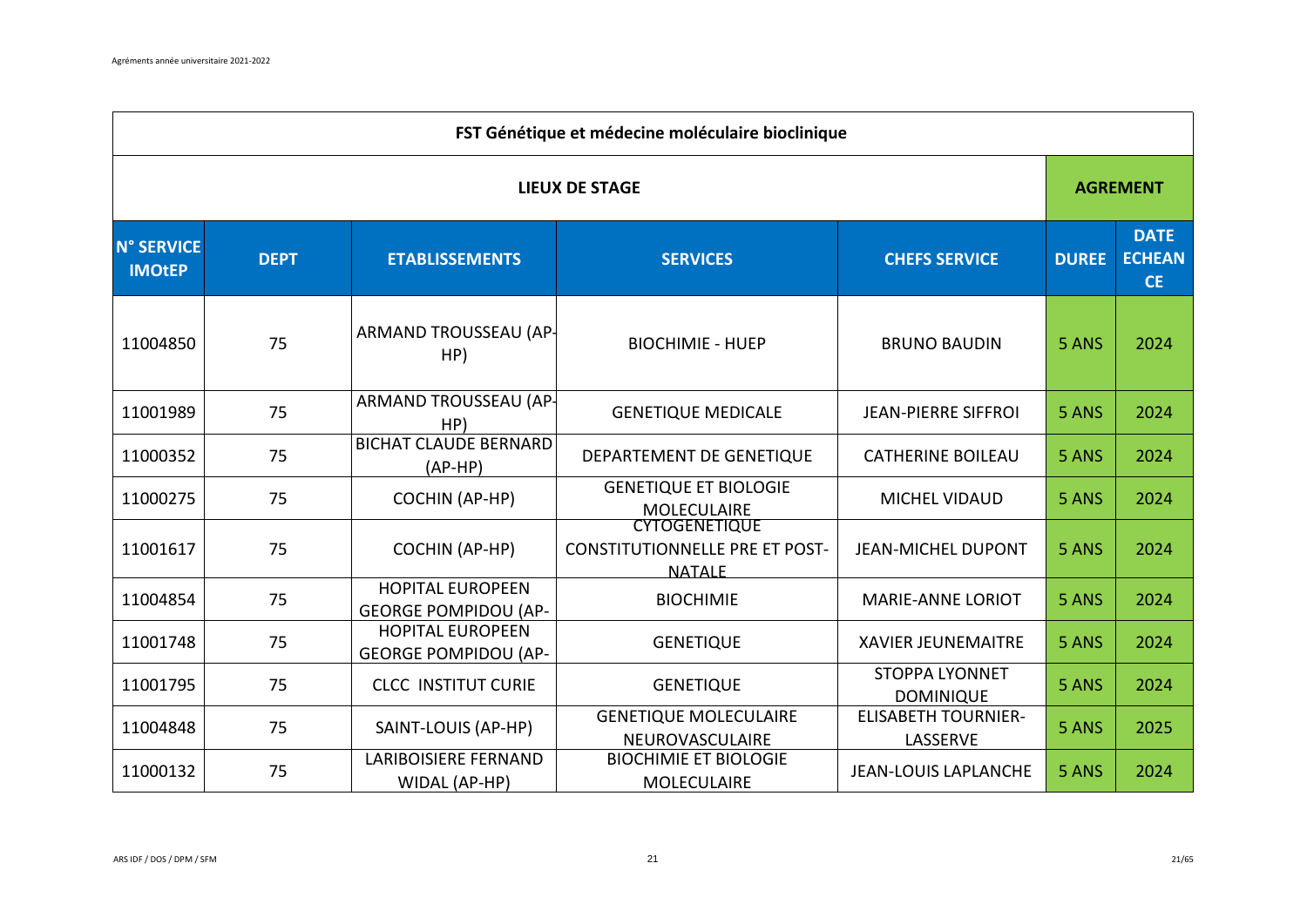| FST Génétique et médecine moléculaire bioclinique | | | | | | |
|---|---|---|---|---|---|---|
| **LIEUX DE STAGE** | | | | | **AGREMENT** | |
| **N° SERVICE IMOtEP** | **DEPT** | **ETABLISSEMENTS** | **SERVICES** | **CHEFS SERVICE** | **DUREE** | **DATE ECHEANCE** |
| 11004850 | 75 | ARMAND TROUSSEAU (AP-HP) | BIOCHIMIE - HUEP | BRUNO BAUDIN | 5 ANS | 2024 |
| 11001989 | 75 | ARMAND TROUSSEAU (AP-HP) | GENETIQUE MEDICALE | JEAN-PIERRE SIFFROI | 5 ANS | 2024 |
| 11000352 | 75 | BICHAT CLAUDE BERNARD (AP-HP) | DEPARTEMENT DE GENETIQUE | CATHERINE BOILEAU | 5 ANS | 2024 |
| 11000275 | 75 | COCHIN (AP-HP) | GENETIQUE ET BIOLOGIE MOLECULAIRE | MICHEL VIDAUD | 5 ANS | 2024 |
| 11001617 | 75 | COCHIN (AP-HP) | CYTOGENETIQUE CONSTITUTIONNELLE PRE ET POST-NATALE | JEAN-MICHEL DUPONT | 5 ANS | 2024 |
| 11004854 | 75 | HOPITAL EUROPEEN GEORGE POMPIDOU (AP- | BIOCHIMIE | MARIE-ANNE LORIOT | 5 ANS | 2024 |
| 11001748 | 75 | HOPITAL EUROPEEN GEORGE POMPIDOU (AP- | GENETIQUE | XAVIER JEUNEMAITRE | 5 ANS | 2024 |
| 11001795 | 75 | CLCC INSTITUT CURIE | GENETIQUE | STOPPA LYONNET DOMINIQUE | 5 ANS | 2024 |
| 11004848 | 75 | SAINT-LOUIS (AP-HP) | GENETIQUE MOLECULAIRE NEUROVASCULAIRE | ELISABETH TOURNIER-LASSERVE | 5 ANS | 2025 |
| 11000132 | 75 | LARIBOISIERE FERNAND WIDAL (AP-HP) | BIOCHIMIE ET BIOLOGIE MOLECULAIRE | JEAN-LOUIS LAPLANCHE | 5 ANS | 2024 |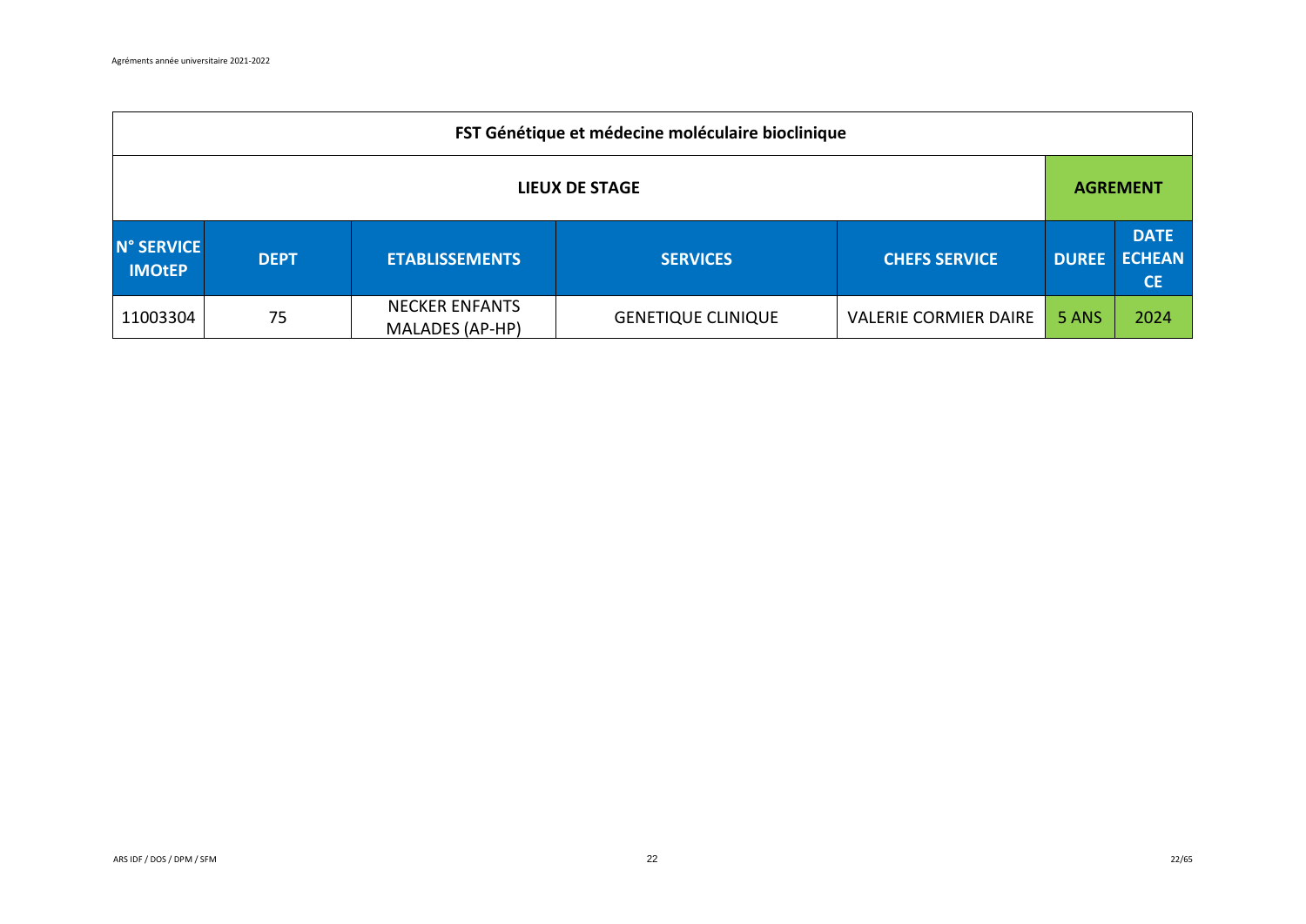| FST Génétique et médecine moléculaire bioclinique | | | | | | |
|---|---|---|---|---|---|---|
| LIEUX DE STAGE | | | | | AGREMENT | |
| N° SERVICE IMOtEP | DEPT | ETABLISSEMENTS | SERVICES | CHEFS SERVICE | DUREE | DATE ECHEANCE |
| 11003304 | 75 | NECKER ENFANTS MALADES (AP-HP) | GENETIQUE CLINIQUE | VALERIE CORMIER DAIRE | 5 ANS | 2024 |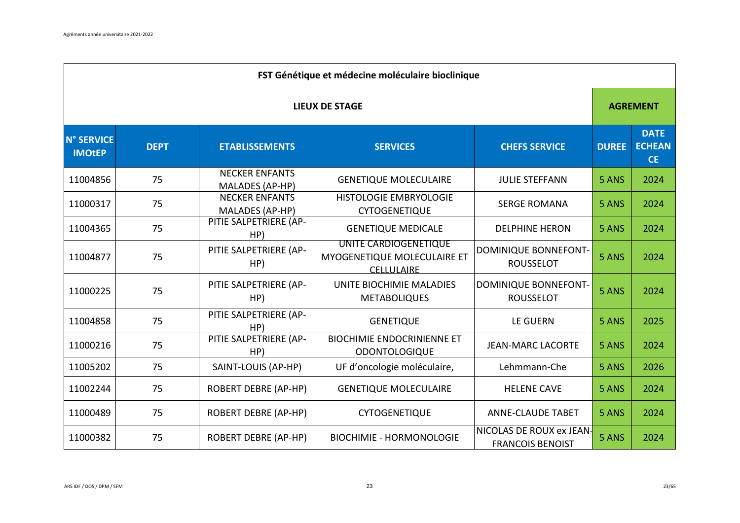| FST Génétique et médecine moléculaire bioclinique | | | | | | |
|---|---|---|---|---|---|---|
| LIEUX DE STAGE | | | | | AGREMENT | |
| N° SERVICE IMOtEP | DEPT | ETABLISSEMENTS | SERVICES | CHEFS SERVICE | DUREE | DATE ECHEANCE |
| 11004856 | 75 | NECKER ENFANTS MALADES (AP-HP) | GENETIQUE MOLECULAIRE | JULIE STEFFANN | 5 ANS | 2024 |
| 11000317 | 75 | NECKER ENFANTS MALADES (AP-HP) | HISTOLOGIE EMBRYOLOGIE CYTOGENETIQUE | SERGE ROMANA | 5 ANS | 2024 |
| 11004365 | 75 | PITIE SALPETRIERE (AP-HP) | GENETIQUE MEDICALE | DELPHINE HERON | 5 ANS | 2024 |
| 11004877 | 75 | PITIE SALPETRIERE (AP-HP) | UNITE CARDIOGENETIQUE MYOGENETIQUE MOLECULAIRE ET CELLULAIRE | DOMINIQUE BONNEFONT-ROUSSELOT | 5 ANS | 2024 |
| 11000225 | 75 | PITIE SALPETRIERE (AP-HP) | UNITE BIOCHIMIE MALADIES METABOLIQUES | DOMINIQUE BONNEFONT-ROUSSELOT | 5 ANS | 2024 |
| 11004858 | 75 | PITIE SALPETRIERE (AP-HP) | GENETIQUE | LE GUERN | 5 ANS | 2025 |
| 11000216 | 75 | PITIE SALPETRIERE (AP-HP) | BIOCHIMIE ENDOCRINIENNE ET ODONTOLOGIQUE | JEAN-MARC LACORTE | 5 ANS | 2024 |
| 11005202 | 75 | SAINT-LOUIS (AP-HP) | UF d'oncologie moléculaire, | Lehmmann-Che | 5 ANS | 2026 |
| 11002244 | 75 | ROBERT DEBRE (AP-HP) | GENETIQUE MOLECULAIRE | HELENE CAVE | 5 ANS | 2024 |
| 11000489 | 75 | ROBERT DEBRE (AP-HP) | CYTOGENETIQUE | ANNE-CLAUDE TABET | 5 ANS | 2024 |
| 11000382 | 75 | ROBERT DEBRE (AP-HP) | BIOCHIMIE - HORMONOLOGIE | NICOLAS DE ROUX ex JEAN-FRANCOIS BENOIST | 5 ANS | 2024 |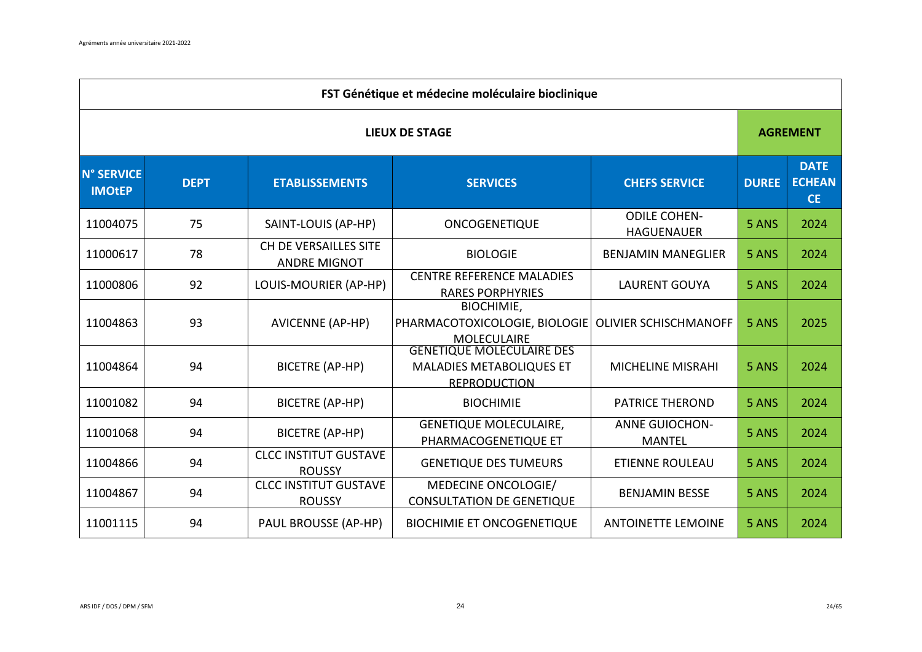| FST Génétique et médecine moléculaire bioclinique | | | | | | |
|---|---|---|---|---|---|---|
| **LIEUX DE STAGE** | | | | | **AGREMENT** | |
| **N° SERVICE IMOtEP** | **DEPT** | **ETABLISSEMENTS** | **SERVICES** | **CHEFS SERVICE** | **DUREE** | **DATE ECHEANCE** |
| 11004075 | 75 | SAINT-LOUIS (AP-HP) | ONCOGENETIQUE | ODILE COHEN-HAGUENAUER | 5 ANS | 2024 |
| 11000617 | 78 | CH DE VERSAILLES SITE ANDRE MIGNOT | BIOLOGIE | BENJAMIN MANEGLIER | 5 ANS | 2024 |
| 11000806 | 92 | LOUIS-MOURIER (AP-HP) | CENTRE REFERENCE MALADIES RARES PORPHYRIES | LAURENT GOUYA | 5 ANS | 2024 |
| 11004863 | 93 | AVICENNE (AP-HP) | BIOCHIMIE, PHARMACOTOXICOLOGIE, BIOLOGIE MOLECULAIRE | OLIVIER SCHISCHMANOFF | 5 ANS | 2025 |
| 11004864 | 94 | BICETRE (AP-HP) | GENETIQUE MOLECULAIRE DES MALADIES METABOLIQUES ET REPRODUCTION | MICHELINE MISRAHI | 5 ANS | 2024 |
| 11001082 | 94 | BICETRE (AP-HP) | BIOCHIMIE | PATRICE THEROND | 5 ANS | 2024 |
| 11001068 | 94 | BICETRE (AP-HP) | GENETIQUE MOLECULAIRE, PHARMACOGENETIQUE ET | ANNE GUIOCHON-MANTEL | 5 ANS | 2024 |
| 11004866 | 94 | CLCC INSTITUT GUSTAVE ROUSSY | GENETIQUE DES TUMEURS | ETIENNE ROULEAU | 5 ANS | 2024 |
| 11004867 | 94 | CLCC INSTITUT GUSTAVE ROUSSY | MEDECINE ONCOLOGIE/ CONSULTATION DE GENETIQUE | BENJAMIN BESSE | 5 ANS | 2024 |
| 11001115 | 94 | PAUL BROUSSE (AP-HP) | BIOCHIMIE ET ONCOGENETIQUE | ANTOINETTE LEMOINE | 5 ANS | 2024 |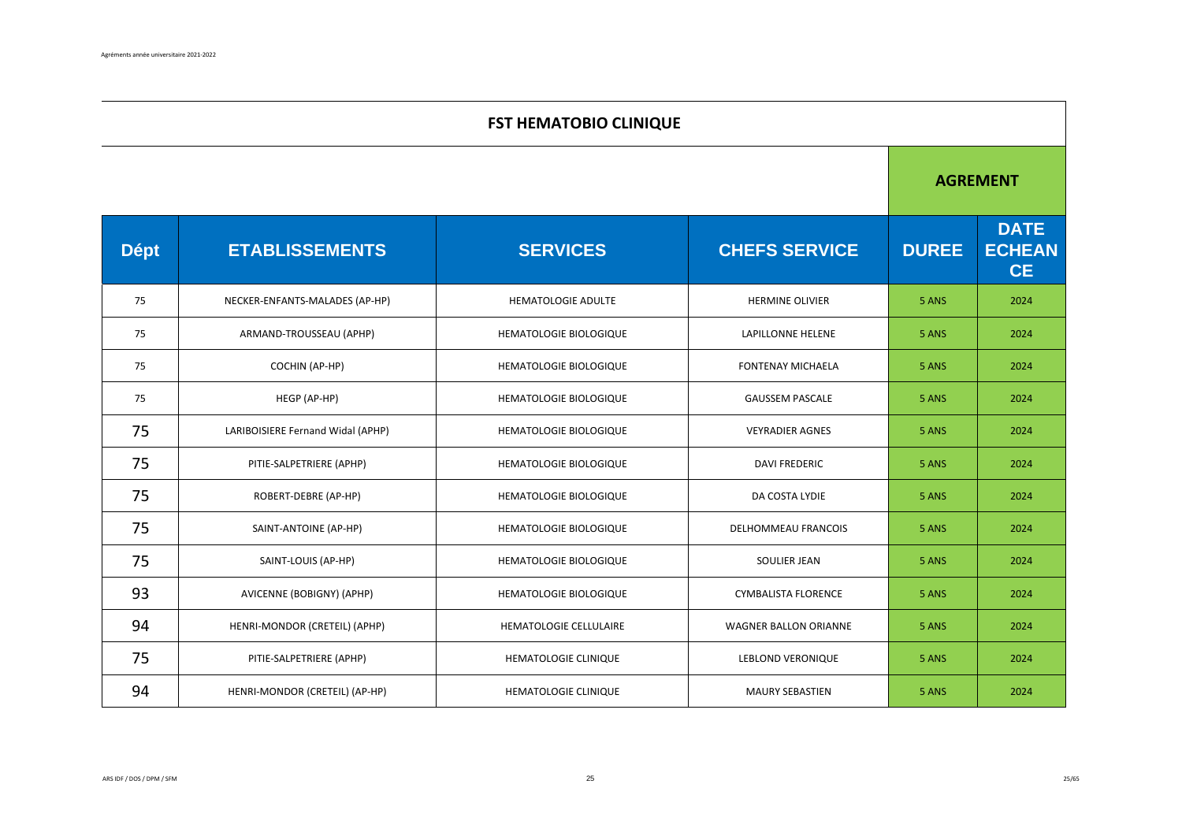## FST HEMATOBIO CLINIQUE

| Dépt | ETABLISSEMENTS | SERVICES | CHEFS SERVICE | AGREMENT | |
|---|---|---|---|---|---|
| | | | | DUREE | DATE ECHEANCE |
| 75 | NECKER-ENFANTS-MALADES (AP-HP) | HEMATOLOGIE ADULTE | HERMINE OLIVIER | 5 ANS | 2024 |
| 75 | ARMAND-TROUSSEAU (APHP) | HEMATOLOGIE BIOLOGIQUE | LAPILLONNE HELENE | 5 ANS | 2024 |
| 75 | COCHIN (AP-HP) | HEMATOLOGIE BIOLOGIQUE | FONTENAY MICHAELA | 5 ANS | 2024 |
| 75 | HEGP (AP-HP) | HEMATOLOGIE BIOLOGIQUE | GAUSSEM PASCALE | 5 ANS | 2024 |
| 75 | LARIBOISIERE Fernand Widal (APHP) | HEMATOLOGIE BIOLOGIQUE | VEYRADIER AGNES | 5 ANS | 2024 |
| 75 | PITIE-SALPETRIERE (APHP) | HEMATOLOGIE BIOLOGIQUE | DAVI FREDERIC | 5 ANS | 2024 |
| 75 | ROBERT-DEBRE (AP-HP) | HEMATOLOGIE BIOLOGIQUE | DA COSTA LYDIE | 5 ANS | 2024 |
| 75 | SAINT-ANTOINE (AP-HP) | HEMATOLOGIE BIOLOGIQUE | DELHOMMEAU FRANCOIS | 5 ANS | 2024 |
| 75 | SAINT-LOUIS (AP-HP) | HEMATOLOGIE BIOLOGIQUE | SOULIER JEAN | 5 ANS | 2024 |
| 93 | AVICENNE (BOBIGNY) (APHP) | HEMATOLOGIE BIOLOGIQUE | CYMBALISTA FLORENCE | 5 ANS | 2024 |
| 94 | HENRI-MONDOR (CRETEIL) (APHP) | HEMATOLOGIE CELLULAIRE | WAGNER BALLON ORIANNE | 5 ANS | 2024 |
| 75 | PITIE-SALPETRIERE (APHP) | HEMATOLOGIE CLINIQUE | LEBLOND VERONIQUE | 5 ANS | 2024 |
| 94 | HENRI-MONDOR (CRETEIL) (AP-HP) | HEMATOLOGIE CLINIQUE | MAURY SEBASTIEN | 5 ANS | 2024 |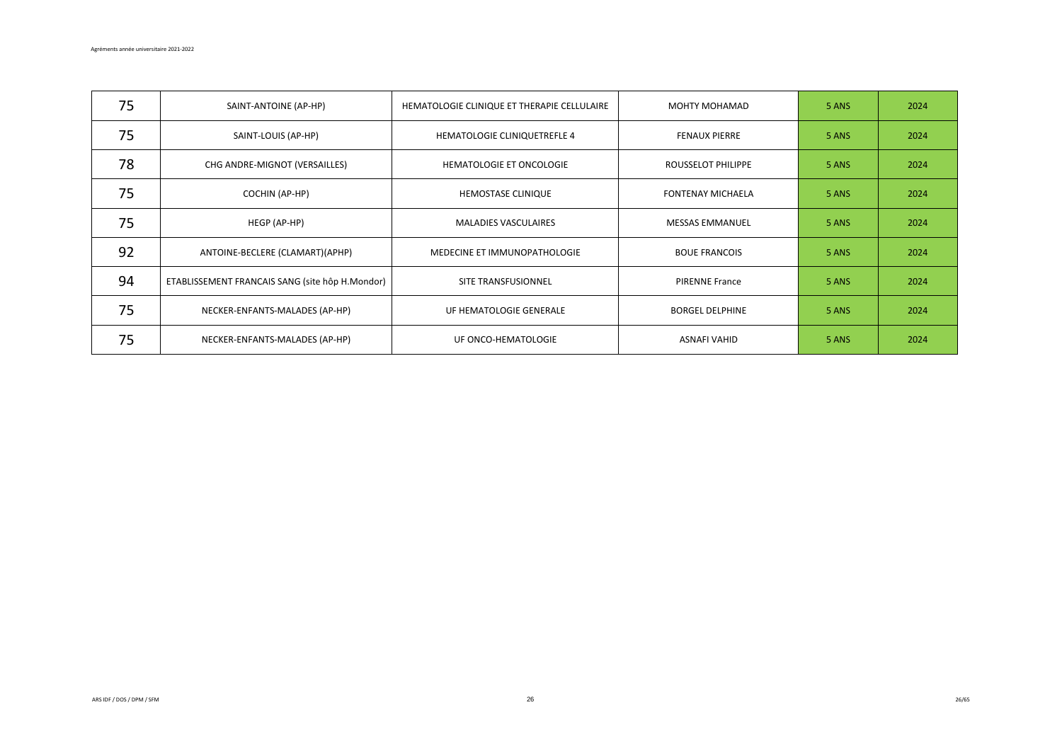| | | | | | |
|---|---|---|---|---|---|
| 75 | SAINT-ANTOINE (AP-HP) | HEMATOLOGIE CLINIQUE ET THERAPIE CELLULAIRE | MOHTY MOHAMAD | 5 ANS | 2024 |
| 75 | SAINT-LOUIS (AP-HP) | HEMATOLOGIE CLINIQUETREFLE 4 | FENAUX PIERRE | 5 ANS | 2024 |
| 78 | CHG ANDRE-MIGNOT (VERSAILLES) | HEMATOLOGIE ET ONCOLOGIE | ROUSSELOT PHILIPPE | 5 ANS | 2024 |
| 75 | COCHIN (AP-HP) | HEMOSTASE CLINIQUE | FONTENAY MICHAELA | 5 ANS | 2024 |
| 75 | HEGP (AP-HP) | MALADIES VASCULAIRES | MESSAS EMMANUEL | 5 ANS | 2024 |
| 92 | ANTOINE-BECLERE (CLAMART)(APHP) | MEDECINE ET IMMUNOPATHOLOGIE | BOUE FRANCOIS | 5 ANS | 2024 |
| 94 | ETABLISSEMENT FRANCAIS SANG (site hôp H.Mondor) | SITE TRANSFUSIONNEL | PIRENNE France | 5 ANS | 2024 |
| 75 | NECKER-ENFANTS-MALADES (AP-HP) | UF HEMATOLOGIE GENERALE | BORGEL DELPHINE | 5 ANS | 2024 |
| 75 | NECKER-ENFANTS-MALADES (AP-HP) | UF ONCO-HEMATOLOGIE | ASNAFI VAHID | 5 ANS | 2024 |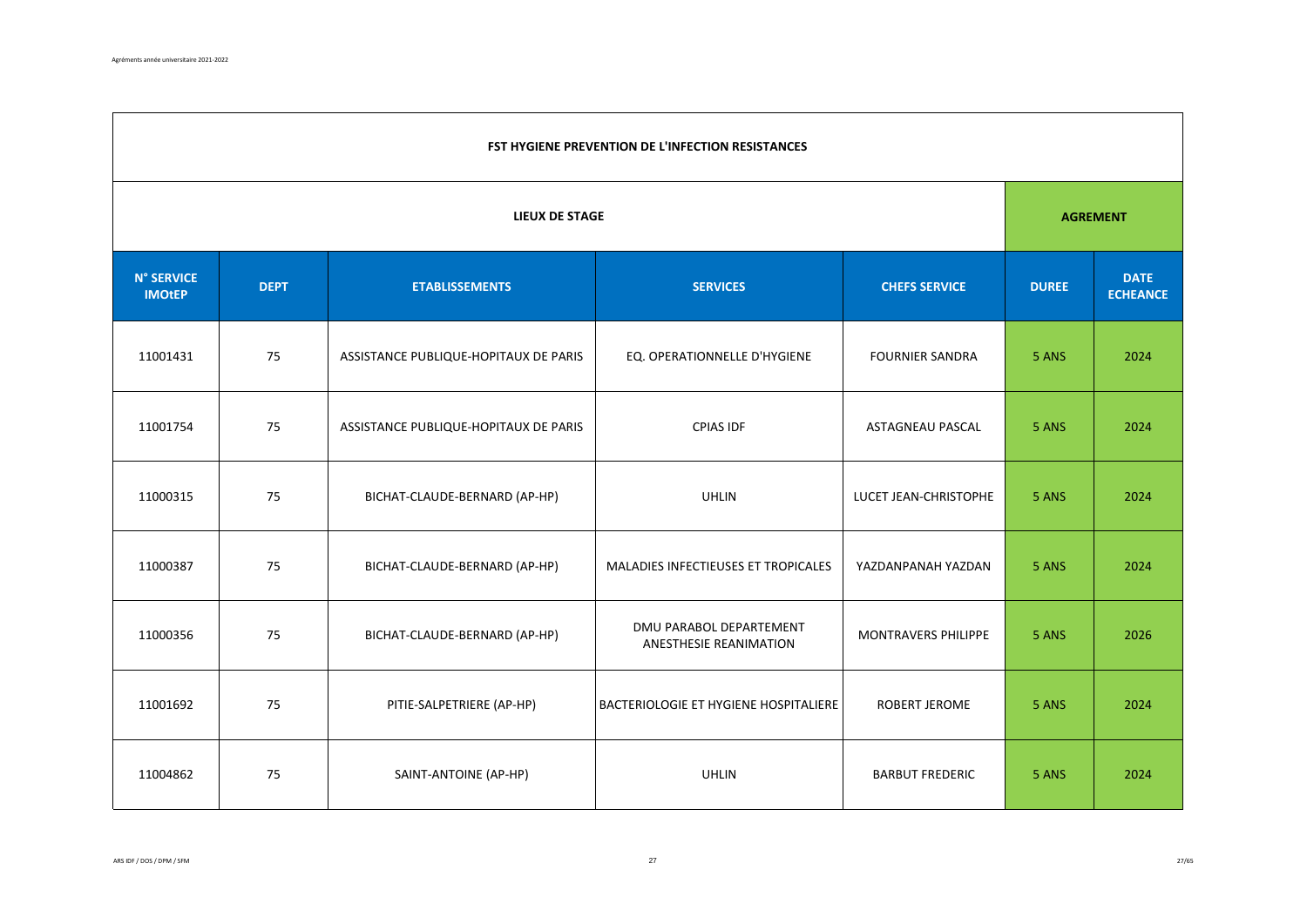| FST HYGIENE PREVENTION DE L'INFECTION RESISTANCES | | | | | | |
|---|---|---|---|---|---|---|
| LIEUX DE STAGE | | | | | AGREMENT | |
| N° SERVICE IMOtEP | DEPT | ETABLISSEMENTS | SERVICES | CHEFS SERVICE | DUREE | DATE ECHEANCE |
| 11001431 | 75 | ASSISTANCE PUBLIQUE-HOPITAUX DE PARIS | EQ. OPERATIONNELLE D'HYGIENE | FOURNIER SANDRA | 5 ANS | 2024 |
| 11001754 | 75 | ASSISTANCE PUBLIQUE-HOPITAUX DE PARIS | CPIAS IDF | ASTAGNEAU PASCAL | 5 ANS | 2024 |
| 11000315 | 75 | BICHAT-CLAUDE-BERNARD (AP-HP) | UHLIN | LUCET JEAN-CHRISTOPHE | 5 ANS | 2024 |
| 11000387 | 75 | BICHAT-CLAUDE-BERNARD (AP-HP) | MALADIES INFECTIEUSES ET TROPICALES | YAZDANPANAH YAZDAN | 5 ANS | 2024 |
| 11000356 | 75 | BICHAT-CLAUDE-BERNARD (AP-HP) | DMU PARABOL DEPARTEMENT ANESTHESIE REANIMATION | MONTRAVERS PHILIPPE | 5 ANS | 2026 |
| 11001692 | 75 | PITIE-SALPETRIERE (AP-HP) | BACTERIOLOGIE ET HYGIENE HOSPITALIERE | ROBERT JEROME | 5 ANS | 2024 |
| 11004862 | 75 | SAINT-ANTOINE (AP-HP) | UHLIN | BARBUT FREDERIC | 5 ANS | 2024 |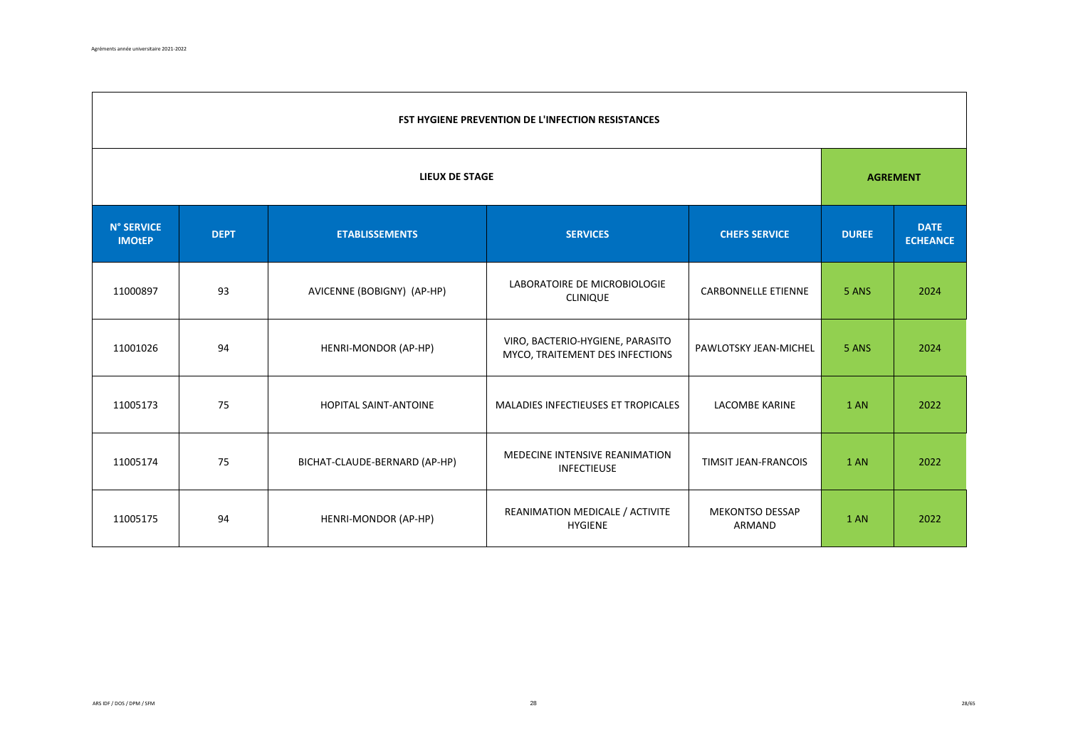| FST HYGIENE PREVENTION DE L'INFECTION RESISTANCES | | | | | | |
|---|---|---|---|---|---|---|
| **LIEUX DE STAGE** | | | | | **AGREMENT** | |
| **N° SERVICE IMOtEP** | **DEPT** | **ETABLISSEMENTS** | **SERVICES** | **CHEFS SERVICE** | **DUREE** | **DATE ECHEANCE** |
| 11000897 | 93 | AVICENNE (BOBIGNY) (AP-HP) | LABORATOIRE DE MICROBIOLOGIE CLINIQUE | CARBONNELLE ETIENNE | 5 ANS | 2024 |
| 11001026 | 94 | HENRI-MONDOR (AP-HP) | VIRO, BACTERIO-HYGIENE, PARASITO MYCO, TRAITEMENT DES INFECTIONS | PAWLOTSKY JEAN-MICHEL | 5 ANS | 2024 |
| 11005173 | 75 | HOPITAL SAINT-ANTOINE | MALADIES INFECTIEUSES ET TROPICALES | LACOMBE KARINE | 1 AN | 2022 |
| 11005174 | 75 | BICHAT-CLAUDE-BERNARD (AP-HP) | MEDECINE INTENSIVE REANIMATION INFECTIEUSE | TIMSIT JEAN-FRANCOIS | 1 AN | 2022 |
| 11005175 | 94 | HENRI-MONDOR (AP-HP) | REANIMATION MEDICALE / ACTIVITE HYGIENE | MEKONTSO DESSAP ARMAND | 1 AN | 2022 |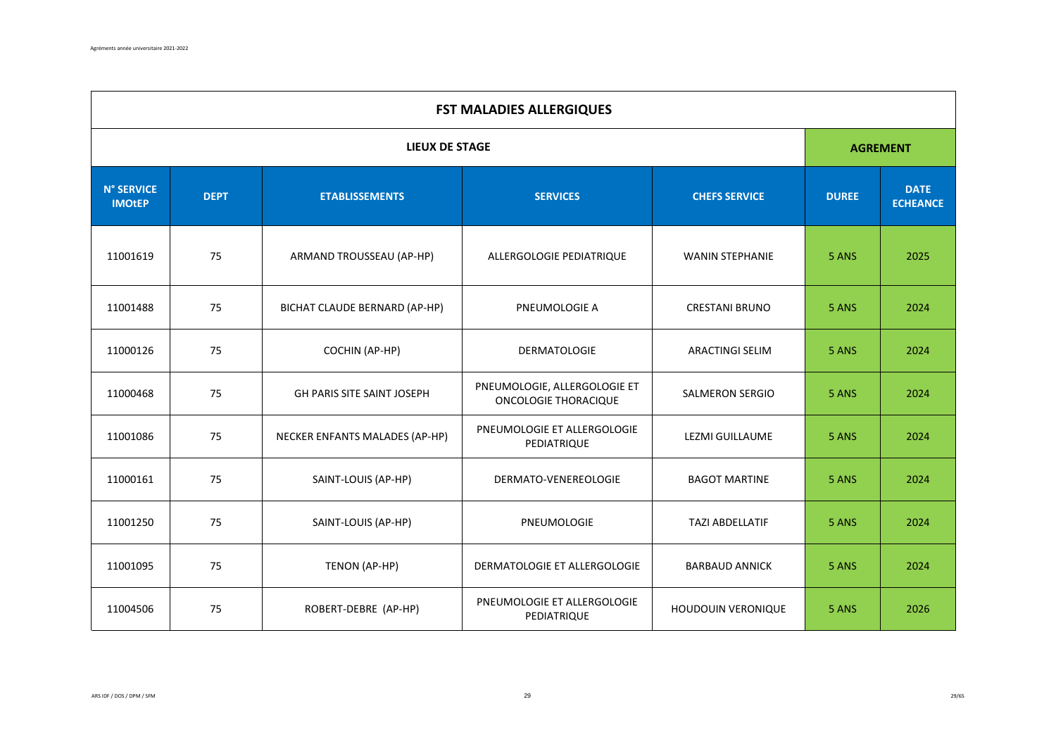| FST MALADIES ALLERGIQUES | | | | | | |
|---|---|---|---|---|---|---|
| LIEUX DE STAGE | | | | | AGREMENT | |
| N° SERVICE IMOtEP | DEPT | ETABLISSEMENTS | SERVICES | CHEFS SERVICE | DUREE | DATE ECHEANCE |
| 11001619 | 75 | ARMAND TROUSSEAU (AP-HP) | ALLERGOLOGIE PEDIATRIQUE | WANIN STEPHANIE | 5 ANS | 2025 |
| 11001488 | 75 | BICHAT CLAUDE BERNARD (AP-HP) | PNEUMOLOGIE A | CRESTANI BRUNO | 5 ANS | 2024 |
| 11000126 | 75 | COCHIN (AP-HP) | DERMATOLOGIE | ARACTINGI SELIM | 5 ANS | 2024 |
| 11000468 | 75 | GH PARIS SITE SAINT JOSEPH | PNEUMOLOGIE, ALLERGOLOGIE ET ONCOLOGIE THORACIQUE | SALMERON SERGIO | 5 ANS | 2024 |
| 11001086 | 75 | NECKER ENFANTS MALADES (AP-HP) | PNEUMOLOGIE ET ALLERGOLOGIE PEDIATRIQUE | LEZMI GUILLAUME | 5 ANS | 2024 |
| 11000161 | 75 | SAINT-LOUIS (AP-HP) | DERMATO-VENEREOLOGIE | BAGOT MARTINE | 5 ANS | 2024 |
| 11001250 | 75 | SAINT-LOUIS (AP-HP) | PNEUMOLOGIE | TAZI ABDELLATIF | 5 ANS | 2024 |
| 11001095 | 75 | TENON (AP-HP) | DERMATOLOGIE ET ALLERGOLOGIE | BARBAUD ANNICK | 5 ANS | 2024 |
| 11004506 | 75 | ROBERT-DEBRE (AP-HP) | PNEUMOLOGIE ET ALLERGOLOGIE PEDIATRIQUE | HOUDOUIN VERONIQUE | 5 ANS | 2026 |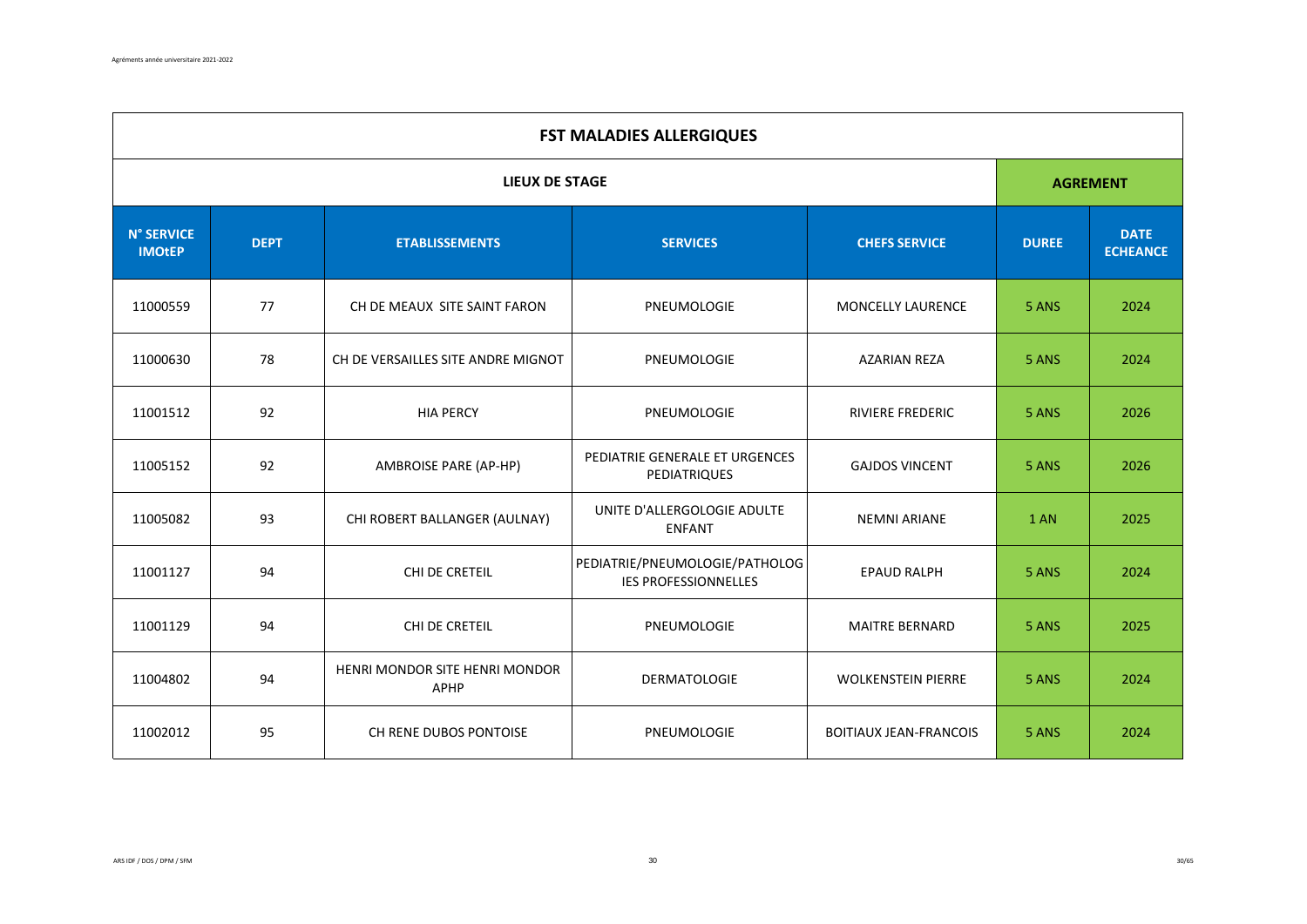| FST MALADIES ALLERGIQUES | | | | | | |
|---|---|---|---|---|---|---|
| LIEUX DE STAGE | | | | | AGREMENT | |
| N° SERVICE IMOtEP | DEPT | ETABLISSEMENTS | SERVICES | CHEFS SERVICE | DUREE | DATE ECHEANCE |
| 11000559 | 77 | CH DE MEAUX SITE SAINT FARON | PNEUMOLOGIE | MONCELLY LAURENCE | 5 ANS | 2024 |
| 11000630 | 78 | CH DE VERSAILLES SITE ANDRE MIGNOT | PNEUMOLOGIE | AZARIAN REZA | 5 ANS | 2024 |
| 11001512 | 92 | HIA PERCY | PNEUMOLOGIE | RIVIERE FREDERIC | 5 ANS | 2026 |
| 11005152 | 92 | AMBROISE PARE (AP-HP) | PEDIATRIE GENERALE ET URGENCES PEDIATRIQUES | GAJDOS VINCENT | 5 ANS | 2026 |
| 11005082 | 93 | CHI ROBERT BALLANGER (AULNAY) | UNITE D'ALLERGOLOGIE ADULTE ENFANT | NEMNI ARIANE | 1 AN | 2025 |
| 11001127 | 94 | CHI DE CRETEIL | PEDIATRIE/PNEUMOLOGIE/PATHOLOGIES PROFESSIONNELLES | EPAUD RALPH | 5 ANS | 2024 |
| 11001129 | 94 | CHI DE CRETEIL | PNEUMOLOGIE | MAITRE BERNARD | 5 ANS | 2025 |
| 11004802 | 94 | HENRI MONDOR SITE HENRI MONDOR APHP | DERMATOLOGIE | WOLKENSTEIN PIERRE | 5 ANS | 2024 |
| 11002012 | 95 | CH RENE DUBOS PONTOISE | PNEUMOLOGIE | BOITIAUX JEAN-FRANCOIS | 5 ANS | 2024 |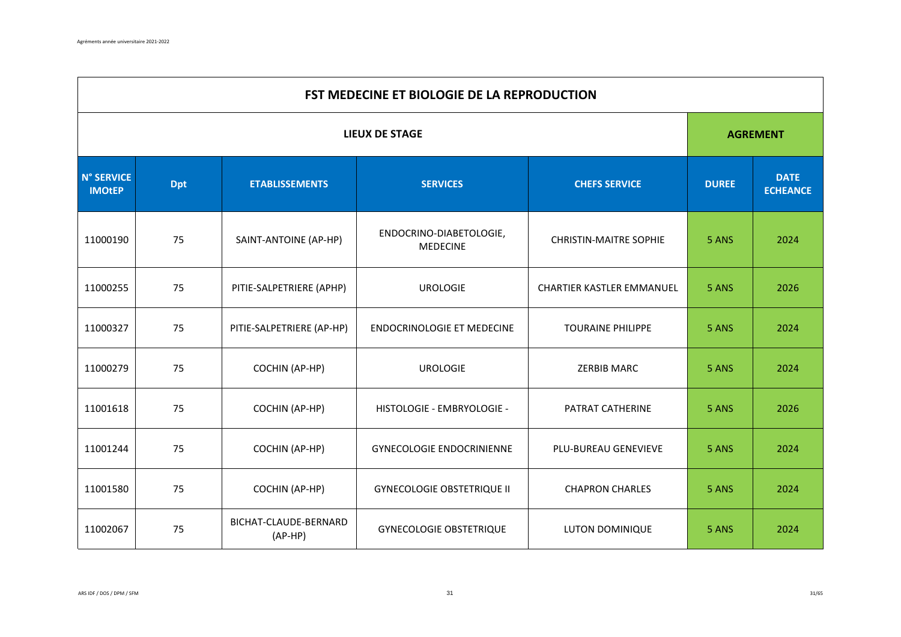| FST MEDECINE ET BIOLOGIE DE LA REPRODUCTION | | | | | | |
|---|---|---|---|---|---|---|
| LIEUX DE STAGE | | | | | AGREMENT | |
| N° SERVICE IMOtEP | Dpt | ETABLISSEMENTS | SERVICES | CHEFS SERVICE | DUREE | DATE ECHEANCE |
| 11000190 | 75 | SAINT-ANTOINE (AP-HP) | ENDOCRINO-DIABETOLOGIE, MEDECINE | CHRISTIN-MAITRE SOPHIE | 5 ANS | 2024 |
| 11000255 | 75 | PITIE-SALPETRIERE (APHP) | UROLOGIE | CHARTIER KASTLER EMMANUEL | 5 ANS | 2026 |
| 11000327 | 75 | PITIE-SALPETRIERE (AP-HP) | ENDOCRINOLOGIE ET MEDECINE | TOURAINE PHILIPPE | 5 ANS | 2024 |
| 11000279 | 75 | COCHIN (AP-HP) | UROLOGIE | ZERBIB MARC | 5 ANS | 2024 |
| 11001618 | 75 | COCHIN (AP-HP) | HISTOLOGIE - EMBRYOLOGIE - | PATRAT CATHERINE | 5 ANS | 2026 |
| 11001244 | 75 | COCHIN (AP-HP) | GYNECOLOGIE ENDOCRINIENNE | PLU-BUREAU GENEVIEVE | 5 ANS | 2024 |
| 11001580 | 75 | COCHIN (AP-HP) | GYNECOLOGIE OBSTETRIQUE II | CHAPRON CHARLES | 5 ANS | 2024 |
| 11002067 | 75 | BICHAT-CLAUDE-BERNARD (AP-HP) | GYNECOLOGIE OBSTETRIQUE | LUTON DOMINIQUE | 5 ANS | 2024 |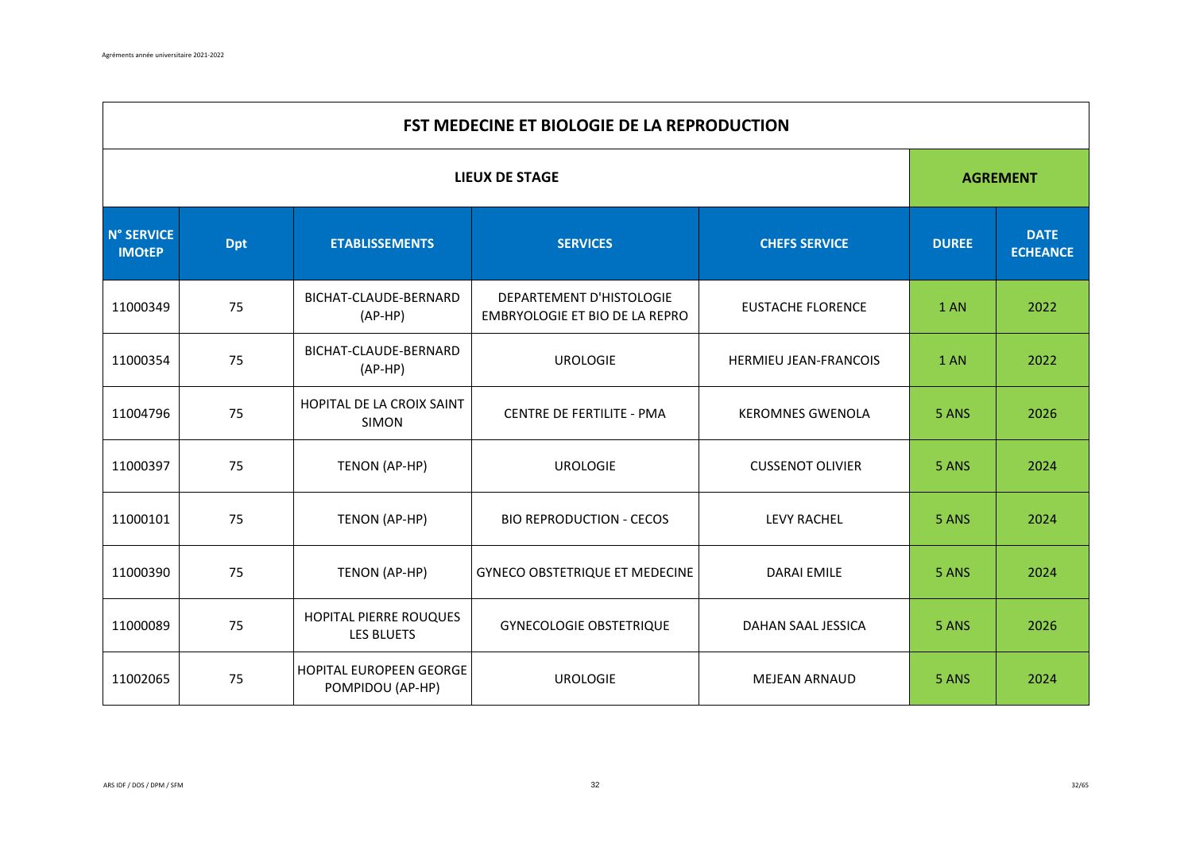| FST MEDECINE ET BIOLOGIE DE LA REPRODUCTION | | | | | | |
|---|---|---|---|---|---|---|
| LIEUX DE STAGE | | | | | AGREMENT | |
| N° SERVICE IMOtEP | Dpt | ETABLISSEMENTS | SERVICES | CHEFS SERVICE | DUREE | DATE ECHEANCE |
| 11000349 | 75 | BICHAT-CLAUDE-BERNARD (AP-HP) | DEPARTEMENT D'HISTOLOGIE EMBRYOLOGIE ET BIO DE LA REPRO | EUSTACHE FLORENCE | 1 AN | 2022 |
| 11000354 | 75 | BICHAT-CLAUDE-BERNARD (AP-HP) | UROLOGIE | HERMIEU JEAN-FRANCOIS | 1 AN | 2022 |
| 11004796 | 75 | HOPITAL DE LA CROIX SAINT SIMON | CENTRE DE FERTILITE - PMA | KEROMNES GWENOLA | 5 ANS | 2026 |
| 11000397 | 75 | TENON (AP-HP) | UROLOGIE | CUSSENOT OLIVIER | 5 ANS | 2024 |
| 11000101 | 75 | TENON (AP-HP) | BIO REPRODUCTION - CECOS | LEVY RACHEL | 5 ANS | 2024 |
| 11000390 | 75 | TENON (AP-HP) | GYNECO OBSTETRIQUE ET MEDECINE | DARAI EMILE | 5 ANS | 2024 |
| 11000089 | 75 | HOPITAL PIERRE ROUQUES LES BLUETS | GYNECOLOGIE OBSTETRIQUE | DAHAN SAAL JESSICA | 5 ANS | 2026 |
| 11002065 | 75 | HOPITAL EUROPEEN GEORGE POMPIDOU (AP-HP) | UROLOGIE | MEJEAN ARNAUD | 5 ANS | 2024 |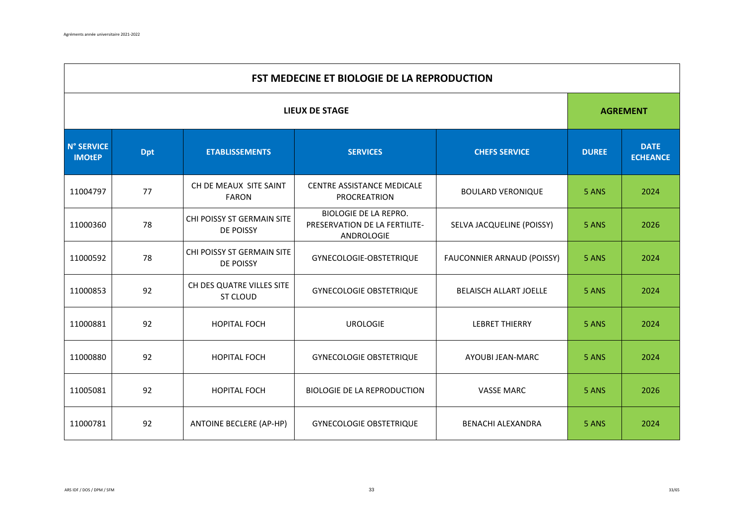| FST MEDECINE ET BIOLOGIE DE LA REPRODUCTION | | | | | | |
|---|---|---|---|---|---|---|
| **LIEUX DE STAGE** | | | | | **AGREMENT** | |
| **N° SERVICE IMOtEP** | **Dpt** | **ETABLISSEMENTS** | **SERVICES** | **CHEFS SERVICE** | **DUREE** | **DATE ECHEANCE** |
| 11004797 | 77 | CH DE MEAUX SITE SAINT FARON | CENTRE ASSISTANCE MEDICALE PROCREATRION | BOULARD VERONIQUE | 5 ANS | 2024 |
| 11000360 | 78 | CHI POISSY ST GERMAIN SITE DE POISSY | BIOLOGIE DE LA REPRO. PRESERVATION DE LA FERTILITE-ANDROLOGIE | SELVA JACQUELINE (POISSY) | 5 ANS | 2026 |
| 11000592 | 78 | CHI POISSY ST GERMAIN SITE DE POISSY | GYNECOLOGIE-OBSTETRIQUE | FAUCONNIER ARNAUD (POISSY) | 5 ANS | 2024 |
| 11000853 | 92 | CH DES QUATRE VILLES SITE ST CLOUD | GYNECOLOGIE OBSTETRIQUE | BELAISCH ALLART JOELLE | 5 ANS | 2024 |
| 11000881 | 92 | HOPITAL FOCH | UROLOGIE | LEBRET THIERRY | 5 ANS | 2024 |
| 11000880 | 92 | HOPITAL FOCH | GYNECOLOGIE OBSTETRIQUE | AYOUBI JEAN-MARC | 5 ANS | 2024 |
| 11005081 | 92 | HOPITAL FOCH | BIOLOGIE DE LA REPRODUCTION | VASSE MARC | 5 ANS | 2026 |
| 11000781 | 92 | ANTOINE BECLERE (AP-HP) | GYNECOLOGIE OBSTETRIQUE | BENACHI ALEXANDRA | 5 ANS | 2024 |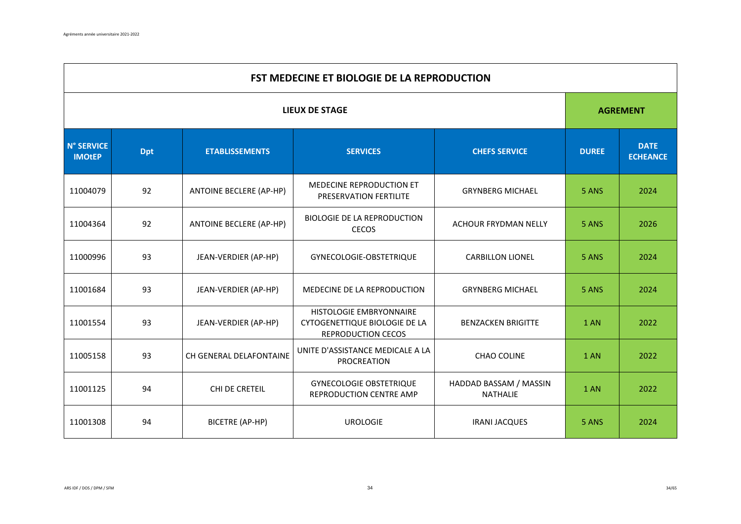| FST MEDECINE ET BIOLOGIE DE LA REPRODUCTION | | | | | | |
|---|---|---|---|---|---|---|
| LIEUX DE STAGE | | | | | AGREMENT | |
| N° SERVICE IMOtEP | Dpt | ETABLISSEMENTS | SERVICES | CHEFS SERVICE | DUREE | DATE ECHEANCE |
| 11004079 | 92 | ANTOINE BECLERE (AP-HP) | MEDECINE REPRODUCTION ET PRESERVATION FERTILITE | GRYNBERG MICHAEL | 5 ANS | 2024 |
| 11004364 | 92 | ANTOINE BECLERE (AP-HP) | BIOLOGIE DE LA REPRODUCTION CECOS | ACHOUR FRYDMAN NELLY | 5 ANS | 2026 |
| 11000996 | 93 | JEAN-VERDIER (AP-HP) | GYNECOLOGIE-OBSTETRIQUE | CARBILLON LIONEL | 5 ANS | 2024 |
| 11001684 | 93 | JEAN-VERDIER (AP-HP) | MEDECINE DE LA REPRODUCTION | GRYNBERG MICHAEL | 5 ANS | 2024 |
| 11001554 | 93 | JEAN-VERDIER (AP-HP) | HISTOLOGIE EMBRYONNAIRE CYTOGENETTIQUE BIOLOGIE DE LA REPRODUCTION CECOS | BENZACKEN BRIGITTE | 1 AN | 2022 |
| 11005158 | 93 | CH GENERAL DELAFONTAINE | UNITE D'ASSISTANCE MEDICALE A LA PROCREATION | CHAO COLINE | 1 AN | 2022 |
| 11001125 | 94 | CHI DE CRETEIL | GYNECOLOGIE OBSTETRIQUE REPRODUCTION CENTRE AMP | HADDAD BASSAM / MASSIN NATHALIE | 1 AN | 2022 |
| 11001308 | 94 | BICETRE (AP-HP) | UROLOGIE | IRANI JACQUES | 5 ANS | 2024 |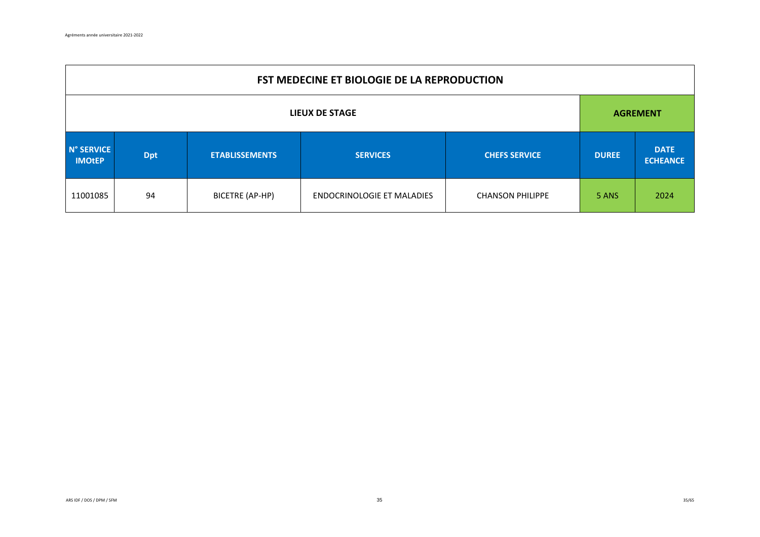| FST MEDECINE ET BIOLOGIE DE LA REPRODUCTION | | | | | | |
|---|---|---|---|---|---|---|
| LIEUX DE STAGE | | | | | AGREMENT | |
| **N° SERVICE IMOtEP** | **Dpt** | **ETABLISSEMENTS** | **SERVICES** | **CHEFS SERVICE** | **DUREE** | **DATE ECHEANCE** |
| 11001085 | 94 | BICETRE (AP-HP) | ENDOCRINOLOGIE ET MALADIES | CHANSON PHILIPPE | 5 ANS | 2024 |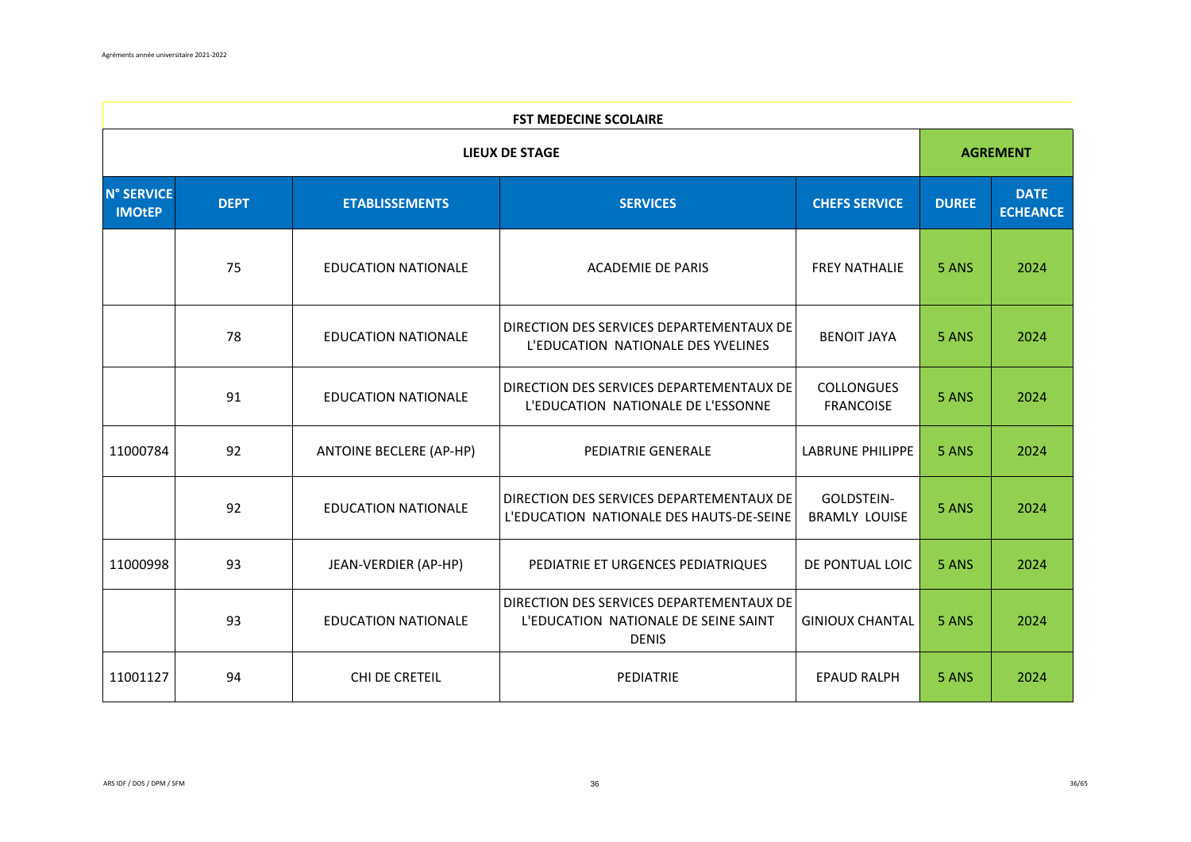| FST MEDECINE SCOLAIRE | | | | | | |
|---|---|---|---|---|---|---|
| LIEUX DE STAGE | | | | | AGREMENT | |
| N° SERVICE IMOtEP | DEPT | ETABLISSEMENTS | SERVICES | CHEFS SERVICE | DUREE | DATE ECHEANCE |
| | 75 | EDUCATION NATIONALE | ACADEMIE DE PARIS | FREY NATHALIE | 5 ANS | 2024 |
| | 78 | EDUCATION NATIONALE | DIRECTION DES SERVICES DEPARTEMENTAUX DE L'EDUCATION NATIONALE DES YVELINES | BENOIT JAYA | 5 ANS | 2024 |
| | 91 | EDUCATION NATIONALE | DIRECTION DES SERVICES DEPARTEMENTAUX DE L'EDUCATION NATIONALE DE L'ESSONNE | COLLONGUES FRANCOISE | 5 ANS | 2024 |
| 11000784 | 92 | ANTOINE BECLERE (AP-HP) | PEDIATRIE GENERALE | LABRUNE PHILIPPE | 5 ANS | 2024 |
| | 92 | EDUCATION NATIONALE | DIRECTION DES SERVICES DEPARTEMENTAUX DE L'EDUCATION NATIONALE DES HAUTS-DE-SEINE | GOLDSTEIN-BRAMLY LOUISE | 5 ANS | 2024 |
| 11000998 | 93 | JEAN-VERDIER (AP-HP) | PEDIATRIE ET URGENCES PEDIATRIQUES | DE PONTUAL LOIC | 5 ANS | 2024 |
| | 93 | EDUCATION NATIONALE | DIRECTION DES SERVICES DEPARTEMENTAUX DE L'EDUCATION NATIONALE DE SEINE SAINT DENIS | GINIOUX CHANTAL | 5 ANS | 2024 |
| 11001127 | 94 | CHI DE CRETEIL | PEDIATRIE | EPAUD RALPH | 5 ANS | 2024 |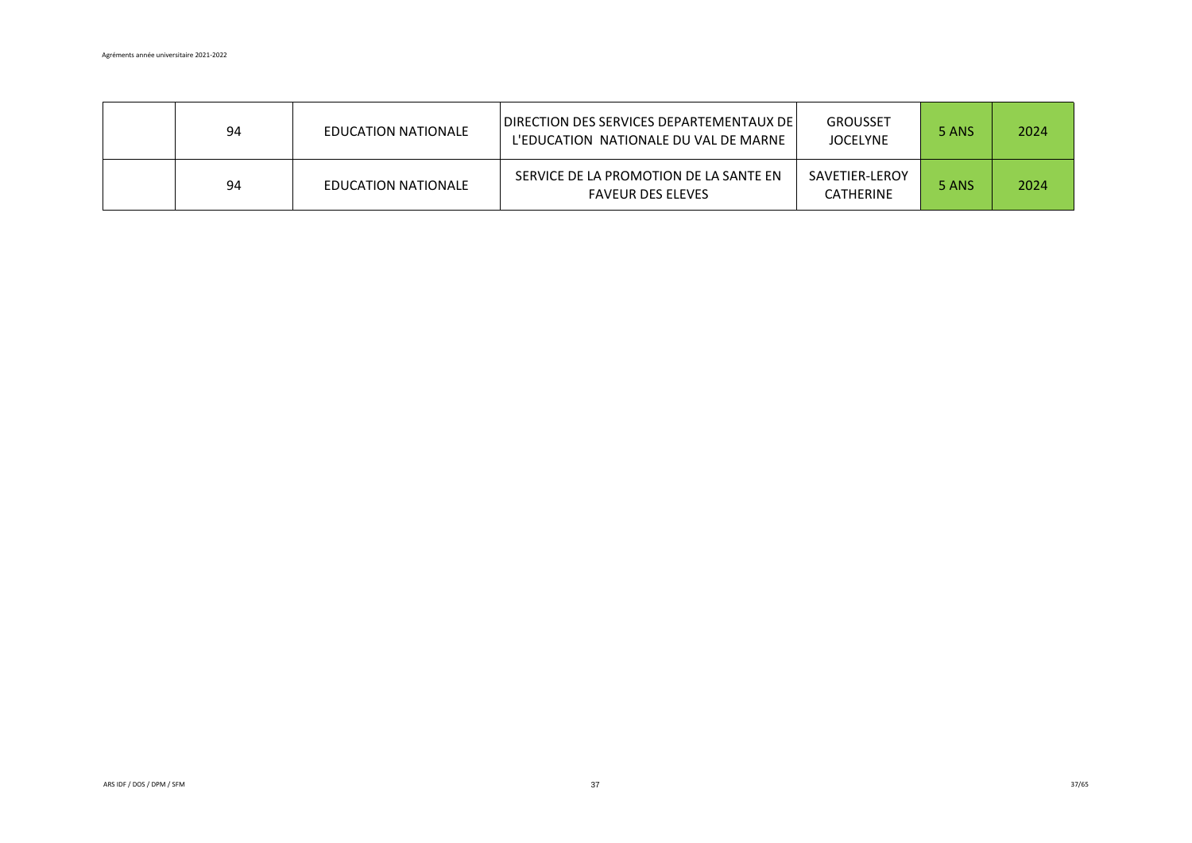|  |  |  |  |  |  |  |
|---|---|---|---|---|---|---|
|  | 94 | EDUCATION NATIONALE | DIRECTION DES SERVICES DEPARTEMENTAUX DE L'EDUCATION NATIONALE DU VAL DE MARNE | GROUSSET JOCELYNE | 5 ANS | 2024 |
|  | 94 | EDUCATION NATIONALE | SERVICE DE LA PROMOTION DE LA SANTE EN FAVEUR DES ELEVES | SAVETIER-LEROY CATHERINE | 5 ANS | 2024 |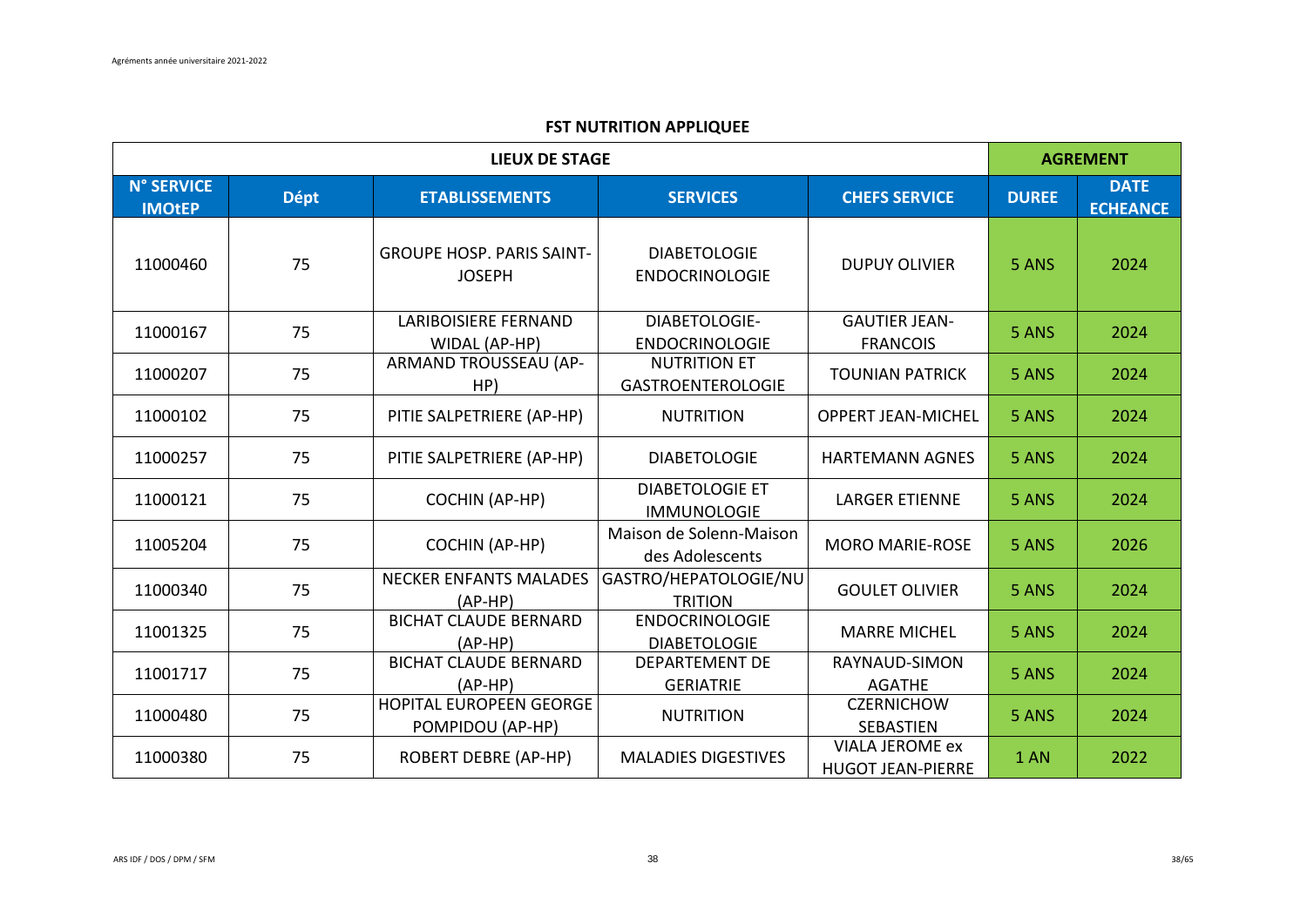## FST NUTRITION APPLIQUEE

| LIEUX DE STAGE | | | | | AGREMENT | |
|---|---|---|---|---|---|---|
| N° SERVICE IMOtEP | Dépt | ETABLISSEMENTS | SERVICES | CHEFS SERVICE | DUREE | DATE ECHEANCE |
| 11000460 | 75 | GROUPE HOSP. PARIS SAINT-JOSEPH | DIABETOLOGIE ENDOCRINOLOGIE | DUPUY OLIVIER | 5 ANS | 2024 |
| 11000167 | 75 | LARIBOISIERE FERNAND WIDAL (AP-HP) | DIABETOLOGIE-ENDOCRINOLOGIE | GAUTIER JEAN-FRANCOIS | 5 ANS | 2024 |
| 11000207 | 75 | ARMAND TROUSSEAU (AP-HP) | NUTRITION ET GASTROENTEROLOGIE | TOUNIAN PATRICK | 5 ANS | 2024 |
| 11000102 | 75 | PITIE SALPETRIERE (AP-HP) | NUTRITION | OPPERT JEAN-MICHEL | 5 ANS | 2024 |
| 11000257 | 75 | PITIE SALPETRIERE (AP-HP) | DIABETOLOGIE | HARTEMANN AGNES | 5 ANS | 2024 |
| 11000121 | 75 | COCHIN (AP-HP) | DIABETOLOGIE ET IMMUNOLOGIE | LARGER ETIENNE | 5 ANS | 2024 |
| 11005204 | 75 | COCHIN (AP-HP) | Maison de Solenn-Maison des Adolescents | MORO MARIE-ROSE | 5 ANS | 2026 |
| 11000340 | 75 | NECKER ENFANTS MALADES (AP-HP) | GASTRO/HEPATOLOGIE/NUTRITION | GOULET OLIVIER | 5 ANS | 2024 |
| 11001325 | 75 | BICHAT CLAUDE BERNARD (AP-HP) | ENDOCRINOLOGIE DIABETOLOGIE | MARRE MICHEL | 5 ANS | 2024 |
| 11001717 | 75 | BICHAT CLAUDE BERNARD (AP-HP) | DEPARTEMENT DE GERIATRIE | RAYNAUD-SIMON AGATHE | 5 ANS | 2024 |
| 11000480 | 75 | HOPITAL EUROPEEN GEORGE POMPIDOU (AP-HP) | NUTRITION | CZERNICHOW SEBASTIEN | 5 ANS | 2024 |
| 11000380 | 75 | ROBERT DEBRE (AP-HP) | MALADIES DIGESTIVES | VIALA JEROME ex HUGOT JEAN-PIERRE | 1 AN | 2022 |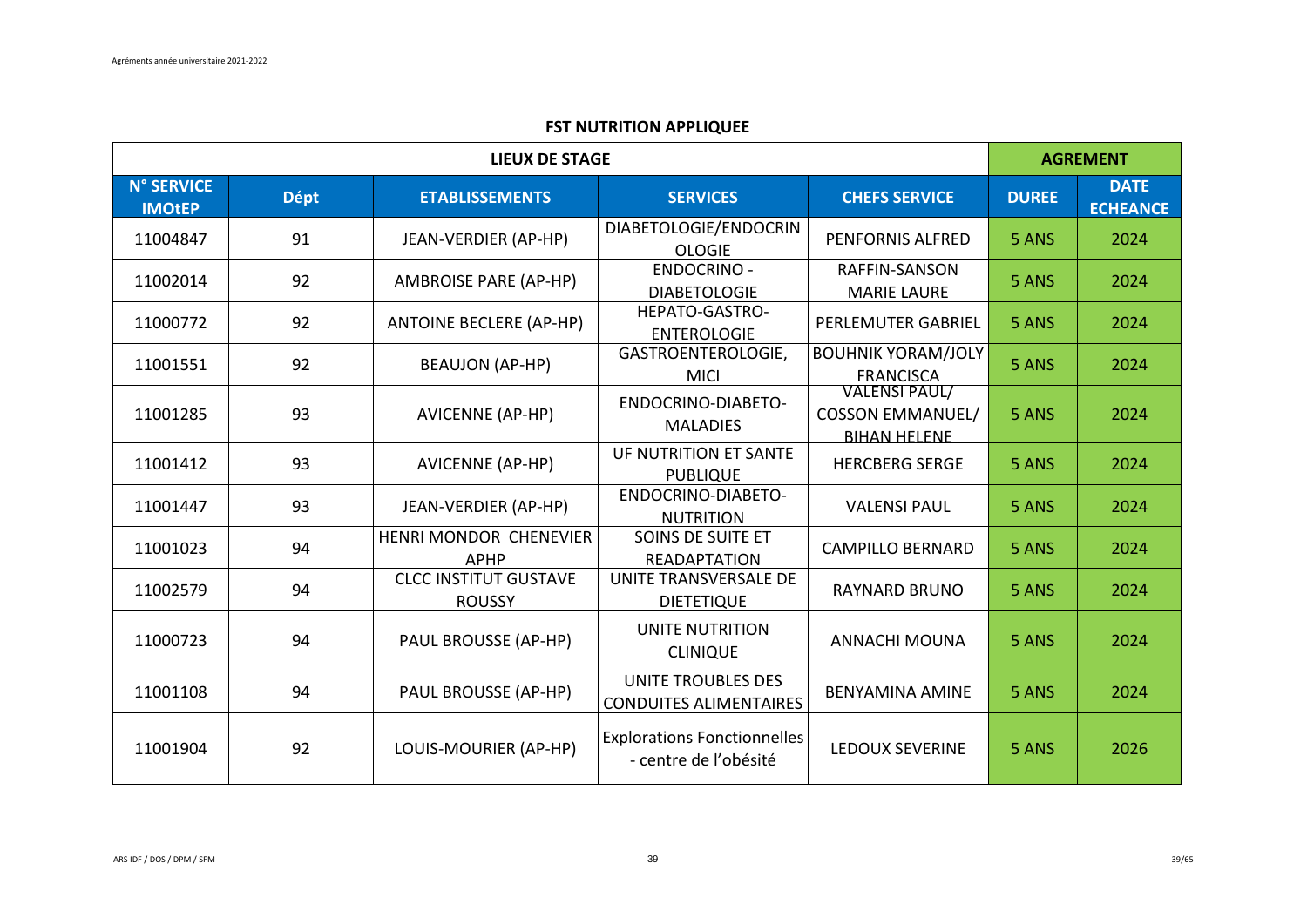## FST NUTRITION APPLIQUEE

| LIEUX DE STAGE | | | | | AGREMENT | |
|---|---|---|---|---|---|---|
| N° SERVICE IMOtEP | Dépt | ETABLISSEMENTS | SERVICES | CHEFS SERVICE | DUREE | DATE ECHEANCE |
| 11004847 | 91 | JEAN-VERDIER (AP-HP) | DIABETOLOGIE/ENDOCRINOLOGIE | PENFORNIS ALFRED | 5 ANS | 2024 |
| 11002014 | 92 | AMBROISE PARE (AP-HP) | ENDOCRINO - DIABETOLOGIE | RAFFIN-SANSON MARIE LAURE | 5 ANS | 2024 |
| 11000772 | 92 | ANTOINE BECLERE (AP-HP) | HEPATO-GASTRO-ENTEROLOGIE | PERLEMUTER GABRIEL | 5 ANS | 2024 |
| 11001551 | 92 | BEAUJON (AP-HP) | GASTROENTEROLOGIE, MICI | BOUHNIK YORAM/JOLY FRANCISCA | 5 ANS | 2024 |
| 11001285 | 93 | AVICENNE (AP-HP) | ENDOCRINO-DIABETO-MALADIES | VALENSI PAUL/ COSSON EMMANUEL/ BIHAN HELENE | 5 ANS | 2024 |
| 11001412 | 93 | AVICENNE (AP-HP) | UF NUTRITION ET SANTE PUBLIQUE | HERCBERG SERGE | 5 ANS | 2024 |
| 11001447 | 93 | JEAN-VERDIER (AP-HP) | ENDOCRINO-DIABETO-NUTRITION | VALENSI PAUL | 5 ANS | 2024 |
| 11001023 | 94 | HENRI MONDOR CHENEVIER APHP | SOINS DE SUITE ET READAPTATION | CAMPILLO BERNARD | 5 ANS | 2024 |
| 11002579 | 94 | CLCC INSTITUT GUSTAVE ROUSSY | UNITE TRANSVERSALE DE DIETETIQUE | RAYNARD BRUNO | 5 ANS | 2024 |
| 11000723 | 94 | PAUL BROUSSE (AP-HP) | UNITE NUTRITION CLINIQUE | ANNACHI MOUNA | 5 ANS | 2024 |
| 11001108 | 94 | PAUL BROUSSE (AP-HP) | UNITE TROUBLES DES CONDUITES ALIMENTAIRES | BENYAMINA AMINE | 5 ANS | 2024 |
| 11001904 | 92 | LOUIS-MOURIER (AP-HP) | Explorations Fonctionnelles - centre de l'obésité | LEDOUX SEVERINE | 5 ANS | 2026 |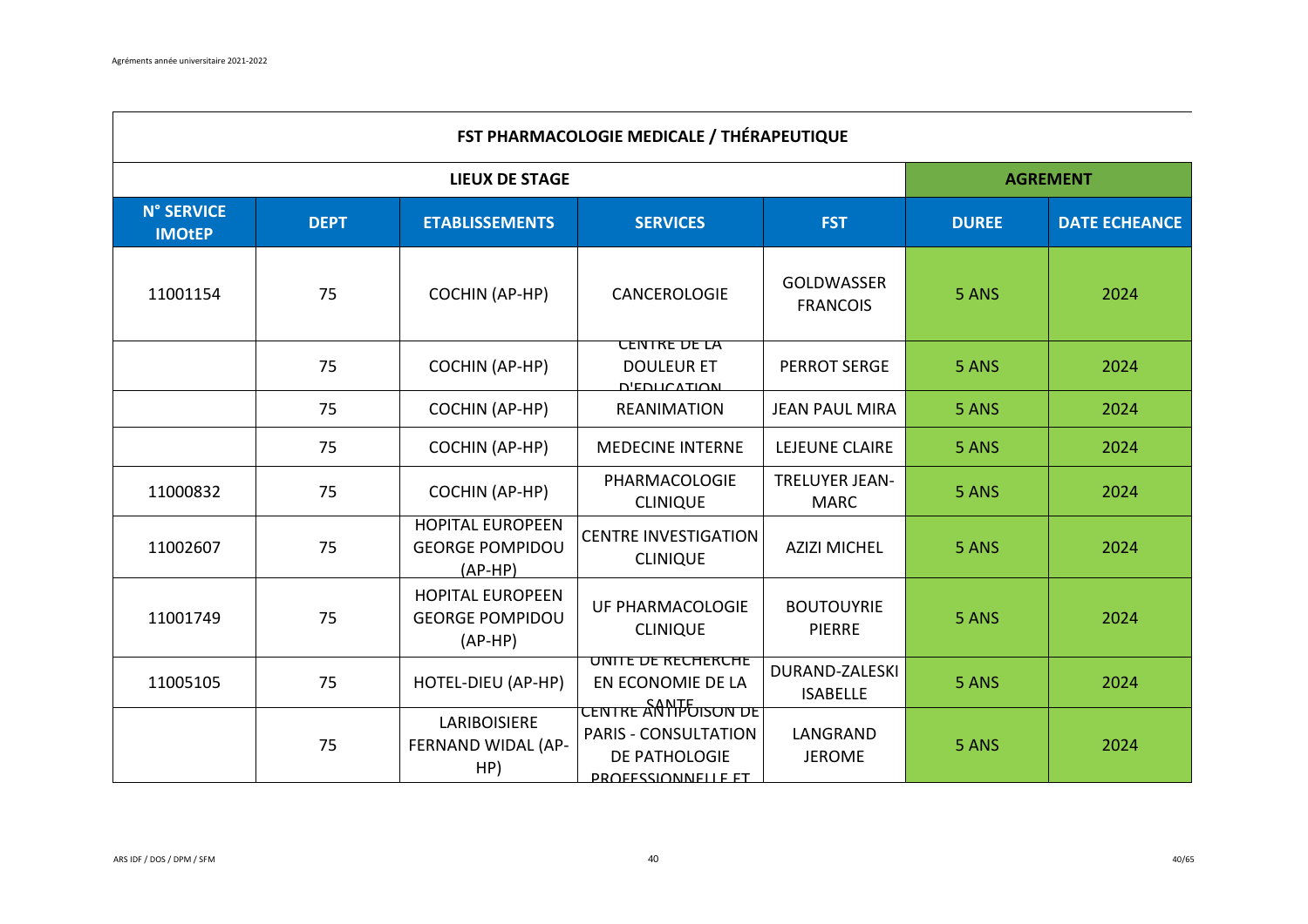| FST PHARMACOLOGIE MEDICALE / THÉRAPEUTIQUE | | | | | | |
|---|---|---|---|---|---|---|
| LIEUX DE STAGE | | | | | AGREMENT | |
| N° SERVICE IMOtEP | DEPT | ETABLISSEMENTS | SERVICES | FST | DUREE | DATE ECHEANCE |
| 11001154 | 75 | COCHIN (AP-HP) | CANCEROLOGIE | GOLDWASSER FRANCOIS | 5 ANS | 2024 |
| | 75 | COCHIN (AP-HP) | CENTRE DE LA DOULEUR ET D'EDUCATION | PERROT SERGE | 5 ANS | 2024 |
| | 75 | COCHIN (AP-HP) | REANIMATION | JEAN PAUL MIRA | 5 ANS | 2024 |
| | 75 | COCHIN (AP-HP) | MEDECINE INTERNE | LEJEUNE CLAIRE | 5 ANS | 2024 |
| 11000832 | 75 | COCHIN (AP-HP) | PHARMACOLOGIE CLINIQUE | TRELUYER JEAN-MARC | 5 ANS | 2024 |
| 11002607 | 75 | HOPITAL EUROPEEN GEORGE POMPIDOU (AP-HP) | CENTRE INVESTIGATION CLINIQUE | AZIZI MICHEL | 5 ANS | 2024 |
| 11001749 | 75 | HOPITAL EUROPEEN GEORGE POMPIDOU (AP-HP) | UF PHARMACOLOGIE CLINIQUE | BOUTOUYRIE PIERRE | 5 ANS | 2024 |
| 11005105 | 75 | HOTEL-DIEU (AP-HP) | UNITE DE RECHERCHE EN ECONOMIE DE LA SANTE | DURAND-ZALESKI ISABELLE | 5 ANS | 2024 |
| | 75 | LARIBOISIERE FERNAND WIDAL (AP-HP) | CENTRE ANTIPOISON DE PARIS - CONSULTATION DE PATHOLOGIE PROFESSIONNELLE ET | LANGRAND JEROME | 5 ANS | 2024 |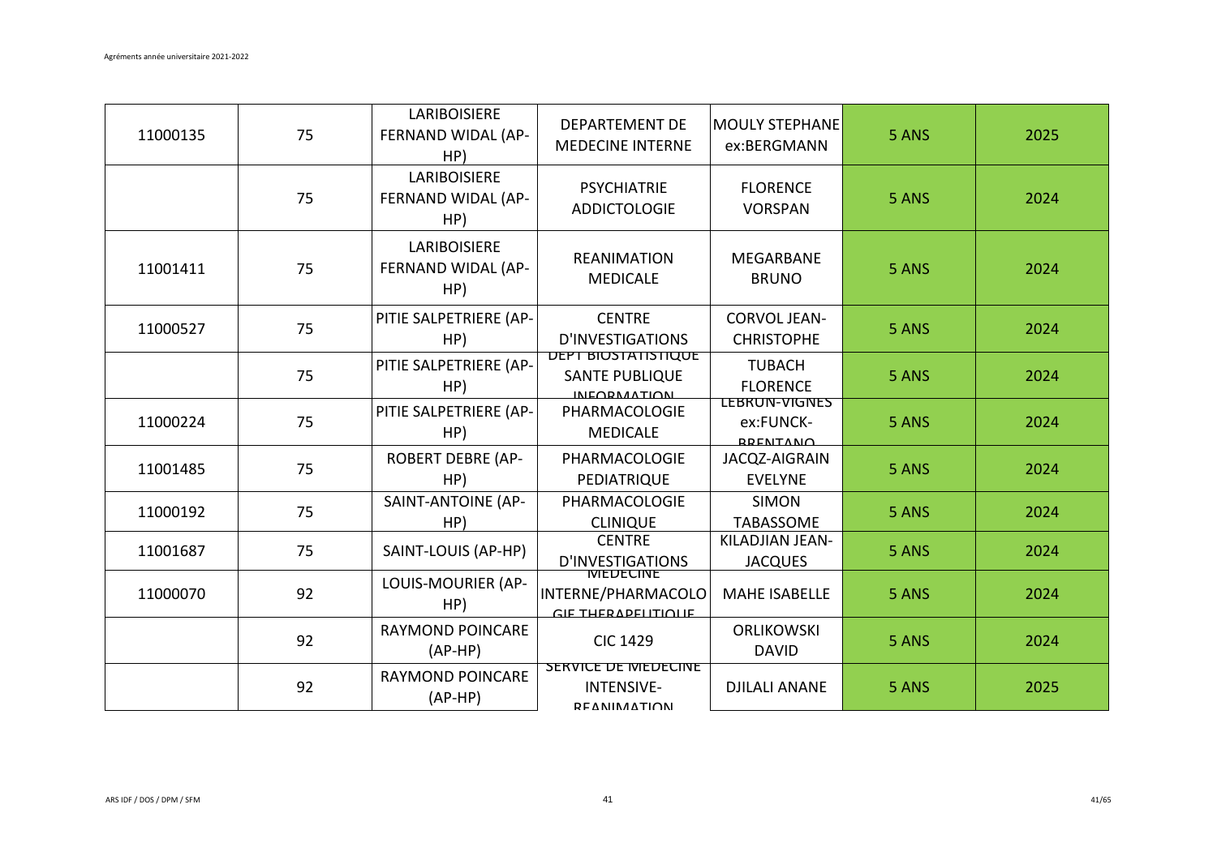| | | | | | | |
|---|---|---|---|---|---|---|
| 11000135 | 75 | LARIBOISIERE FERNAND WIDAL (AP-HP) | DEPARTEMENT DE MEDECINE INTERNE | MOULY STEPHANE ex:BERGMANN | 5 ANS | 2025 |
| | 75 | LARIBOISIERE FERNAND WIDAL (AP-HP) | PSYCHIATRIE ADDICTOLOGIE | FLORENCE VORSPAN | 5 ANS | 2024 |
| 11001411 | 75 | LARIBOISIERE FERNAND WIDAL (AP-HP) | REANIMATION MEDICALE | MEGARBANE BRUNO | 5 ANS | 2024 |
| 11000527 | 75 | PITIE SALPETRIERE (AP-HP) | CENTRE D'INVESTIGATIONS | CORVOL JEAN-CHRISTOPHE | 5 ANS | 2024 |
| | 75 | PITIE SALPETRIERE (AP-HP) | DEPT BIOSTATISTIQUE SANTE PUBLIQUE INFORMATION | TUBACH FLORENCE | 5 ANS | 2024 |
| 11000224 | 75 | PITIE SALPETRIERE (AP-HP) | PHARMACOLOGIE MEDICALE | LEBRUN-VIGNES ex:FUNCK-BRENTANO | 5 ANS | 2024 |
| 11001485 | 75 | ROBERT DEBRE (AP-HP) | PHARMACOLOGIE PEDIATRIQUE | JACQZ-AIGRAIN EVELYNE | 5 ANS | 2024 |
| 11000192 | 75 | SAINT-ANTOINE (AP-HP) | PHARMACOLOGIE CLINIQUE | SIMON TABASSOME | 5 ANS | 2024 |
| 11001687 | 75 | SAINT-LOUIS (AP-HP) | CENTRE D'INVESTIGATIONS | KILADJIAN JEAN-JACQUES | 5 ANS | 2024 |
| 11000070 | 92 | LOUIS-MOURIER (AP-HP) | MEDECINE INTERNE/PHARMACOLOGIE THERAPEUTIQUE | MAHE ISABELLE | 5 ANS | 2024 |
| | 92 | RAYMOND POINCARE (AP-HP) | CIC 1429 | ORLIKOWSKI DAVID | 5 ANS | 2024 |
| | 92 | RAYMOND POINCARE (AP-HP) | SERVICE DE MEDECINE INTENSIVE-REANIMATION | DJILALI ANANE | 5 ANS | 2025 |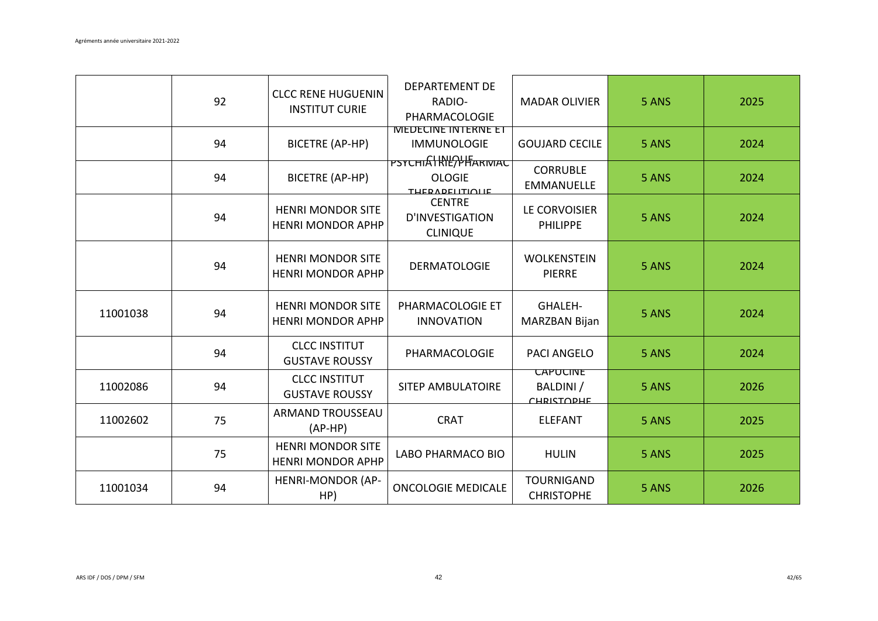| | | | | | | |
|---|---|---|---|---|---|---|
| | 92 | CLCC RENE HUGUENIN INSTITUT CURIE | DEPARTEMENT DE RADIO-PHARMACOLOGIE | MADAR OLIVIER | 5 ANS | 2025 |
| | 94 | BICETRE (AP-HP) | MEDECINE INTERNE ET IMMUNOLOGIE CLINIQUE | GOUJARD CECILE | 5 ANS | 2024 |
| | 94 | BICETRE (AP-HP) | PSYCHIATRIE/PHARMACOLOGIE THERAPEUTIQUE | CORRUBLE EMMANUELLE | 5 ANS | 2024 |
| | 94 | HENRI MONDOR SITE HENRI MONDOR APHP | CENTRE D'INVESTIGATION CLINIQUE | LE CORVOISIER PHILIPPE | 5 ANS | 2024 |
| | 94 | HENRI MONDOR SITE HENRI MONDOR APHP | DERMATOLOGIE | WOLKENSTEIN PIERRE | 5 ANS | 2024 |
| 11001038 | 94 | HENRI MONDOR SITE HENRI MONDOR APHP | PHARMACOLOGIE ET INNOVATION | GHALEH-MARZBAN Bijan | 5 ANS | 2024 |
| | 94 | CLCC INSTITUT GUSTAVE ROUSSY | PHARMACOLOGIE | PACI ANGELO | 5 ANS | 2024 |
| 11002086 | 94 | CLCC INSTITUT GUSTAVE ROUSSY | SITEP AMBULATOIRE | CAPUCINE BALDINI / CHRISTOPHE | 5 ANS | 2026 |
| 11002602 | 75 | ARMAND TROUSSEAU (AP-HP) | CRAT | ELEFANT | 5 ANS | 2025 |
| | 75 | HENRI MONDOR SITE HENRI MONDOR APHP | LABO PHARMACO BIO | HULIN | 5 ANS | 2025 |
| 11001034 | 94 | HENRI-MONDOR (AP-HP) | ONCOLOGIE MEDICALE | TOURNIGAND CHRISTOPHE | 5 ANS | 2026 |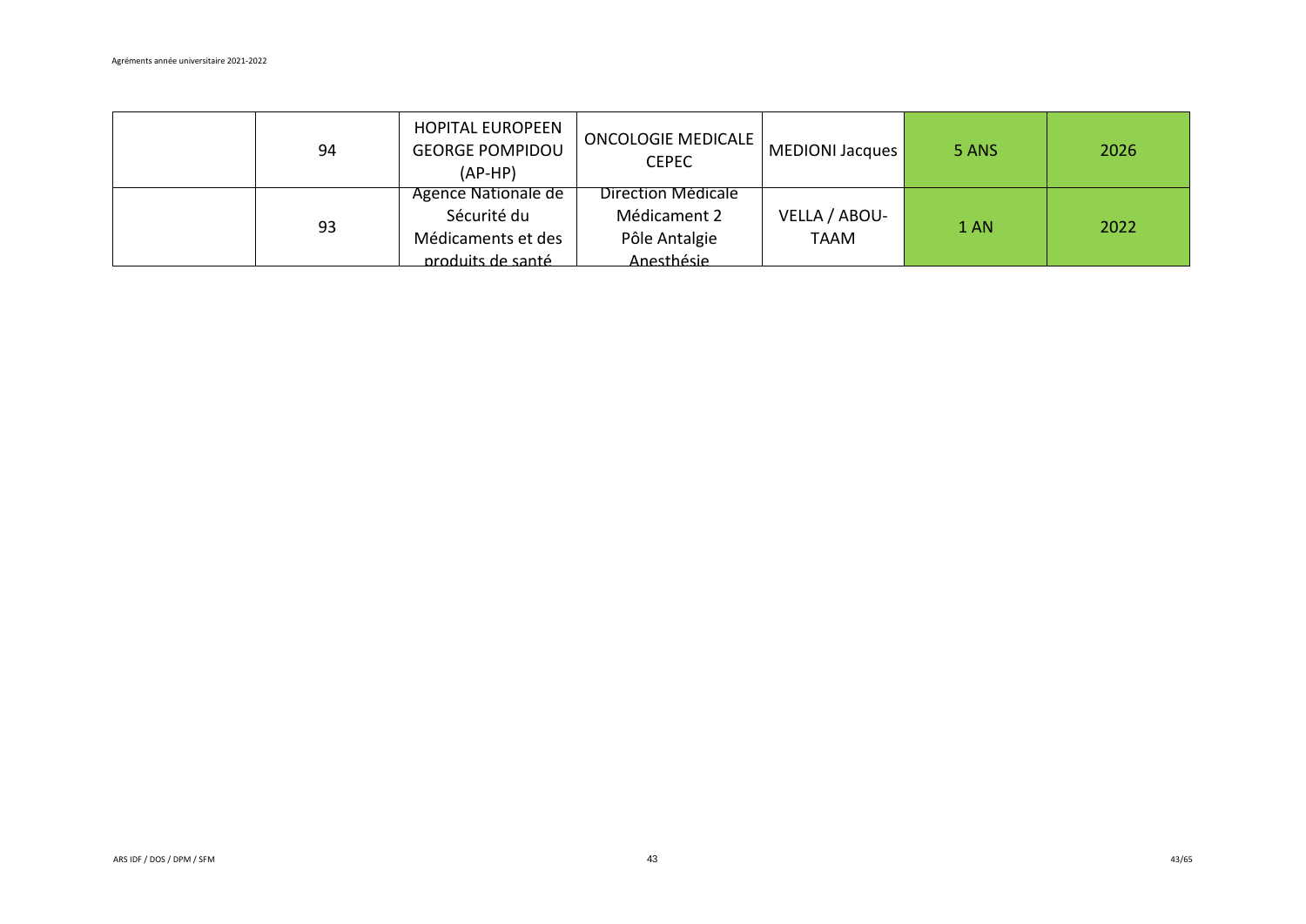| | 94 | HOPITAL EUROPEEN GEORGE POMPIDOU (AP-HP) | ONCOLOGIE MEDICALE CEPEC | MEDIONI Jacques | 5 ANS | 2026 |
|---|---|---|---|---|---|---|
| | 93 | Agence Nationale de Sécurité du Médicaments et des produits de santé | Direction Médicale Médicament 2 Pôle Antalgie Anesthésie | VELLA / ABOU-TAAM | 1 AN | 2022 |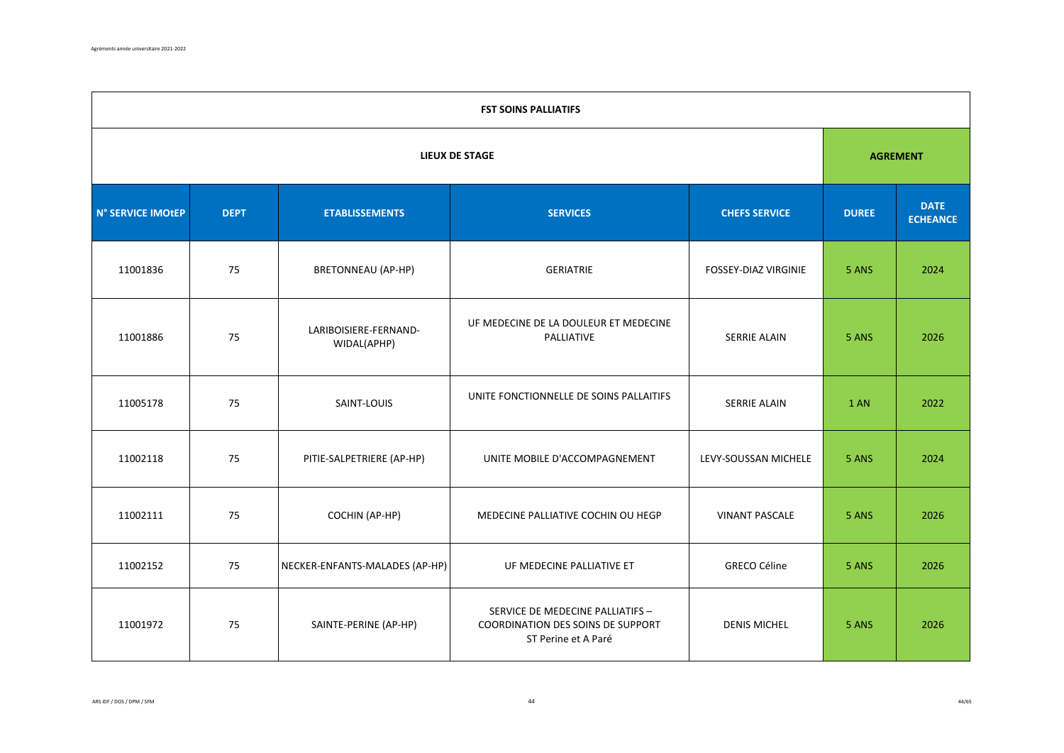| FST SOINS PALLIATIFS | | | | | | |
|---|---|---|---|---|---|---|
| LIEUX DE STAGE | | | | | AGREMENT | |
| N° SERVICE IMOtEP | DEPT | ETABLISSEMENTS | SERVICES | CHEFS SERVICE | DUREE | DATE ECHEANCE |
| 11001836 | 75 | BRETONNEAU (AP-HP) | GERIATRIE | FOSSEY-DIAZ VIRGINIE | 5 ANS | 2024 |
| 11001886 | 75 | LARIBOISIERE-FERNAND-WIDAL(APHP) | UF MEDECINE DE LA DOULEUR ET MEDECINE PALLIATIVE | SERRIE ALAIN | 5 ANS | 2026 |
| 11005178 | 75 | SAINT-LOUIS | UNITE FONCTIONNELLE DE SOINS PALLAITIFS | SERRIE ALAIN | 1 AN | 2022 |
| 11002118 | 75 | PITIE-SALPETRIERE (AP-HP) | UNITE MOBILE D'ACCOMPAGNEMENT | LEVY-SOUSSAN MICHELE | 5 ANS | 2024 |
| 11002111 | 75 | COCHIN (AP-HP) | MEDECINE PALLIATIVE COCHIN OU HEGP | VINANT PASCALE | 5 ANS | 2026 |
| 11002152 | 75 | NECKER-ENFANTS-MALADES (AP-HP) | UF MEDECINE PALLIATIVE ET | GRECO Céline | 5 ANS | 2026 |
| 11001972 | 75 | SAINTE-PERINE (AP-HP) | SERVICE DE MEDECINE PALLIATIFS – COORDINATION DES SOINS DE SUPPORT ST Perine et A Paré | DENIS MICHEL | 5 ANS | 2026 |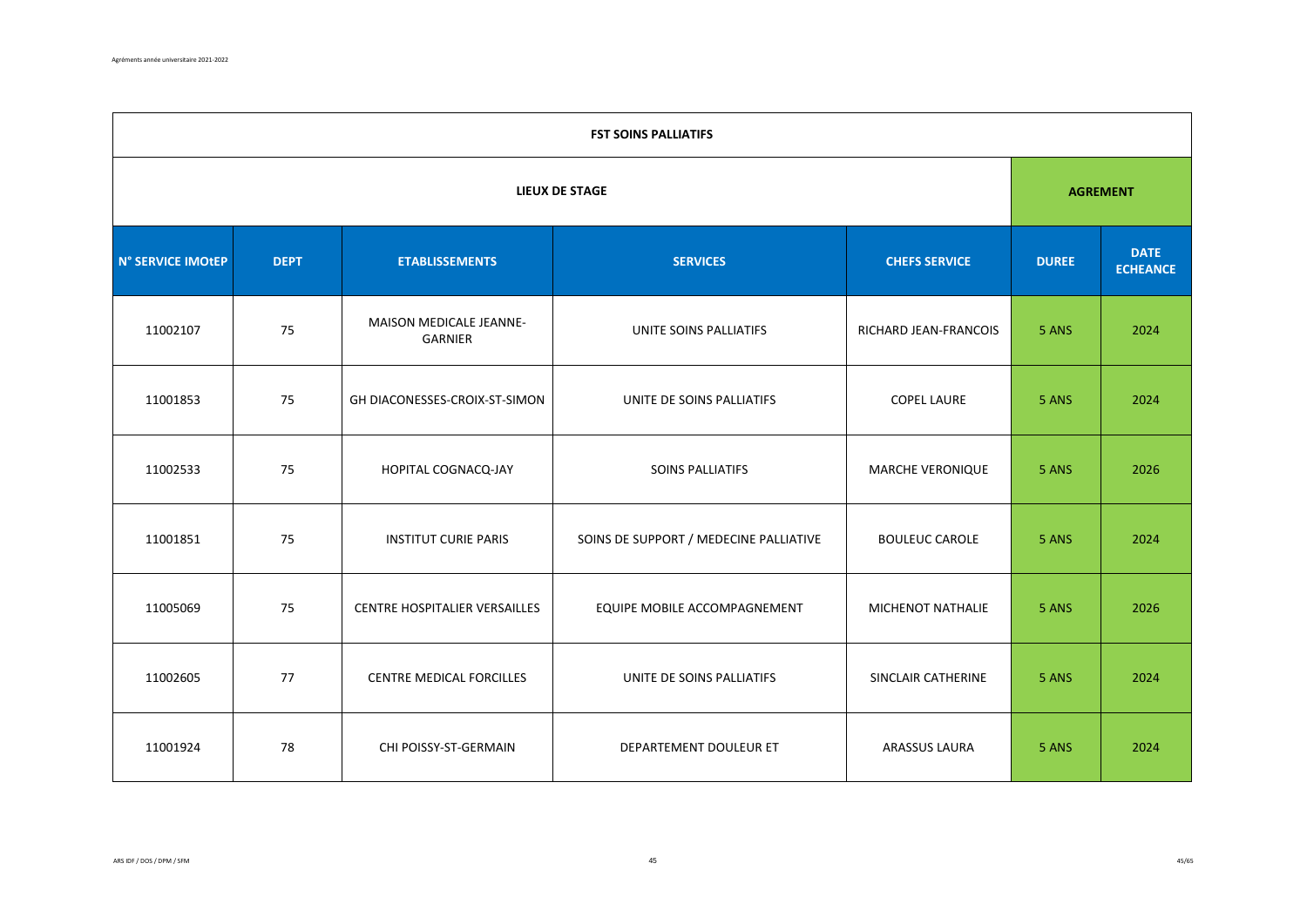| FST SOINS PALLIATIFS | | | | | | |
|---|---|---|---|---|---|---|
| LIEUX DE STAGE | | | | | AGREMENT | |
| N° SERVICE IMOtEP | DEPT | ETABLISSEMENTS | SERVICES | CHEFS SERVICE | DUREE | DATE ECHEANCE |
| 11002107 | 75 | MAISON MEDICALE JEANNE-GARNIER | UNITE SOINS PALLIATIFS | RICHARD JEAN-FRANCOIS | 5 ANS | 2024 |
| 11001853 | 75 | GH DIACONESSES-CROIX-ST-SIMON | UNITE DE SOINS PALLIATIFS | COPEL LAURE | 5 ANS | 2024 |
| 11002533 | 75 | HOPITAL COGNACQ-JAY | SOINS PALLIATIFS | MARCHE VERONIQUE | 5 ANS | 2026 |
| 11001851 | 75 | INSTITUT CURIE PARIS | SOINS DE SUPPORT / MEDECINE PALLIATIVE | BOULEUC CAROLE | 5 ANS | 2024 |
| 11005069 | 75 | CENTRE HOSPITALIER VERSAILLES | EQUIPE MOBILE ACCOMPAGNEMENT | MICHENOT NATHALIE | 5 ANS | 2026 |
| 11002605 | 77 | CENTRE MEDICAL FORCILLES | UNITE DE SOINS PALLIATIFS | SINCLAIR CATHERINE | 5 ANS | 2024 |
| 11001924 | 78 | CHI POISSY-ST-GERMAIN | DEPARTEMENT DOULEUR ET | ARASSUS LAURA | 5 ANS | 2024 |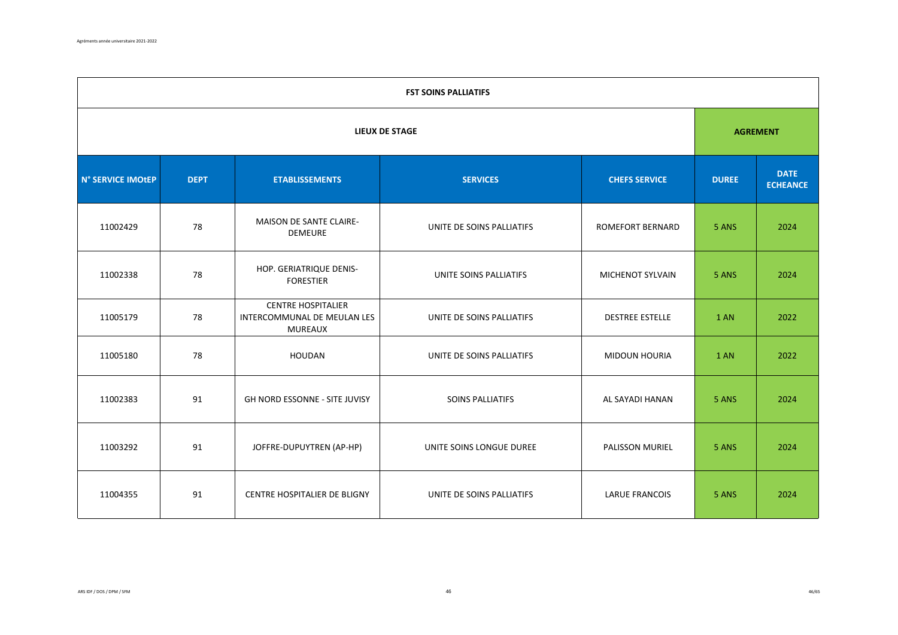| FST SOINS PALLIATIFS | | | | | | |
|---|---|---|---|---|---|---|
| **LIEUX DE STAGE** | | | | | **AGREMENT** | |
| **N° SERVICE IMOtEP** | **DEPT** | **ETABLISSEMENTS** | **SERVICES** | **CHEFS SERVICE** | **DUREE** | **DATE ECHEANCE** |
| 11002429 | 78 | MAISON DE SANTE CLAIRE-DEMEURE | UNITE DE SOINS PALLIATIFS | ROMEFORT BERNARD | 5 ANS | 2024 |
| 11002338 | 78 | HOP. GERIATRIQUE DENIS-FORESTIER | UNITE SOINS PALLIATIFS | MICHENOT SYLVAIN | 5 ANS | 2024 |
| 11005179 | 78 | CENTRE HOSPITALIER INTERCOMMUNAL DE MEULAN LES MUREAUX | UNITE DE SOINS PALLIATIFS | DESTREE ESTELLE | 1 AN | 2022 |
| 11005180 | 78 | HOUDAN | UNITE DE SOINS PALLIATIFS | MIDOUN HOURIA | 1 AN | 2022 |
| 11002383 | 91 | GH NORD ESSONNE - SITE JUVISY | SOINS PALLIATIFS | AL SAYADI HANAN | 5 ANS | 2024 |
| 11003292 | 91 | JOFFRE-DUPUYTREN (AP-HP) | UNITE SOINS LONGUE DUREE | PALISSON MURIEL | 5 ANS | 2024 |
| 11004355 | 91 | CENTRE HOSPITALIER DE BLIGNY | UNITE DE SOINS PALLIATIFS | LARUE FRANCOIS | 5 ANS | 2024 |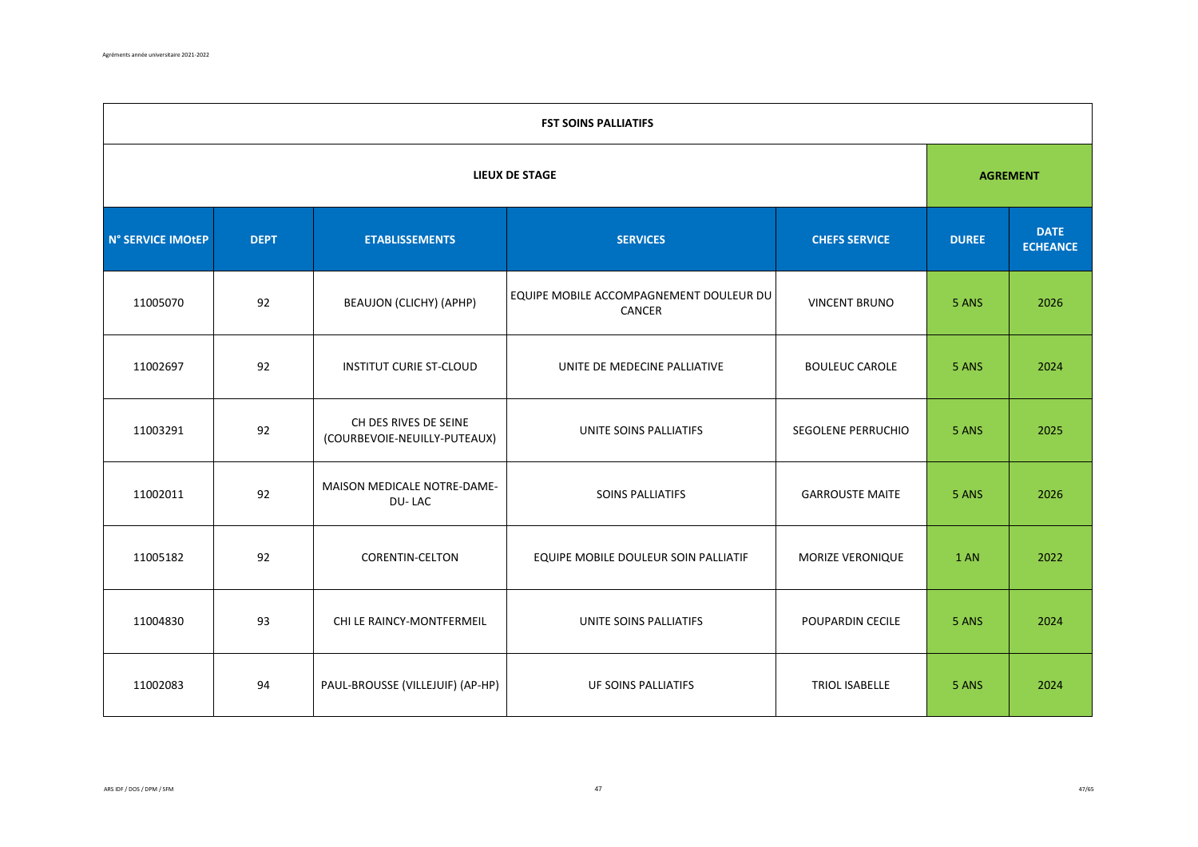| FST SOINS PALLIATIFS | | | | | | |
|---|---|---|---|---|---|---|
| **LIEUX DE STAGE** | | | | | **AGREMENT** | |
| **N° SERVICE IMOtEP** | **DEPT** | **ETABLISSEMENTS** | **SERVICES** | **CHEFS SERVICE** | **DUREE** | **DATE ECHEANCE** |
| 11005070 | 92 | BEAUJON (CLICHY) (APHP) | EQUIPE MOBILE ACCOMPAGNEMENT DOULEUR DU CANCER | VINCENT BRUNO | 5 ANS | 2026 |
| 11002697 | 92 | INSTITUT CURIE ST-CLOUD | UNITE DE MEDECINE PALLIATIVE | BOULEUC CAROLE | 5 ANS | 2024 |
| 11003291 | 92 | CH DES RIVES DE SEINE (COURBEVOIE-NEUILLY-PUTEAUX) | UNITE SOINS PALLIATIFS | SEGOLENE PERRUCHIO | 5 ANS | 2025 |
| 11002011 | 92 | MAISON MEDICALE NOTRE-DAME-DU- LAC | SOINS PALLIATIFS | GARROUSTE MAITE | 5 ANS | 2026 |
| 11005182 | 92 | CORENTIN-CELTON | EQUIPE MOBILE DOULEUR SOIN PALLIATIF | MORIZE VERONIQUE | 1 AN | 2022 |
| 11004830 | 93 | CHI LE RAINCY-MONTFERMEIL | UNITE SOINS PALLIATIFS | POUPARDIN CECILE | 5 ANS | 2024 |
| 11002083 | 94 | PAUL-BROUSSE (VILLEJUIF) (AP-HP) | UF SOINS PALLIATIFS | TRIOL ISABELLE | 5 ANS | 2024 |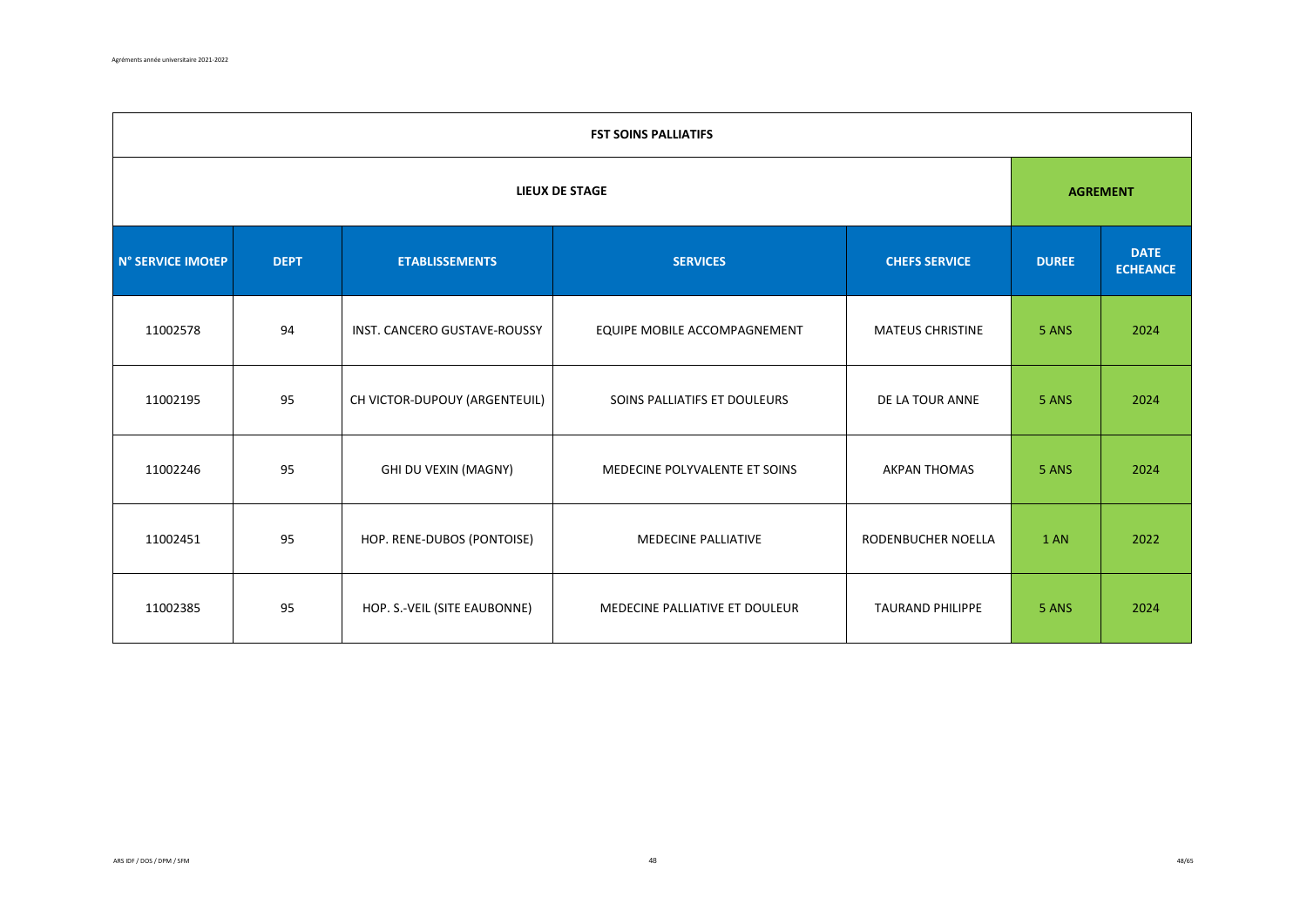| FST SOINS PALLIATIFS | | | | | | |
|---|---|---|---|---|---|---|
| LIEUX DE STAGE | | | | | AGREMENT | |
| N° SERVICE IMOtEP | DEPT | ETABLISSEMENTS | SERVICES | CHEFS SERVICE | DUREE | DATE ECHEANCE |
| 11002578 | 94 | INST. CANCERO GUSTAVE-ROUSSY | EQUIPE MOBILE ACCOMPAGNEMENT | MATEUS CHRISTINE | 5 ANS | 2024 |
| 11002195 | 95 | CH VICTOR-DUPOUY (ARGENTEUIL) | SOINS PALLIATIFS ET DOULEURS | DE LA TOUR ANNE | 5 ANS | 2024 |
| 11002246 | 95 | GHI DU VEXIN (MAGNY) | MEDECINE POLYVALENTE ET SOINS | AKPAN THOMAS | 5 ANS | 2024 |
| 11002451 | 95 | HOP. RENE-DUBOS (PONTOISE) | MEDECINE PALLIATIVE | RODENBUCHER NOELLA | 1 AN | 2022 |
| 11002385 | 95 | HOP. S.-VEIL (SITE EAUBONNE) | MEDECINE PALLIATIVE ET DOULEUR | TAURAND PHILIPPE | 5 ANS | 2024 |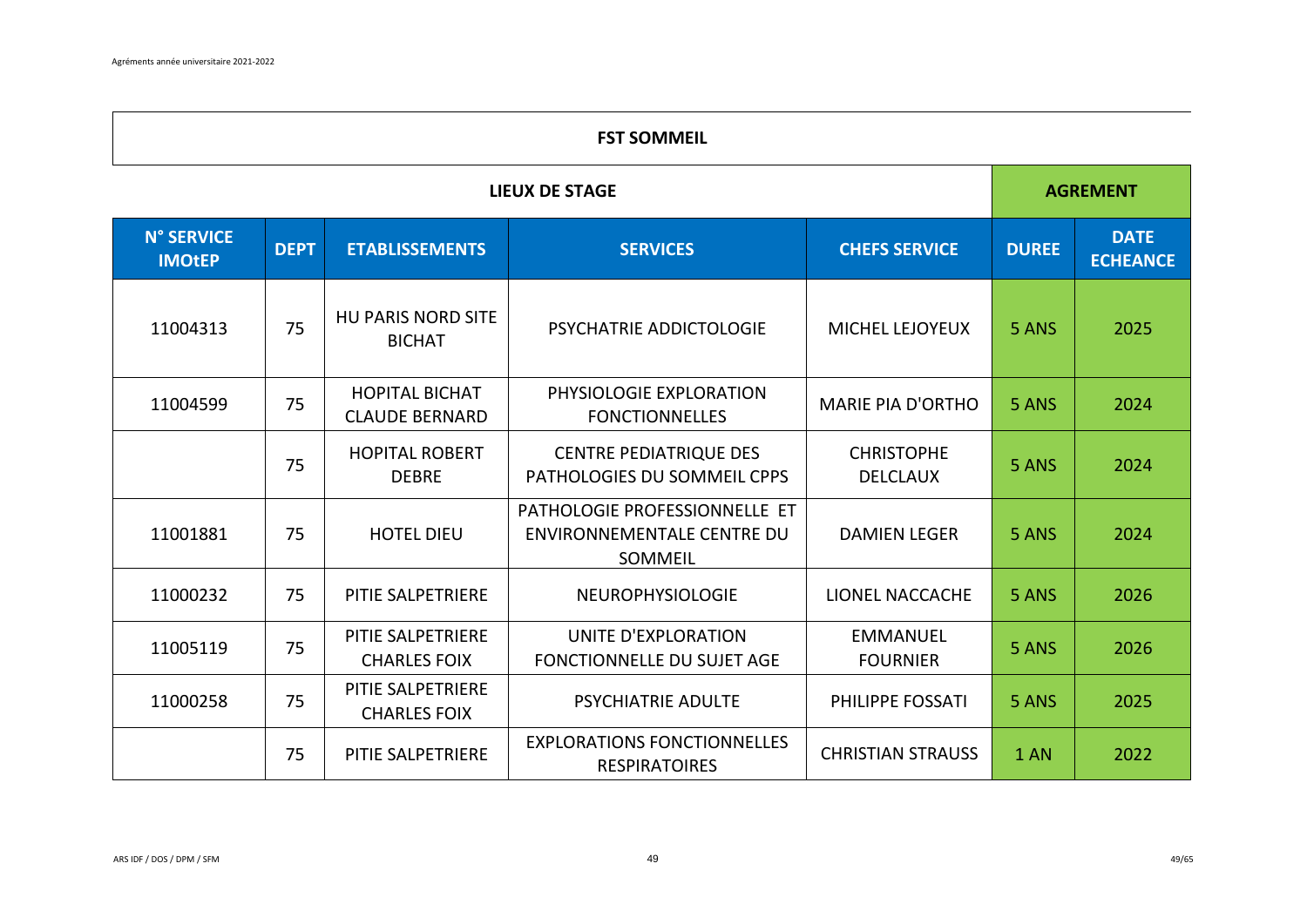## FST SOMMEIL

| LIEUX DE STAGE | | | | | AGREMENT | |
|---|---|---|---|---|---|---|
| **N° SERVICE IMOtEP** | **DEPT** | **ETABLISSEMENTS** | **SERVICES** | **CHEFS SERVICE** | **DUREE** | **DATE ECHEANCE** |
| 11004313 | 75 | HU PARIS NORD SITE BICHAT | PSYCHATRIE ADDICTOLOGIE | MICHEL LEJOYEUX | 5 ANS | 2025 |
| 11004599 | 75 | HOPITAL BICHAT CLAUDE BERNARD | PHYSIOLOGIE EXPLORATION FONCTIONNELLES | MARIE PIA D'ORTHO | 5 ANS | 2024 |
| | 75 | HOPITAL ROBERT DEBRE | CENTRE PEDIATRIQUE DES PATHOLOGIES DU SOMMEIL CPPS | CHRISTOPHE DELCLAUX | 5 ANS | 2024 |
| 11001881 | 75 | HOTEL DIEU | PATHOLOGIE PROFESSIONNELLE ET ENVIRONNEMENTALE CENTRE DU SOMMEIL | DAMIEN LEGER | 5 ANS | 2024 |
| 11000232 | 75 | PITIE SALPETRIERE | NEUROPHYSIOLOGIE | LIONEL NACCACHE | 5 ANS | 2026 |
| 11005119 | 75 | PITIE SALPETRIERE CHARLES FOIX | UNITE D'EXPLORATION FONCTIONNELLE DU SUJET AGE | EMMANUEL FOURNIER | 5 ANS | 2026 |
| 11000258 | 75 | PITIE SALPETRIERE CHARLES FOIX | PSYCHIATRIE ADULTE | PHILIPPE FOSSATI | 5 ANS | 2025 |
| | 75 | PITIE SALPETRIERE | EXPLORATIONS FONCTIONNELLES RESPIRATOIRES | CHRISTIAN STRAUSS | 1 AN | 2022 |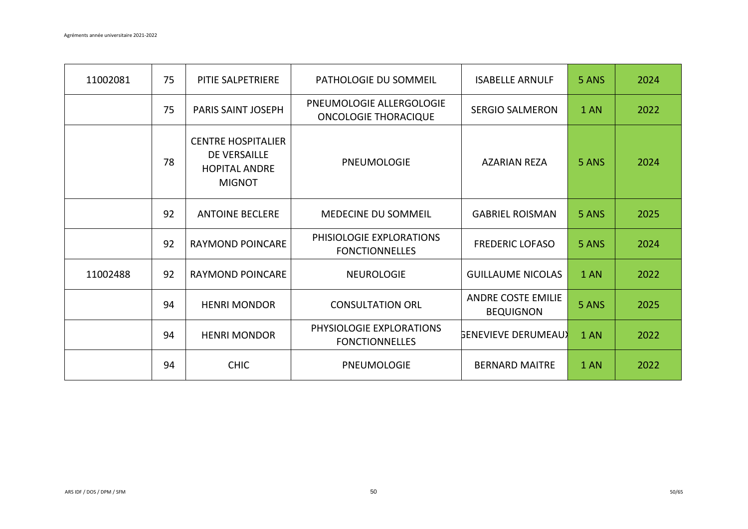| | | | | | | |
|---|---|---|---|---|---|---|
| 11002081 | 75 | PITIE SALPETRIERE | PATHOLOGIE DU SOMMEIL | ISABELLE ARNULF | 5 ANS | 2024 |
| | 75 | PARIS SAINT JOSEPH | PNEUMOLOGIE ALLERGOLOGIE ONCOLOGIE THORACIQUE | SERGIO SALMERON | 1 AN | 2022 |
| | 78 | CENTRE HOSPITALIER DE VERSAILLE HOPITAL ANDRE MIGNOT | PNEUMOLOGIE | AZARIAN REZA | 5 ANS | 2024 |
| | 92 | ANTOINE BECLERE | MEDECINE DU SOMMEIL | GABRIEL ROISMAN | 5 ANS | 2025 |
| | 92 | RAYMOND POINCARE | PHISIOLOGIE EXPLORATIONS FONCTIONNELLES | FREDERIC LOFASO | 5 ANS | 2024 |
| 11002488 | 92 | RAYMOND POINCARE | NEUROLOGIE | GUILLAUME NICOLAS | 1 AN | 2022 |
| | 94 | HENRI MONDOR | CONSULTATION ORL | ANDRE COSTE EMILIE BEQUIGNON | 5 ANS | 2025 |
| | 94 | HENRI MONDOR | PHYSIOLOGIE EXPLORATIONS FONCTIONNELLES | GENEVIEVE DERUMEAUX | 1 AN | 2022 |
| | 94 | CHIC | PNEUMOLOGIE | BERNARD MAITRE | 1 AN | 2022 |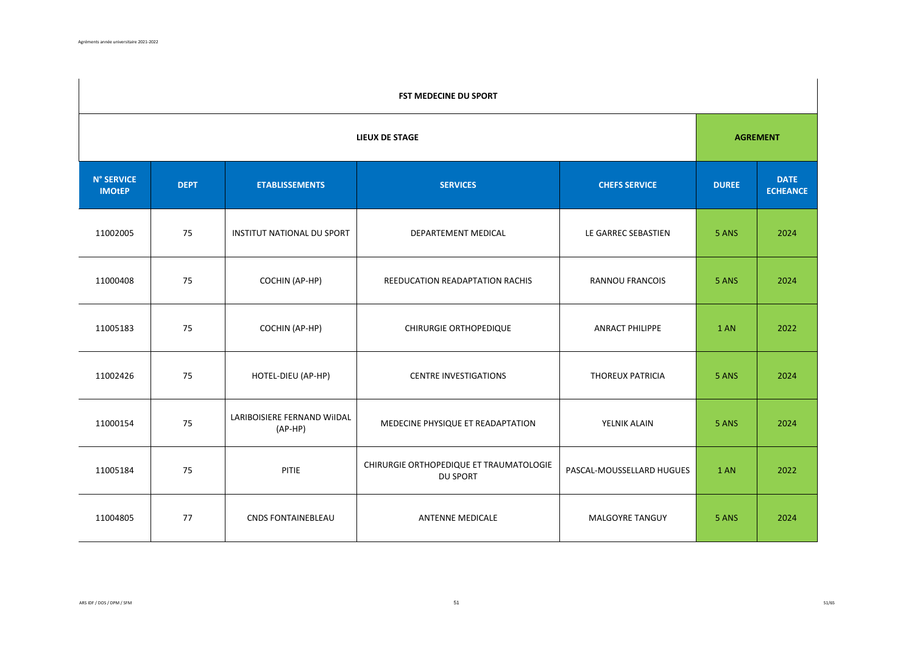| FST MEDECINE DU SPORT | | | | | | |
|---|---|---|---|---|---|---|
| LIEUX DE STAGE | | | | | AGREMENT | |
| N° SERVICE IMOtEP | DEPT | ETABLISSEMENTS | SERVICES | CHEFS SERVICE | DUREE | DATE ECHEANCE |
| 11002005 | 75 | INSTITUT NATIONAL DU SPORT | DEPARTEMENT MEDICAL | LE GARREC SEBASTIEN | 5 ANS | 2024 |
| 11000408 | 75 | COCHIN (AP-HP) | REEDUCATION READAPTATION RACHIS | RANNOU FRANCOIS | 5 ANS | 2024 |
| 11005183 | 75 | COCHIN (AP-HP) | CHIRURGIE ORTHOPEDIQUE | ANRACT PHILIPPE | 1 AN | 2022 |
| 11002426 | 75 | HOTEL-DIEU (AP-HP) | CENTRE INVESTIGATIONS | THOREUX PATRICIA | 5 ANS | 2024 |
| 11000154 | 75 | LARIBOISIERE FERNAND WiIDAL (AP-HP) | MEDECINE PHYSIQUE ET READAPTATION | YELNIK ALAIN | 5 ANS | 2024 |
| 11005184 | 75 | PITIE | CHIRURGIE ORTHOPEDIQUE ET TRAUMATOLOGIE DU SPORT | PASCAL-MOUSSELLARD HUGUES | 1 AN | 2022 |
| 11004805 | 77 | CNDS FONTAINEBLEAU | ANTENNE MEDICALE | MALGOYRE TANGUY | 5 ANS | 2024 |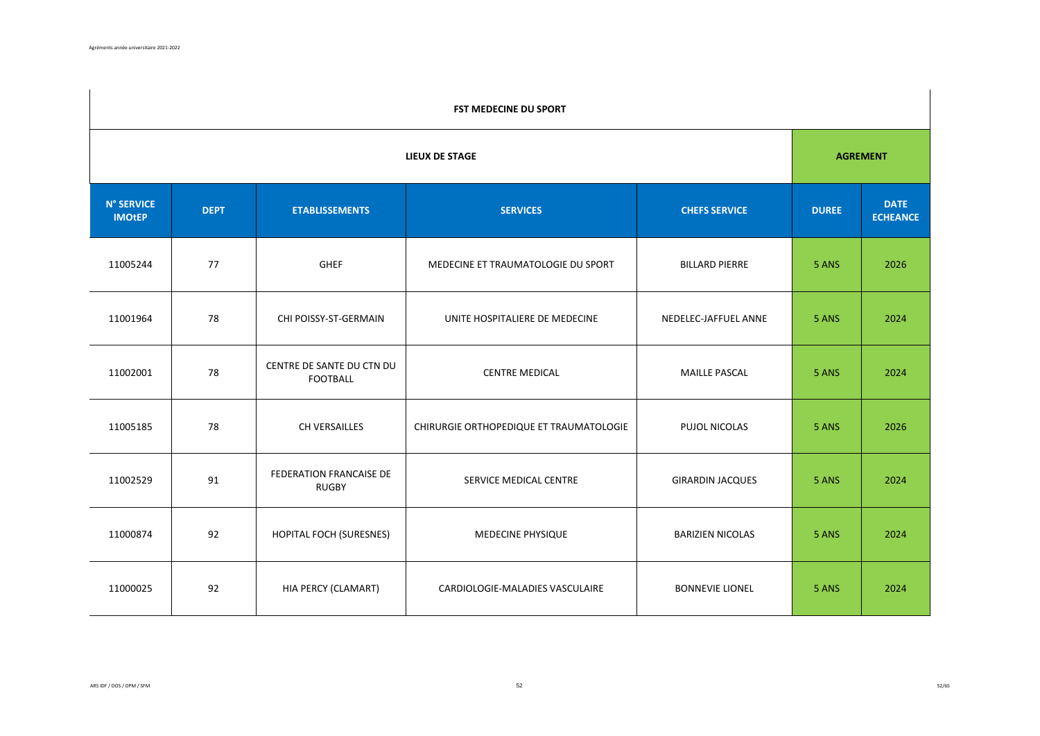| FST MEDECINE DU SPORT | | | | | | |
|---|---|---|---|---|---|---|
| LIEUX DE STAGE | | | | | AGREMENT | |
| N° SERVICE IMOtEP | DEPT | ETABLISSEMENTS | SERVICES | CHEFS SERVICE | DUREE | DATE ECHEANCE |
| 11005244 | 77 | GHEF | MEDECINE ET TRAUMATOLOGIE DU SPORT | BILLARD PIERRE | 5 ANS | 2026 |
| 11001964 | 78 | CHI POISSY-ST-GERMAIN | UNITE HOSPITALIERE DE MEDECINE | NEDELEC-JAFFUEL ANNE | 5 ANS | 2024 |
| 11002001 | 78 | CENTRE DE SANTE DU CTN DU FOOTBALL | CENTRE MEDICAL | MAILLE PASCAL | 5 ANS | 2024 |
| 11005185 | 78 | CH VERSAILLES | CHIRURGIE ORTHOPEDIQUE ET TRAUMATOLOGIE | PUJOL NICOLAS | 5 ANS | 2026 |
| 11002529 | 91 | FEDERATION FRANCAISE DE RUGBY | SERVICE MEDICAL CENTRE | GIRARDIN JACQUES | 5 ANS | 2024 |
| 11000874 | 92 | HOPITAL FOCH (SURESNES) | MEDECINE PHYSIQUE | BARIZIEN NICOLAS | 5 ANS | 2024 |
| 11000025 | 92 | HIA PERCY (CLAMART) | CARDIOLOGIE-MALADIES VASCULAIRE | BONNEVIE LIONEL | 5 ANS | 2024 |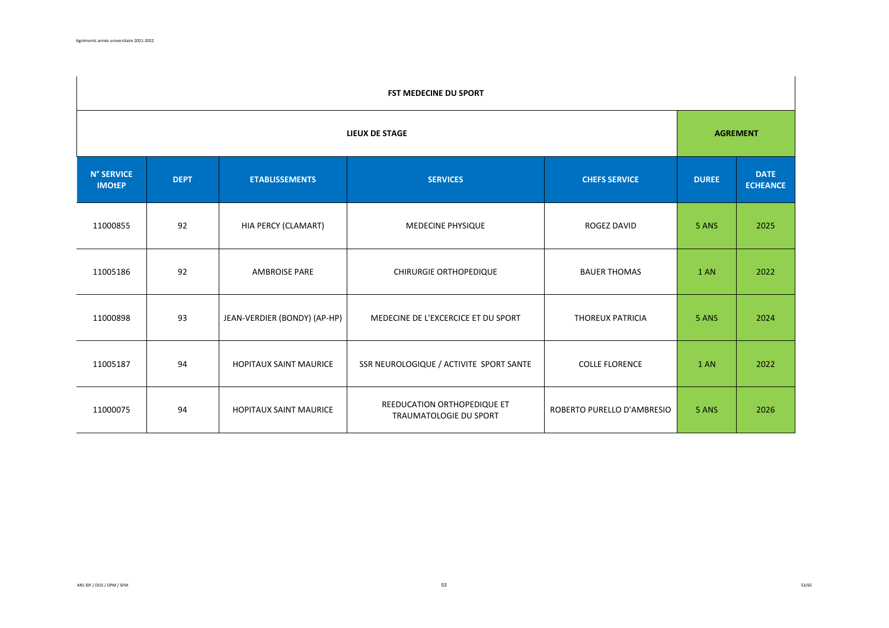| FST MEDECINE DU SPORT | | | | | | |
|---|---|---|---|---|---|---|
| LIEUX DE STAGE | | | | | AGREMENT | |
| N° SERVICE IMOtEP | DEPT | ETABLISSEMENTS | SERVICES | CHEFS SERVICE | DUREE | DATE ECHEANCE |
| 11000855 | 92 | HIA PERCY (CLAMART) | MEDECINE PHYSIQUE | ROGEZ DAVID | 5 ANS | 2025 |
| 11005186 | 92 | AMBROISE PARE | CHIRURGIE ORTHOPEDIQUE | BAUER THOMAS | 1 AN | 2022 |
| 11000898 | 93 | JEAN-VERDIER (BONDY) (AP-HP) | MEDECINE DE L'EXCERCICE ET DU SPORT | THOREUX PATRICIA | 5 ANS | 2024 |
| 11005187 | 94 | HOPITAUX SAINT MAURICE | SSR NEUROLOGIQUE / ACTIVITE SPORT SANTE | COLLE FLORENCE | 1 AN | 2022 |
| 11000075 | 94 | HOPITAUX SAINT MAURICE | REEDUCATION ORTHOPEDIQUE ET TRAUMATOLOGIE DU SPORT | ROBERTO PURELLO D'AMBRESIO | 5 ANS | 2026 |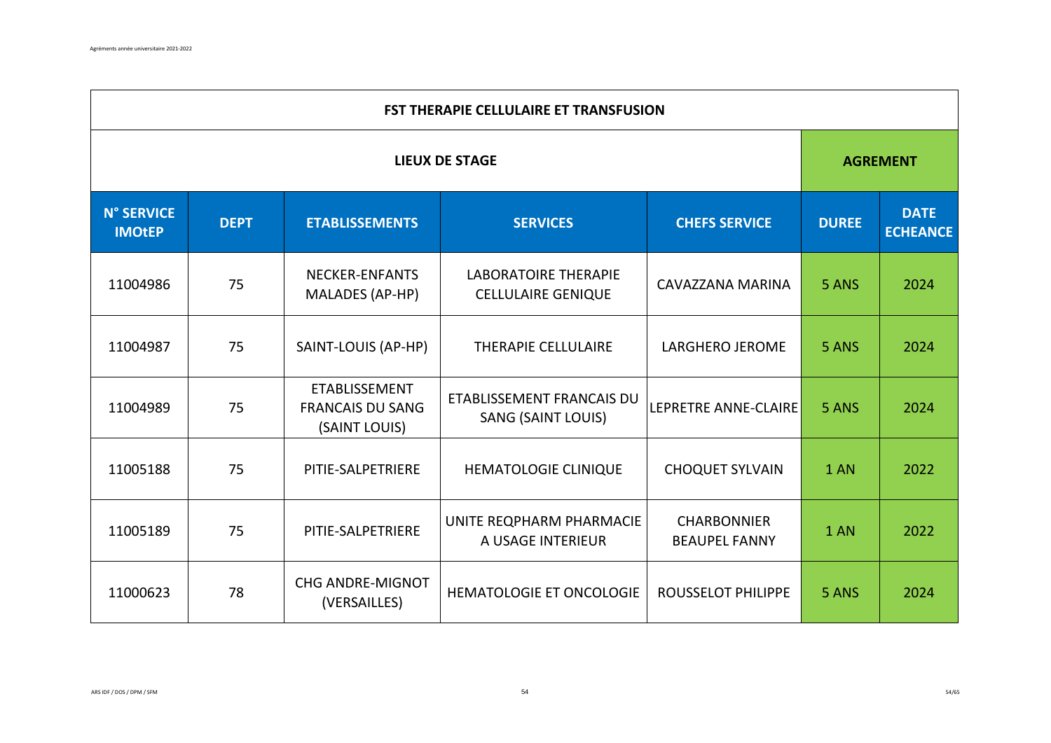| FST THERAPIE CELLULAIRE ET TRANSFUSION | | | | | | |
|---|---|---|---|---|---|---|
| **LIEUX DE STAGE** | | | | | **AGREMENT** | |
| **N° SERVICE IMOtEP** | **DEPT** | **ETABLISSEMENTS** | **SERVICES** | **CHEFS SERVICE** | **DUREE** | **DATE ECHEANCE** |
| 11004986 | 75 | NECKER-ENFANTS MALADES (AP-HP) | LABORATOIRE THERAPIE CELLULAIRE GENIQUE | CAVAZZANA MARINA | 5 ANS | 2024 |
| 11004987 | 75 | SAINT-LOUIS (AP-HP) | THERAPIE CELLULAIRE | LARGHERO JEROME | 5 ANS | 2024 |
| 11004989 | 75 | ETABLISSEMENT FRANCAIS DU SANG (SAINT LOUIS) | ETABLISSEMENT FRANCAIS DU SANG (SAINT LOUIS) | LEPRETRE ANNE-CLAIRE | 5 ANS | 2024 |
| 11005188 | 75 | PITIE-SALPETRIERE | HEMATOLOGIE CLINIQUE | CHOQUET SYLVAIN | 1 AN | 2022 |
| 11005189 | 75 | PITIE-SALPETRIERE | UNITE REQPHARM PHARMACIE A USAGE INTERIEUR | CHARBONNIER BEAUPEL FANNY | 1 AN | 2022 |
| 11000623 | 78 | CHG ANDRE-MIGNOT (VERSAILLES) | HEMATOLOGIE ET ONCOLOGIE | ROUSSELOT PHILIPPE | 5 ANS | 2024 |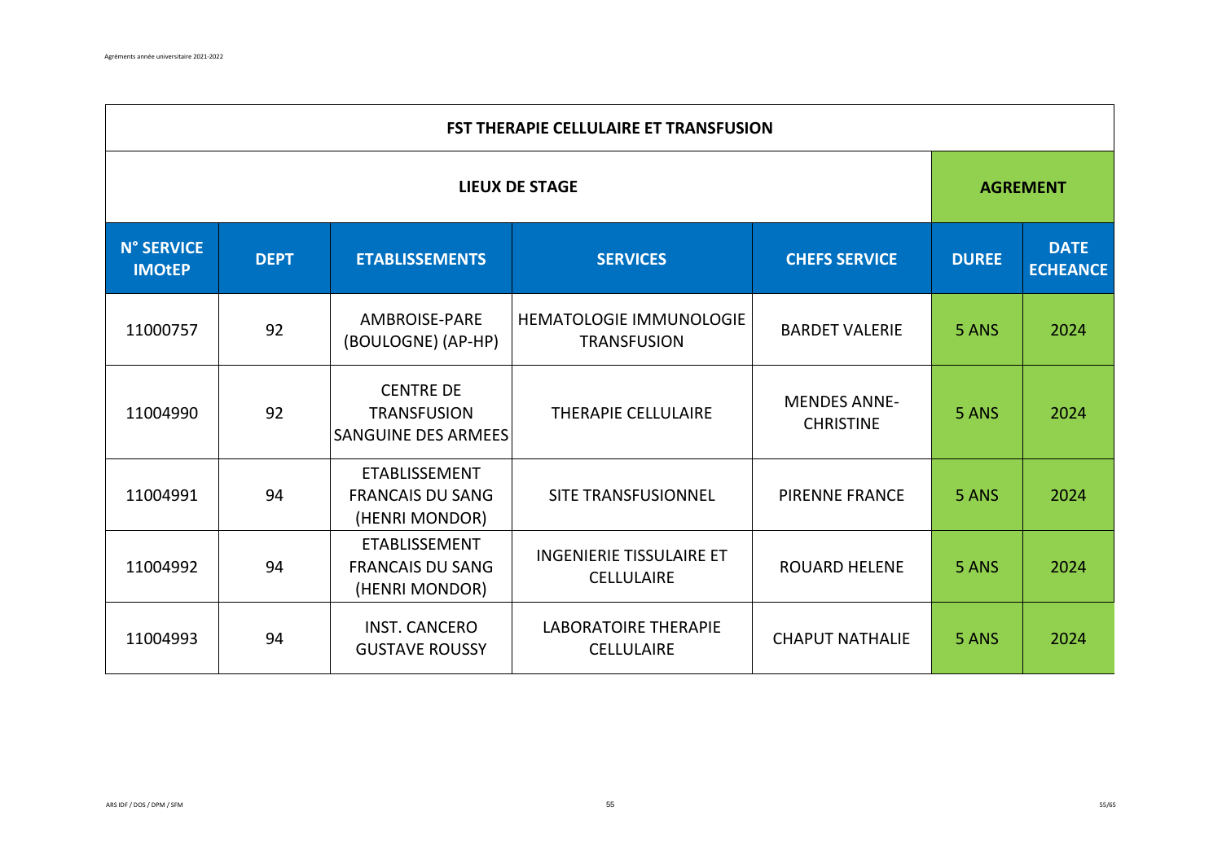| FST THERAPIE CELLULAIRE ET TRANSFUSION | | | | | | |
|---|---|---|---|---|---|---|
| **LIEUX DE STAGE** | | | | | **AGREMENT** | |
| **N° SERVICE IMOtEP** | **DEPT** | **ETABLISSEMENTS** | **SERVICES** | **CHEFS SERVICE** | **DUREE** | **DATE ECHEANCE** |
| 11000757 | 92 | AMBROISE-PARE (BOULOGNE) (AP-HP) | HEMATOLOGIE IMMUNOLOGIE TRANSFUSION | BARDET VALERIE | 5 ANS | 2024 |
| 11004990 | 92 | CENTRE DE TRANSFUSION SANGUINE DES ARMEES | THERAPIE CELLULAIRE | MENDES ANNE-CHRISTINE | 5 ANS | 2024 |
| 11004991 | 94 | ETABLISSEMENT FRANCAIS DU SANG (HENRI MONDOR) | SITE TRANSFUSIONNEL | PIRENNE FRANCE | 5 ANS | 2024 |
| 11004992 | 94 | ETABLISSEMENT FRANCAIS DU SANG (HENRI MONDOR) | INGENIERIE TISSULAIRE ET CELLULAIRE | ROUARD HELENE | 5 ANS | 2024 |
| 11004993 | 94 | INST. CANCERO GUSTAVE ROUSSY | LABORATOIRE THERAPIE CELLULAIRE | CHAPUT NATHALIE | 5 ANS | 2024 |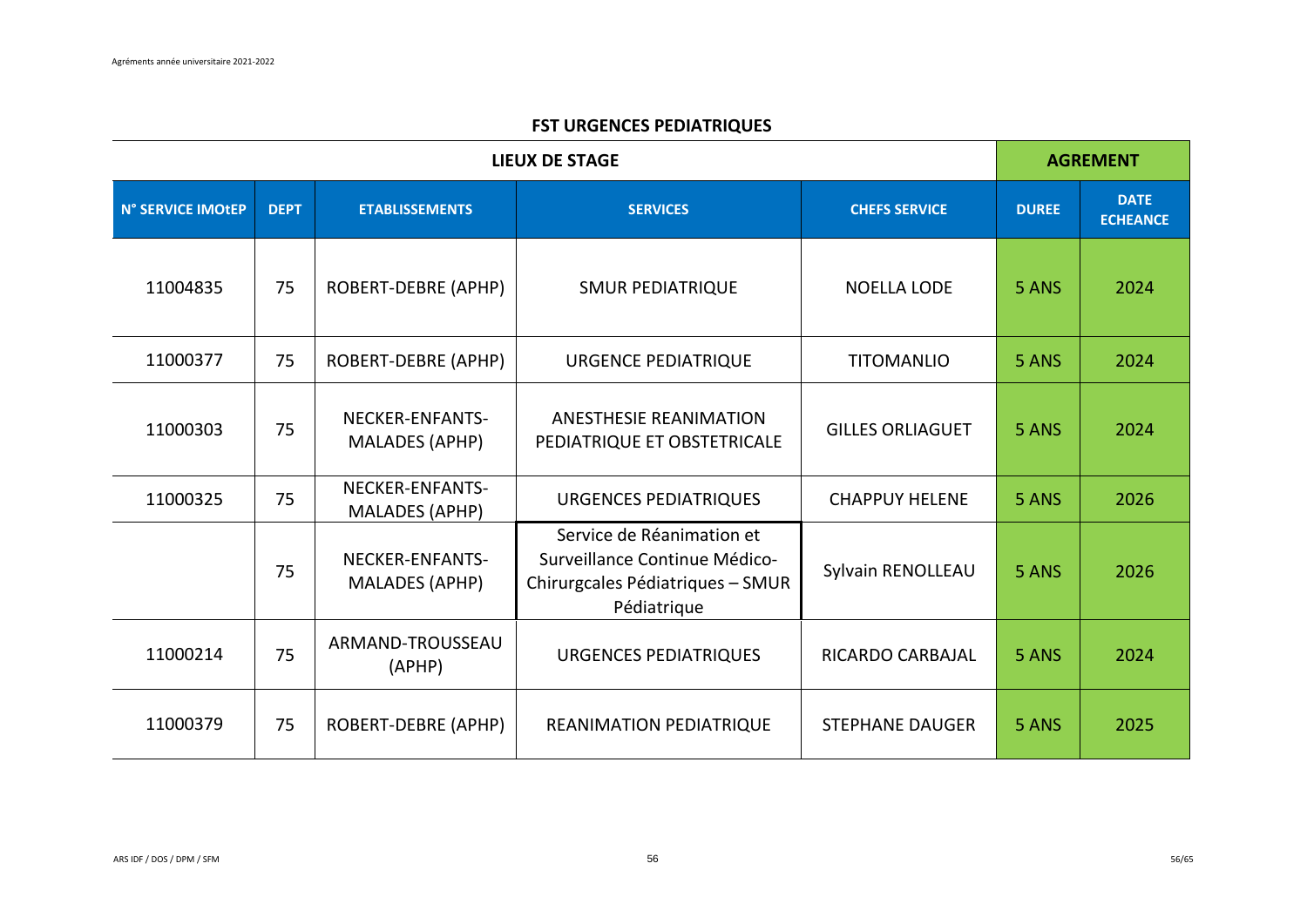## FST URGENCES PEDIATRIQUES

| LIEUX DE STAGE | | | | | AGREMENT | |
|---|---|---|---|---|---|---|
| N° SERVICE IMOtEP | DEPT | ETABLISSEMENTS | SERVICES | CHEFS SERVICE | DUREE | DATE ECHEANCE |
| 11004835 | 75 | ROBERT-DEBRE (APHP) | SMUR PEDIATRIQUE | NOELLA LODE | 5 ANS | 2024 |
| 11000377 | 75 | ROBERT-DEBRE (APHP) | URGENCE PEDIATRIQUE | TITOMANLIO | 5 ANS | 2024 |
| 11000303 | 75 | NECKER-ENFANTS-MALADES (APHP) | ANESTHESIE REANIMATION PEDIATRIQUE ET OBSTETRICALE | GILLES ORLIAGUET | 5 ANS | 2024 |
| 11000325 | 75 | NECKER-ENFANTS-MALADES (APHP) | URGENCES PEDIATRIQUES | CHAPPUY HELENE | 5 ANS | 2026 |
| | 75 | NECKER-ENFANTS-MALADES (APHP) | Service de Réanimation et Surveillance Continue Médico-Chirurgcales Pédiatriques – SMUR Pédiatrique | Sylvain RENOLLEAU | 5 ANS | 2026 |
| 11000214 | 75 | ARMAND-TROUSSEAU (APHP) | URGENCES PEDIATRIQUES | RICARDO CARBAJAL | 5 ANS | 2024 |
| 11000379 | 75 | ROBERT-DEBRE (APHP) | REANIMATION PEDIATRIQUE | STEPHANE DAUGER | 5 ANS | 2025 |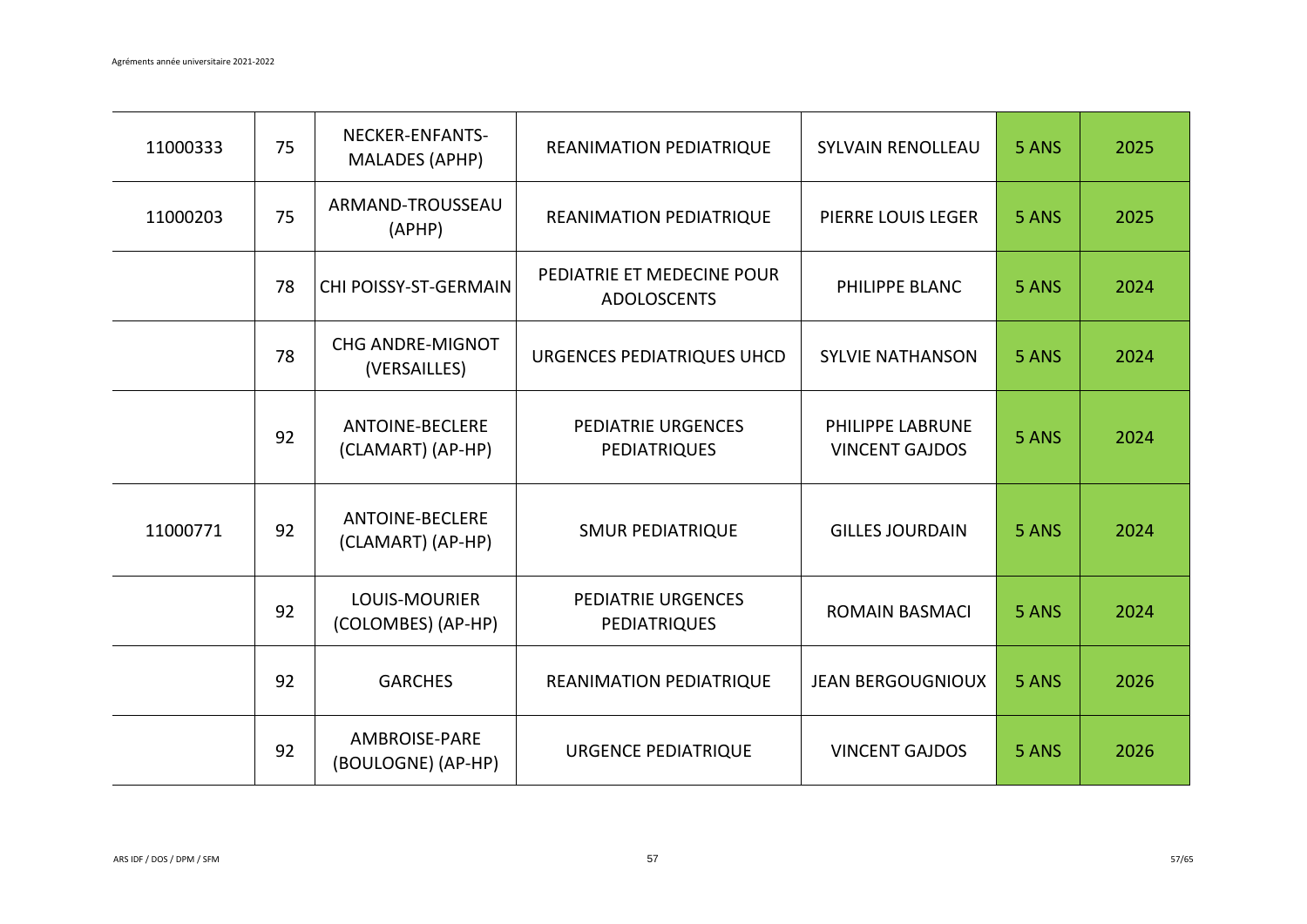| | | | | | | |
|---|---|---|---|---|---|---|
| 11000333 | 75 | NECKER-ENFANTS-MALADES (APHP) | REANIMATION PEDIATRIQUE | SYLVAIN RENOLLEAU | 5 ANS | 2025 |
| 11000203 | 75 | ARMAND-TROUSSEAU (APHP) | REANIMATION PEDIATRIQUE | PIERRE LOUIS LEGER | 5 ANS | 2025 |
| | 78 | CHI POISSY-ST-GERMAIN | PEDIATRIE ET MEDECINE POUR ADOLOSCENTS | PHILIPPE BLANC | 5 ANS | 2024 |
| | 78 | CHG ANDRE-MIGNOT (VERSAILLES) | URGENCES PEDIATRIQUES UHCD | SYLVIE NATHANSON | 5 ANS | 2024 |
| | 92 | ANTOINE-BECLERE (CLAMART) (AP-HP) | PEDIATRIE URGENCES PEDIATRIQUES | PHILIPPE LABRUNE VINCENT GAJDOS | 5 ANS | 2024 |
| 11000771 | 92 | ANTOINE-BECLERE (CLAMART) (AP-HP) | SMUR PEDIATRIQUE | GILLES JOURDAIN | 5 ANS | 2024 |
| | 92 | LOUIS-MOURIER (COLOMBES) (AP-HP) | PEDIATRIE URGENCES PEDIATRIQUES | ROMAIN BASMACI | 5 ANS | 2024 |
| | 92 | GARCHES | REANIMATION PEDIATRIQUE | JEAN BERGOUGNIOUX | 5 ANS | 2026 |
| | 92 | AMBROISE-PARE (BOULOGNE) (AP-HP) | URGENCE PEDIATRIQUE | VINCENT GAJDOS | 5 ANS | 2026 |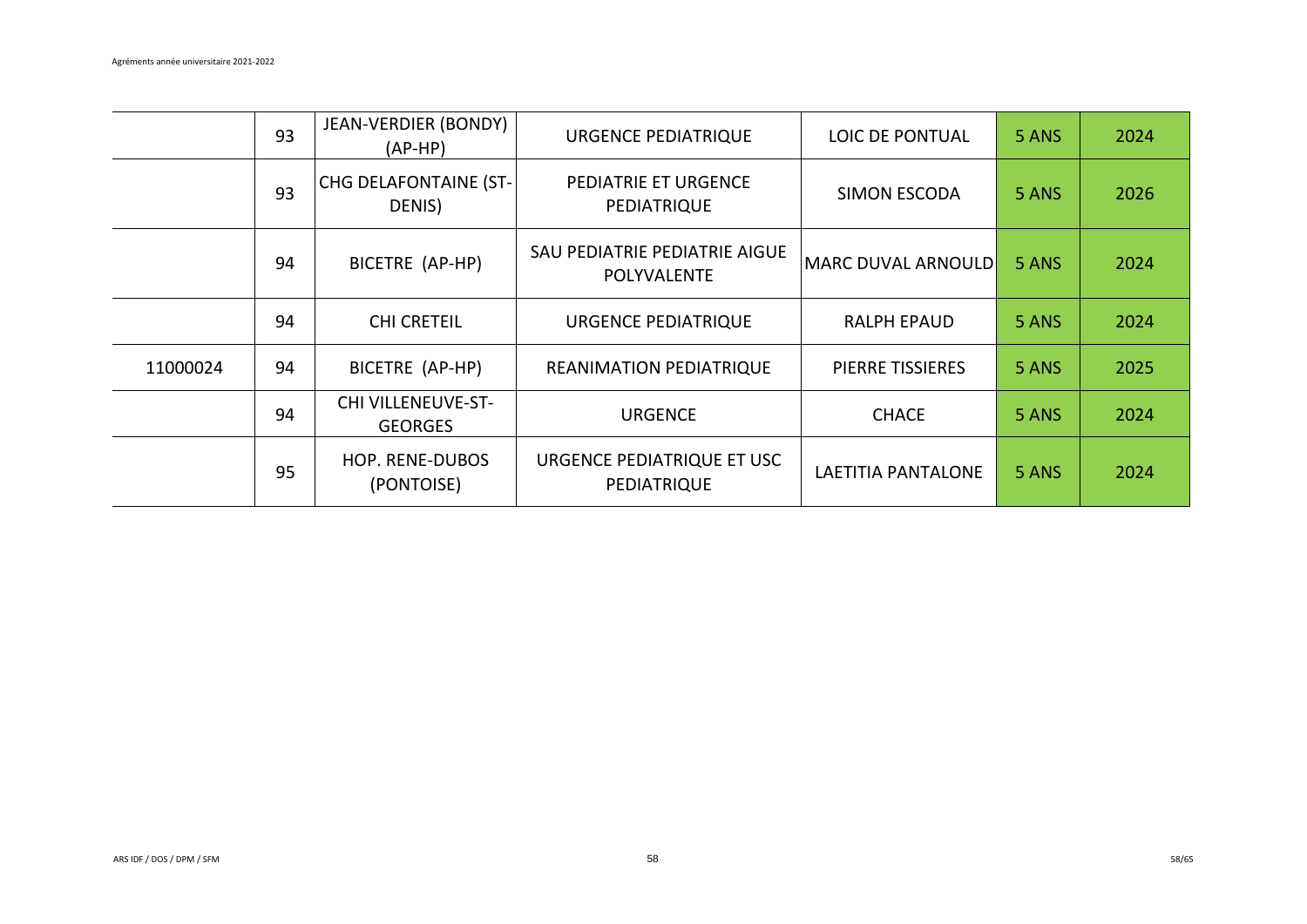|  |  |  |  |  |  |  |
|---|---|---|---|---|---|---|
|  | 93 | JEAN-VERDIER (BONDY) (AP-HP) | URGENCE PEDIATRIQUE | LOIC DE PONTUAL | 5 ANS | 2024 |
|  | 93 | CHG DELAFONTAINE (ST-DENIS) | PEDIATRIE ET URGENCE PEDIATRIQUE | SIMON ESCODA | 5 ANS | 2026 |
|  | 94 | BICETRE (AP-HP) | SAU PEDIATRIE PEDIATRIE AIGUE POLYVALENTE | MARC DUVAL ARNOULD | 5 ANS | 2024 |
|  | 94 | CHI CRETEIL | URGENCE PEDIATRIQUE | RALPH EPAUD | 5 ANS | 2024 |
| 11000024 | 94 | BICETRE (AP-HP) | REANIMATION PEDIATRIQUE | PIERRE TISSIERES | 5 ANS | 2025 |
|  | 94 | CHI VILLENEUVE-ST-GEORGES | URGENCE | CHACE | 5 ANS | 2024 |
|  | 95 | HOP. RENE-DUBOS (PONTOISE) | URGENCE PEDIATRIQUE ET USC PEDIATRIQUE | LAETITIA PANTALONE | 5 ANS | 2024 |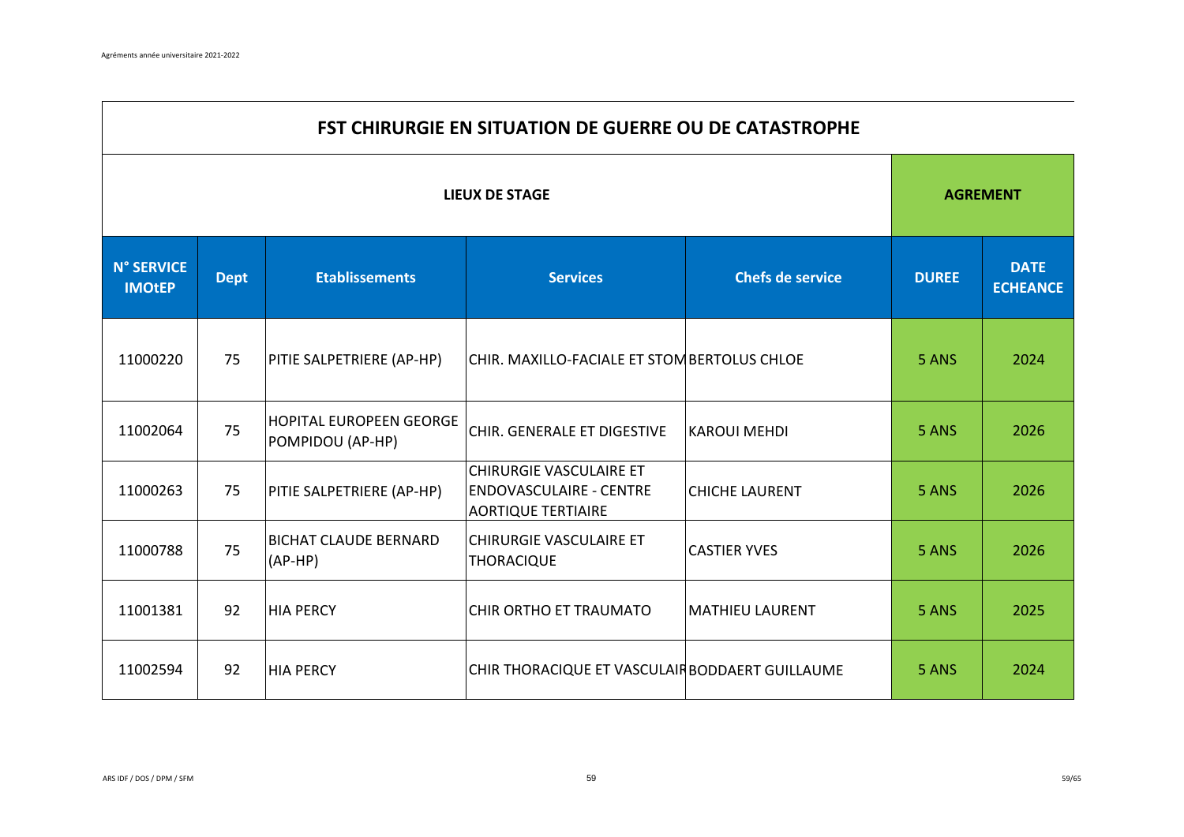## FST CHIRURGIE EN SITUATION DE GUERRE OU DE CATASTROPHE

| LIEUX DE STAGE | | | | | AGREMENT | |
|---|---|---|---|---|---|---|
| N° SERVICE IMOtEP | Dept | Etablissements | Services | Chefs de service | DUREE | DATE ECHEANCE |
| 11000220 | 75 | PITIE SALPETRIERE (AP-HP) | CHIR. MAXILLO-FACIALE ET STOM | BERTOLUS CHLOE | 5 ANS | 2024 |
| 11002064 | 75 | HOPITAL EUROPEEN GEORGE POMPIDOU (AP-HP) | CHIR. GENERALE ET DIGESTIVE | KAROUI MEHDI | 5 ANS | 2026 |
| 11000263 | 75 | PITIE SALPETRIERE (AP-HP) | CHIRURGIE VASCULAIRE ET ENDOVASCULAIRE - CENTRE AORTIQUE TERTIAIRE | CHICHE LAURENT | 5 ANS | 2026 |
| 11000788 | 75 | BICHAT CLAUDE BERNARD (AP-HP) | CHIRURGIE VASCULAIRE ET THORACIQUE | CASTIER YVES | 5 ANS | 2026 |
| 11001381 | 92 | HIA PERCY | CHIR ORTHO ET TRAUMATO | MATHIEU LAURENT | 5 ANS | 2025 |
| 11002594 | 92 | HIA PERCY | CHIR THORACIQUE ET VASCULAIR | BODDAERT GUILLAUME | 5 ANS | 2024 |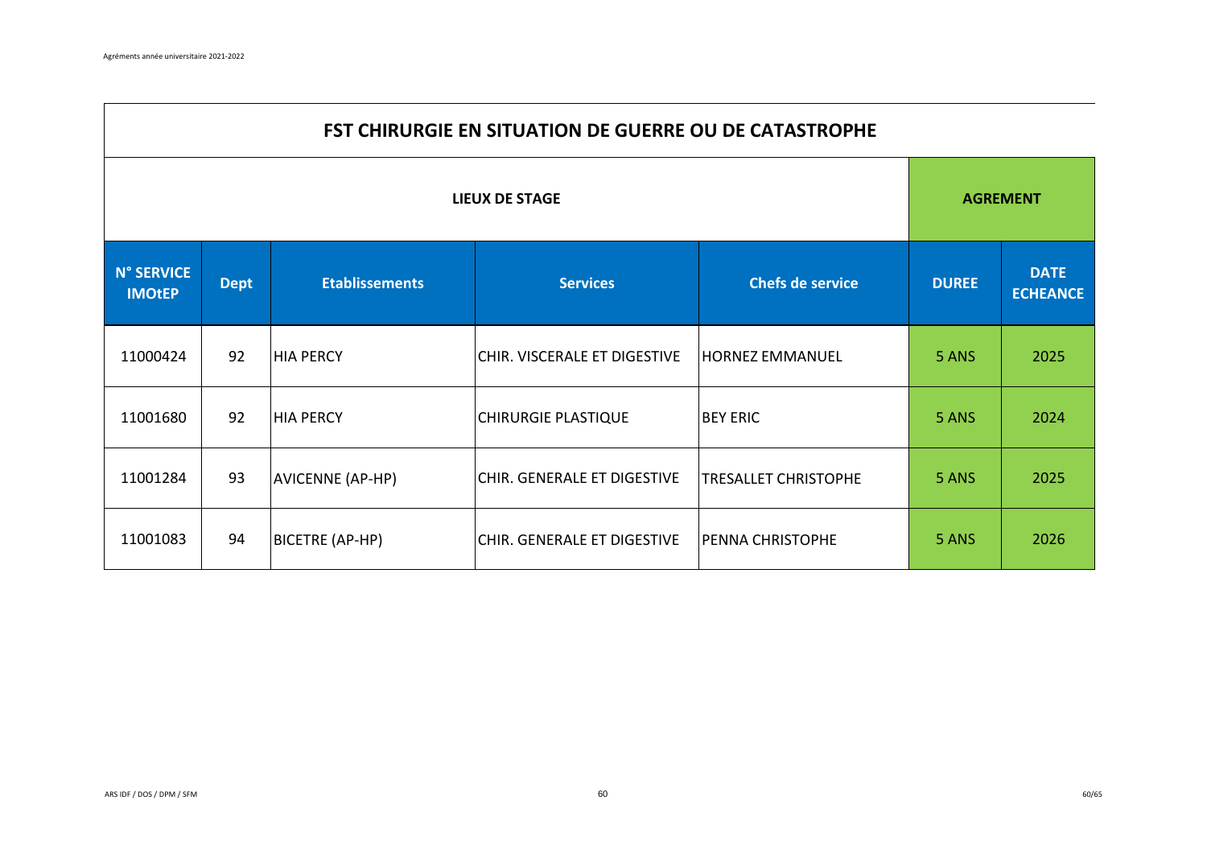| FST CHIRURGIE EN SITUATION DE GUERRE OU DE CATASTROPHE | | | | | | |
|---|---|---|---|---|---|---|
| LIEUX DE STAGE | | | | | AGREMENT | |
| N° SERVICE IMOtEP | Dept | Etablissements | Services | Chefs de service | DUREE | DATE ECHEANCE |
| 11000424 | 92 | HIA PERCY | CHIR. VISCERALE ET DIGESTIVE | HORNEZ EMMANUEL | 5 ANS | 2025 |
| 11001680 | 92 | HIA PERCY | CHIRURGIE PLASTIQUE | BEY ERIC | 5 ANS | 2024 |
| 11001284 | 93 | AVICENNE (AP-HP) | CHIR. GENERALE ET DIGESTIVE | TRESALLET CHRISTOPHE | 5 ANS | 2025 |
| 11001083 | 94 | BICETRE (AP-HP) | CHIR. GENERALE ET DIGESTIVE | PENNA CHRISTOPHE | 5 ANS | 2026 |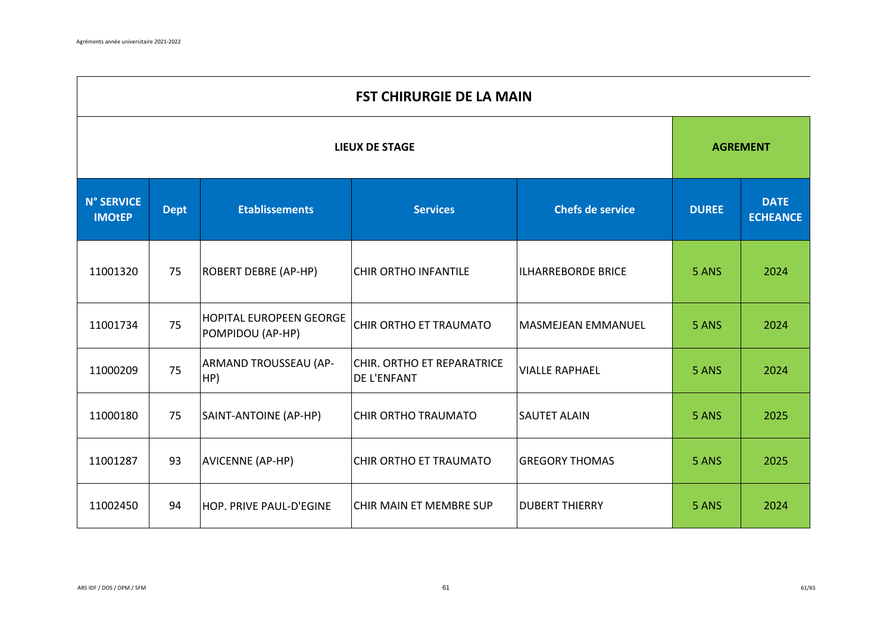# FST CHIRURGIE DE LA MAIN

| LIEUX DE STAGE | | | | | AGREMENT | |
|---|---|---|---|---|---|---|
| N° SERVICE IMOtEP | Dept | Etablissements | Services | Chefs de service | DUREE | DATE ECHEANCE |
| 11001320 | 75 | ROBERT DEBRE (AP-HP) | CHIR ORTHO INFANTILE | ILHARREBORDE BRICE | 5 ANS | 2024 |
| 11001734 | 75 | HOPITAL EUROPEEN GEORGE POMPIDOU (AP-HP) | CHIR ORTHO ET TRAUMATO | MASMEJEAN EMMANUEL | 5 ANS | 2024 |
| 11000209 | 75 | ARMAND TROUSSEAU (AP-HP) | CHIR. ORTHO ET REPARATRICE DE L'ENFANT | VIALLE RAPHAEL | 5 ANS | 2024 |
| 11000180 | 75 | SAINT-ANTOINE (AP-HP) | CHIR ORTHO TRAUMATO | SAUTET ALAIN | 5 ANS | 2025 |
| 11001287 | 93 | AVICENNE (AP-HP) | CHIR ORTHO ET TRAUMATO | GREGORY THOMAS | 5 ANS | 2025 |
| 11002450 | 94 | HOP. PRIVE PAUL-D'EGINE | CHIR MAIN ET MEMBRE SUP | DUBERT THIERRY | 5 ANS | 2024 |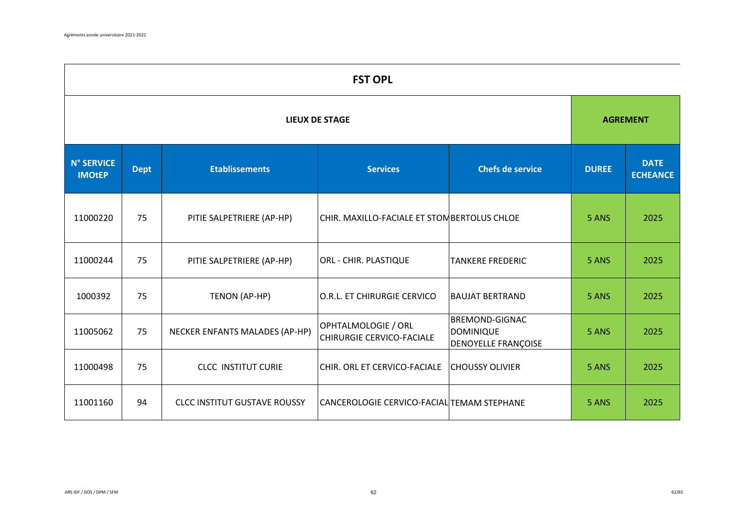| FST OPL | | | | | | |
|---|---|---|---|---|---|---|
| **LIEUX DE STAGE** | | | | | **AGREMENT** | |
| **N° SERVICE IMOtEP** | **Dept** | **Etablissements** | **Services** | **Chefs de service** | **DUREE** | **DATE ECHEANCE** |
| 11000220 | 75 | PITIE SALPETRIERE (AP-HP) | CHIR. MAXILLO-FACIALE ET STOM | BERTOLUS CHLOE | 5 ANS | 2025 |
| 11000244 | 75 | PITIE SALPETRIERE (AP-HP) | ORL - CHIR. PLASTIQUE | TANKERE FREDERIC | 5 ANS | 2025 |
| 1000392 | 75 | TENON (AP-HP) | O.R.L. ET CHIRURGIE CERVICO | BAUJAT BERTRAND | 5 ANS | 2025 |
| 11005062 | 75 | NECKER ENFANTS MALADES (AP-HP) | OPHTALMOLOGIE / ORL CHIRURGIE CERVICO-FACIALE | BREMOND-GIGNAC DOMINIQUE DENOYELLE FRANÇOISE | 5 ANS | 2025 |
| 11000498 | 75 | CLCC INSTITUT CURIE | CHIR. ORL ET CERVICO-FACIALE | CHOUSSY OLIVIER | 5 ANS | 2025 |
| 11001160 | 94 | CLCC INSTITUT GUSTAVE ROUSSY | CANCEROLOGIE CERVICO-FACIAL | TEMAM STEPHANE | 5 ANS | 2025 |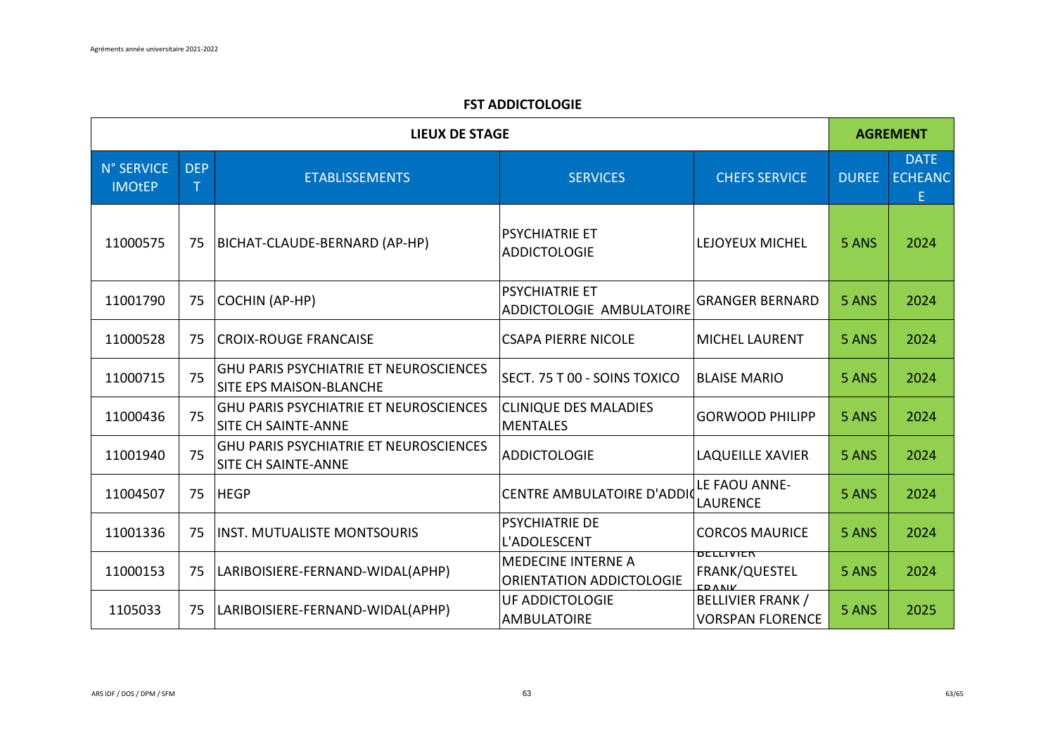## FST ADDICTOLOGIE

| LIEUX DE STAGE | | | | | AGREMENT | |
|---|---|---|---|---|---|---|
| N° SERVICE IMOtEP | DEPT | ETABLISSEMENTS | SERVICES | CHEFS SERVICE | DUREE | DATE ECHEANCE |
| 11000575 | 75 | BICHAT-CLAUDE-BERNARD (AP-HP) | PSYCHIATRIE ET ADDICTOLOGIE | LEJOYEUX MICHEL | 5 ANS | 2024 |
| 11001790 | 75 | COCHIN (AP-HP) | PSYCHIATRIE ET ADDICTOLOGIE AMBULATOIRE | GRANGER BERNARD | 5 ANS | 2024 |
| 11000528 | 75 | CROIX-ROUGE FRANCAISE | CSAPA PIERRE NICOLE | MICHEL LAURENT | 5 ANS | 2024 |
| 11000715 | 75 | GHU PARIS PSYCHIATRIE ET NEUROSCIENCES SITE EPS MAISON-BLANCHE | SECT. 75 T 00 - SOINS TOXICO | BLAISE MARIO | 5 ANS | 2024 |
| 11000436 | 75 | GHU PARIS PSYCHIATRIE ET NEUROSCIENCES SITE CH SAINTE-ANNE | CLINIQUE DES MALADIES MENTALES | GORWOOD PHILIPP | 5 ANS | 2024 |
| 11001940 | 75 | GHU PARIS PSYCHIATRIE ET NEUROSCIENCES SITE CH SAINTE-ANNE | ADDICTOLOGIE | LAQUEILLE XAVIER | 5 ANS | 2024 |
| 11004507 | 75 | HEGP | CENTRE AMBULATOIRE D'ADDIC | LE FAOU ANNE-LAURENCE | 5 ANS | 2024 |
| 11001336 | 75 | INST. MUTUALISTE MONTSOURIS | PSYCHIATRIE DE L'ADOLESCENT | CORCOS MAURICE | 5 ANS | 2024 |
| 11000153 | 75 | LARIBOISIERE-FERNAND-WIDAL(APHP) | MEDECINE INTERNE A ORIENTATION ADDICTOLOGIE | BELLIVIER FRANK/QUESTEL FRANK | 5 ANS | 2024 |
| 1105033 | 75 | LARIBOISIERE-FERNAND-WIDAL(APHP) | UF ADDICTOLOGIE AMBULATOIRE | BELLIVIER FRANK / VORSPAN FLORENCE | 5 ANS | 2025 |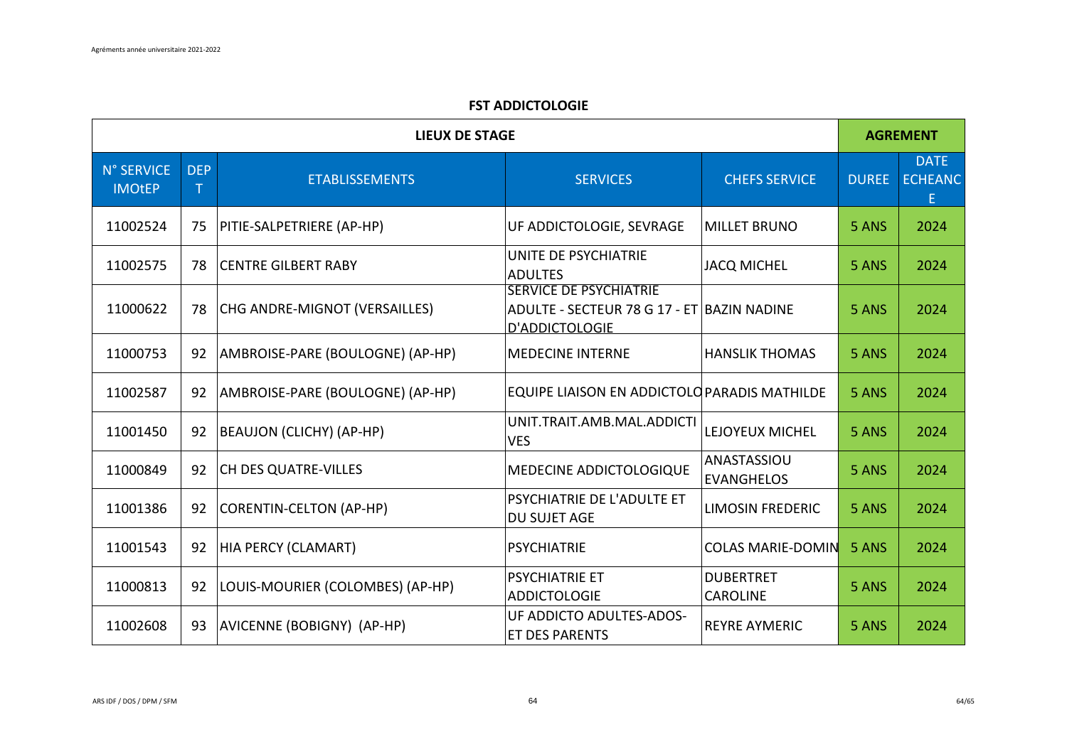## FST ADDICTOLOGIE

| LIEUX DE STAGE | | | | | AGREMENT | |
|---|---|---|---|---|---|---|
| N° SERVICE IMOtEP | DEPT | ETABLISSEMENTS | SERVICES | CHEFS SERVICE | DUREE | DATE ECHEANCE |
| 11002524 | 75 | PITIE-SALPETRIERE (AP-HP) | UF ADDICTOLOGIE, SEVRAGE | MILLET BRUNO | 5 ANS | 2024 |
| 11002575 | 78 | CENTRE GILBERT RABY | UNITE DE PSYCHIATRIE ADULTES | JACQ MICHEL | 5 ANS | 2024 |
| 11000622 | 78 | CHG ANDRE-MIGNOT (VERSAILLES) | SERVICE DE PSYCHIATRIE ADULTE - SECTEUR 78 G 17 - ET D'ADDICTOLOGIE | BAZIN NADINE | 5 ANS | 2024 |
| 11000753 | 92 | AMBROISE-PARE (BOULOGNE) (AP-HP) | MEDECINE INTERNE | HANSLIK THOMAS | 5 ANS | 2024 |
| 11002587 | 92 | AMBROISE-PARE (BOULOGNE) (AP-HP) | EQUIPE LIAISON EN ADDICTOLO | PARADIS MATHILDE | 5 ANS | 2024 |
| 11001450 | 92 | BEAUJON (CLICHY) (AP-HP) | UNIT.TRAIT.AMB.MAL.ADDICTIVES | LEJOYEUX MICHEL | 5 ANS | 2024 |
| 11000849 | 92 | CH DES QUATRE-VILLES | MEDECINE ADDICTOLOGIQUE | ANASTASSIOU EVANGHELOS | 5 ANS | 2024 |
| 11001386 | 92 | CORENTIN-CELTON (AP-HP) | PSYCHIATRIE DE L'ADULTE ET DU SUJET AGE | LIMOSIN FREDERIC | 5 ANS | 2024 |
| 11001543 | 92 | HIA PERCY (CLAMART) | PSYCHIATRIE | COLAS MARIE-DOMIN | 5 ANS | 2024 |
| 11000813 | 92 | LOUIS-MOURIER (COLOMBES) (AP-HP) | PSYCHIATRIE ET ADDICTOLOGIE | DUBERTRET CAROLINE | 5 ANS | 2024 |
| 11002608 | 93 | AVICENNE (BOBIGNY) (AP-HP) | UF ADDICTO ADULTES-ADOS-ET DES PARENTS | REYRE AYMERIC | 5 ANS | 2024 |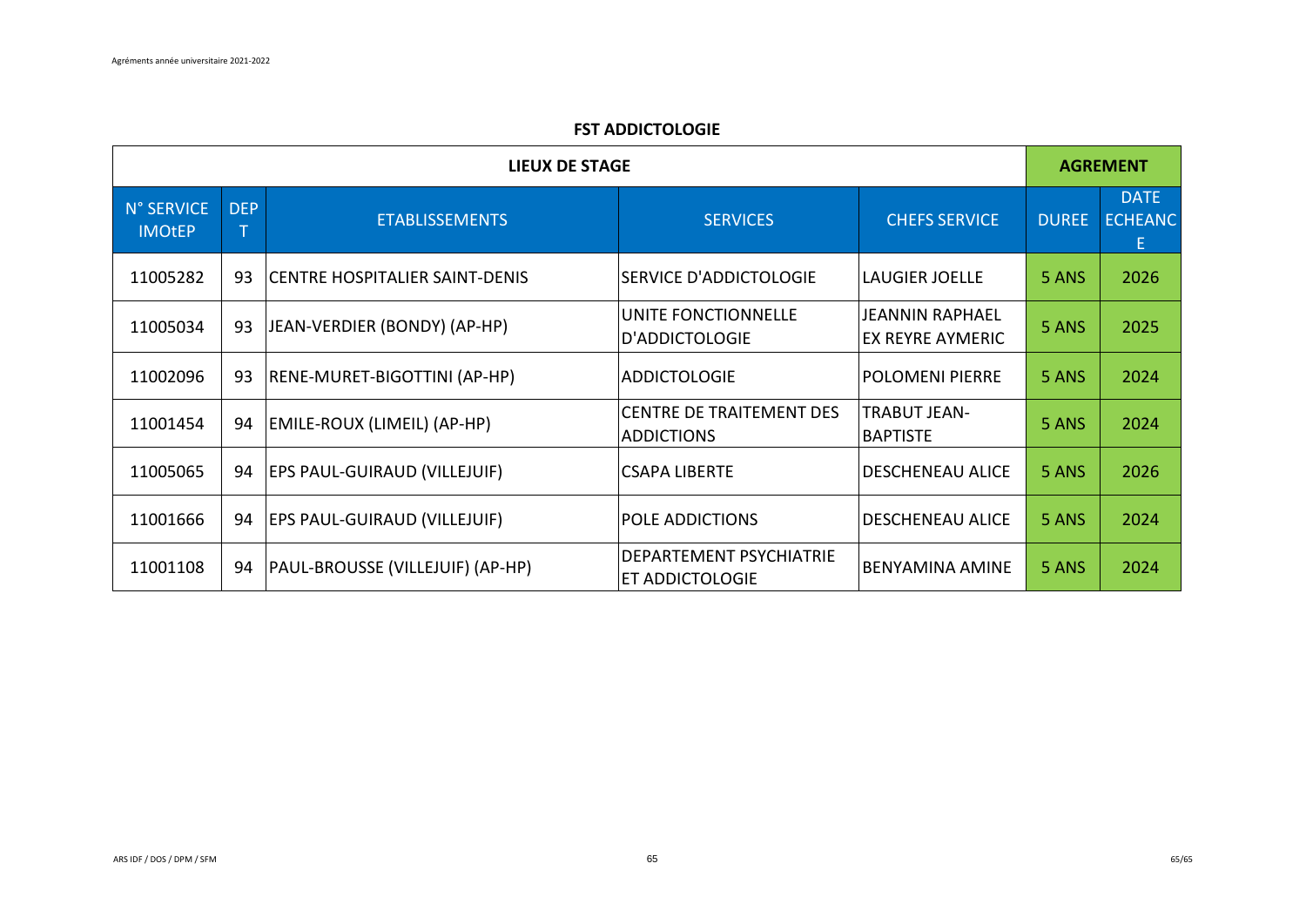## FST ADDICTOLOGIE

| LIEUX DE STAGE | | | | | AGREMENT | |
|---|---|---|---|---|---|---|
| N° SERVICE IMOtEP | DEPT | ETABLISSEMENTS | SERVICES | CHEFS SERVICE | DUREE | DATE ECHEANCE |
| 11005282 | 93 | CENTRE HOSPITALIER SAINT-DENIS | SERVICE D'ADDICTOLOGIE | LAUGIER JOELLE | 5 ANS | 2026 |
| 11005034 | 93 | JEAN-VERDIER (BONDY) (AP-HP) | UNITE FONCTIONNELLE D'ADDICTOLOGIE | JEANNIN RAPHAEL EX REYRE AYMERIC | 5 ANS | 2025 |
| 11002096 | 93 | RENE-MURET-BIGOTTINI (AP-HP) | ADDICTOLOGIE | POLOMENI PIERRE | 5 ANS | 2024 |
| 11001454 | 94 | EMILE-ROUX (LIMEIL) (AP-HP) | CENTRE DE TRAITEMENT DES ADDICTIONS | TRABUT JEAN-BAPTISTE | 5 ANS | 2024 |
| 11005065 | 94 | EPS PAUL-GUIRAUD (VILLEJUIF) | CSAPA LIBERTE | DESCHENEAU ALICE | 5 ANS | 2026 |
| 11001666 | 94 | EPS PAUL-GUIRAUD (VILLEJUIF) | POLE ADDICTIONS | DESCHENEAU ALICE | 5 ANS | 2024 |
| 11001108 | 94 | PAUL-BROUSSE (VILLEJUIF) (AP-HP) | DEPARTEMENT PSYCHIATRIE ET ADDICTOLOGIE | BENYAMINA AMINE | 5 ANS | 2024 |